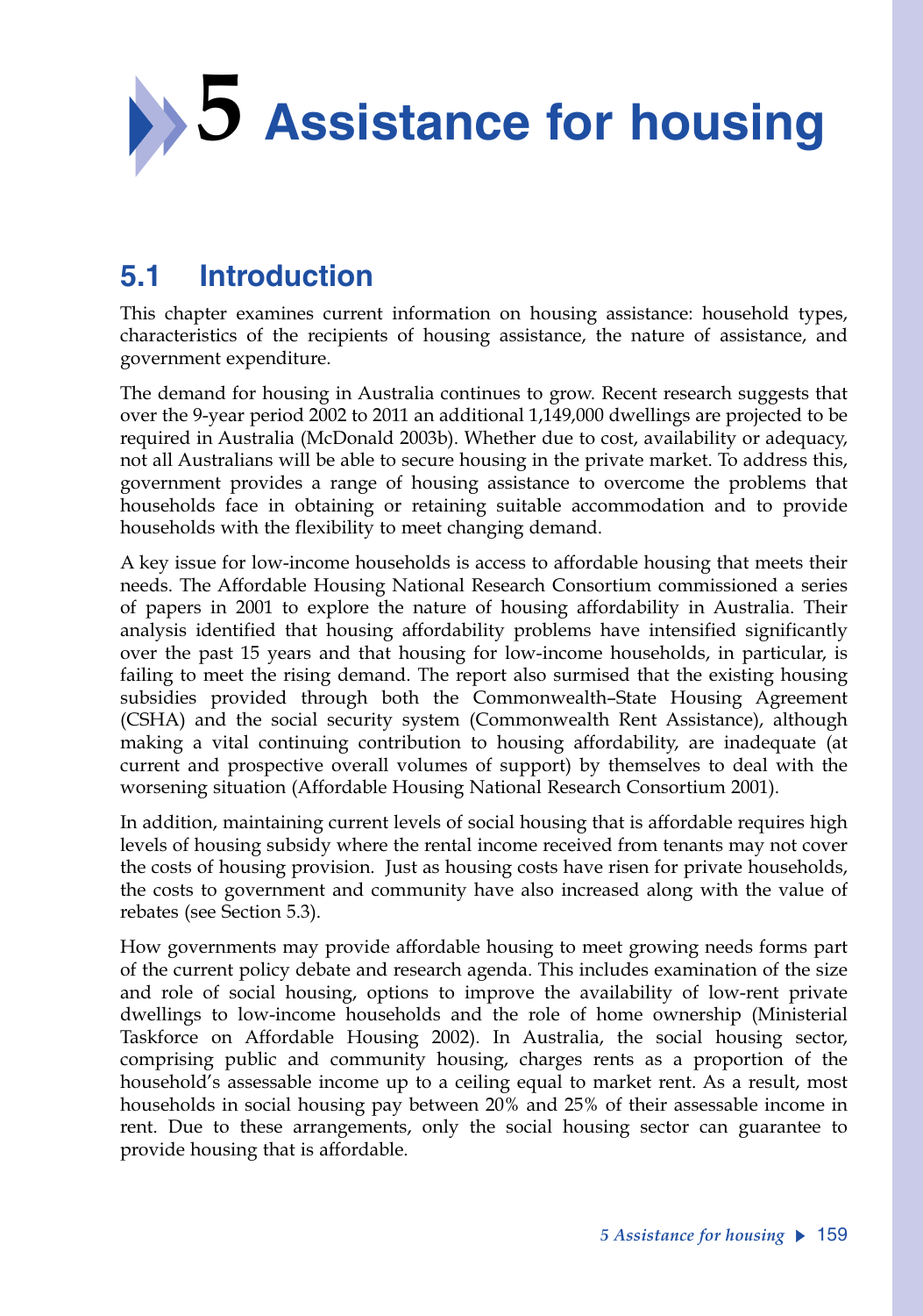# 5 Assistance for housing

## 5.1 Introduction

This chapter examines current information on housing assistance: household types, characteristics of the recipients of housing assistance, the nature of assistance, and government expenditure.

The demand for housing in Australia continues to grow. Recent research suggests that over the 9-year period 2002 to 2011 an additional 1,149,000 dwellings are projected to be required in Australia (McDonald 2003b). Whether due to cost, availability or adequacy, not all Australians will be able to secure housing in the private market. To address this, government provides a range of housing assistance to overcome the problems that households face in obtaining or retaining suitable accommodation and to provide households with the flexibility to meet changing demand.

A key issue for low-income households is access to affordable housing that meets their needs. The Affordable Housing National Research Consortium commissioned a series of papers in 2001 to explore the nature of housing affordability in Australia. Their analysis identified that housing affordability problems have intensified significantly over the past 15 years and that housing for low-income households, in particular, is failing to meet the rising demand. The report also surmised that the existing housing subsidies provided through both the Commonwealth–State Housing Agreement (CSHA) and the social security system (Commonwealth Rent Assistance), although making a vital continuing contribution to housing affordability, are inadequate (at current and prospective overall volumes of support) by themselves to deal with the worsening situation (Affordable Housing National Research Consortium 2001).

In addition, maintaining current levels of social housing that is affordable requires high levels of housing subsidy where the rental income received from tenants may not cover the costs of housing provision. Just as housing costs have risen for private households, the costs to government and community have also increased along with the value of rebates (see Section 5.3).

How governments may provide affordable housing to meet growing needs forms part of the current policy debate and research agenda. This includes examination of the size and role of social housing, options to improve the availability of low-rent private dwellings to low-income households and the role of home ownership (Ministerial Taskforce on Affordable Housing 2002). In Australia, the social housing sector, comprising public and community housing, charges rents as a proportion of the household's assessable income up to a ceiling equal to market rent. As a result, most households in social housing pay between 20% and 25% of their assessable income in rent. Due to these arrangements, only the social housing sector can guarantee to provide housing that is affordable.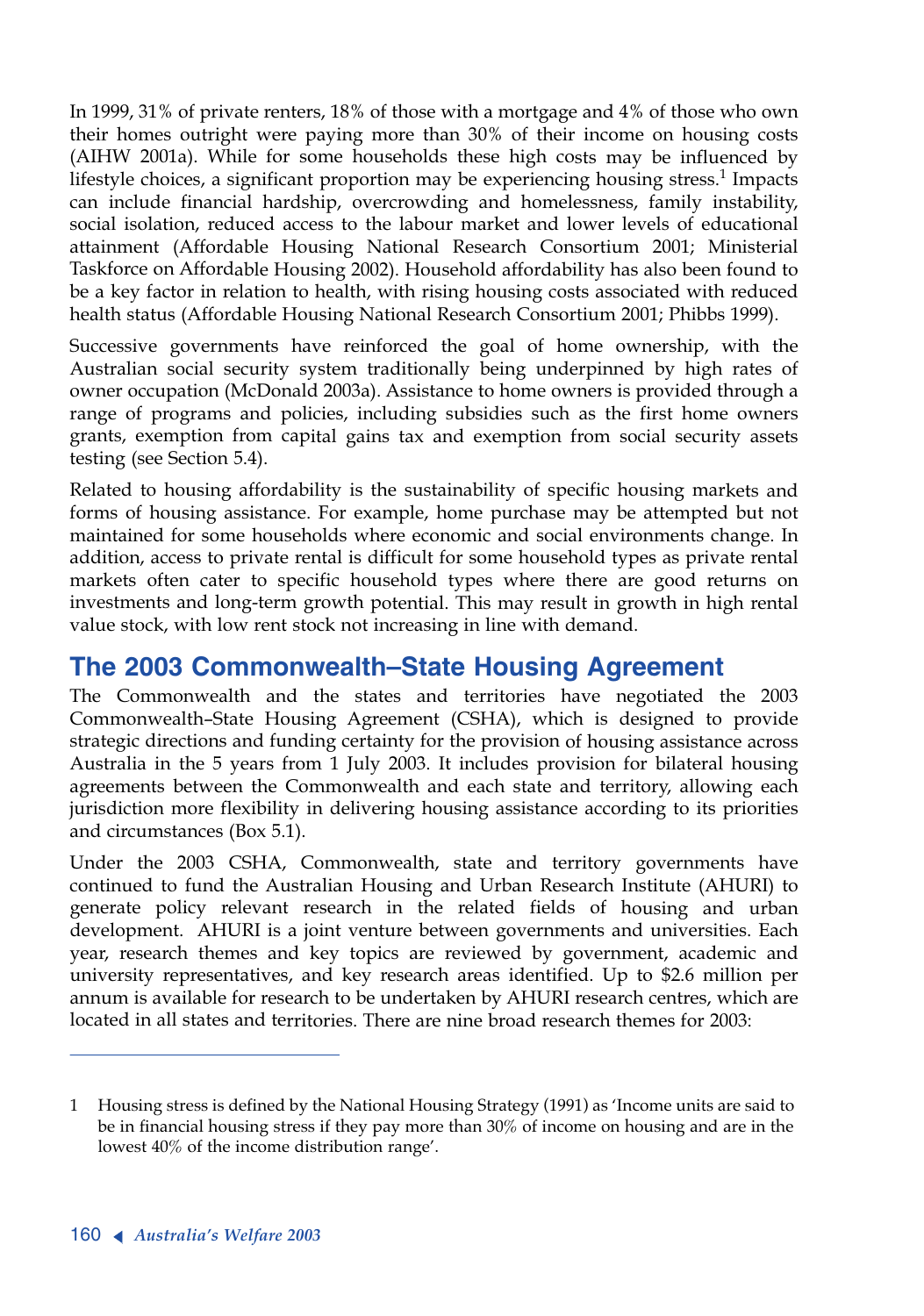In 1999, 31% of private renters, 18% of those with a mortgage and 4% of those who own their homes outright were paying more than 30% of their income on housing costs (AIHW 2001a). While for some households these high costs may be influenced by lifestyle choices, a significant proportion may be experiencing housing stress.[1] Impacts can include financial hardship, overcrowding and homelessness, family instability, social isolation, reduced access to the labour market and lower levels of educational attainment (Affordable Housing National Research Consortium 2001; Ministerial Taskforce on Affordable Housing 2002). Household affordability has also been found to be a key factor in relation to health, with rising housing costs associated with reduced health status (Affordable Housing National Research Consortium 2001; Phibbs 1999).

Successive governments have reinforced the goal of home ownership, with the Australian social security system traditionally being underpinned by high rates of owner occupation (McDonald 2003a). Assistance to home owners is provided through a range of programs and policies, including subsidies such as the first home owners grants, exemption from capital gains tax and exemption from social security assets testing (see Section 5.4).

Related to housing affordability is the sustainability of specific housing markets and forms of housing assistance. For example, home purchase may be attempted but not maintained for some households where economic and social environments change. In addition, access to private rental is difficult for some household types as private rental markets often cater to specific household types where there are good returns on investments and long-term growth potential. This may result in growth in high rental value stock, with low rent stock not increasing in line with demand.

## The 2003 Commonwealth–State Housing Agreement

The Commonwealth and the states and territories have negotiated the 2003 Commonwealth–State Housing Agreement (CSHA), which is designed to provide strategic directions and funding certainty for the provision of housing assistance across Australia in the 5 years from 1 July 2003. It includes provision for bilateral housing agreements between the Commonwealth and each state and territory, allowing each jurisdiction more flexibility in delivering housing assistance according to its priorities and circumstances (Box 5.1).

Under the 2003 CSHA, Commonwealth, state and territory governments have continued to fund the Australian Housing and Urban Research Institute (AHURI) to generate policy relevant research in the related fields of housing and urban development. AHURI is a joint venture between governments and universities. Each year, research themes and key topics are reviewed by government, academic and university representatives, and key research areas identified. Up to $2.6 million per annum is available for research to be undertaken by AHURI research centres, which are located in all states and territories. There are nine broad research themes for 2003:

---

[1] Housing stress is defined by the National Housing Strategy (1991) as 'Income units are said to be in financial housing stress if they pay more than 30% of income on housing and are in the lowest 40% of the income distribution range'.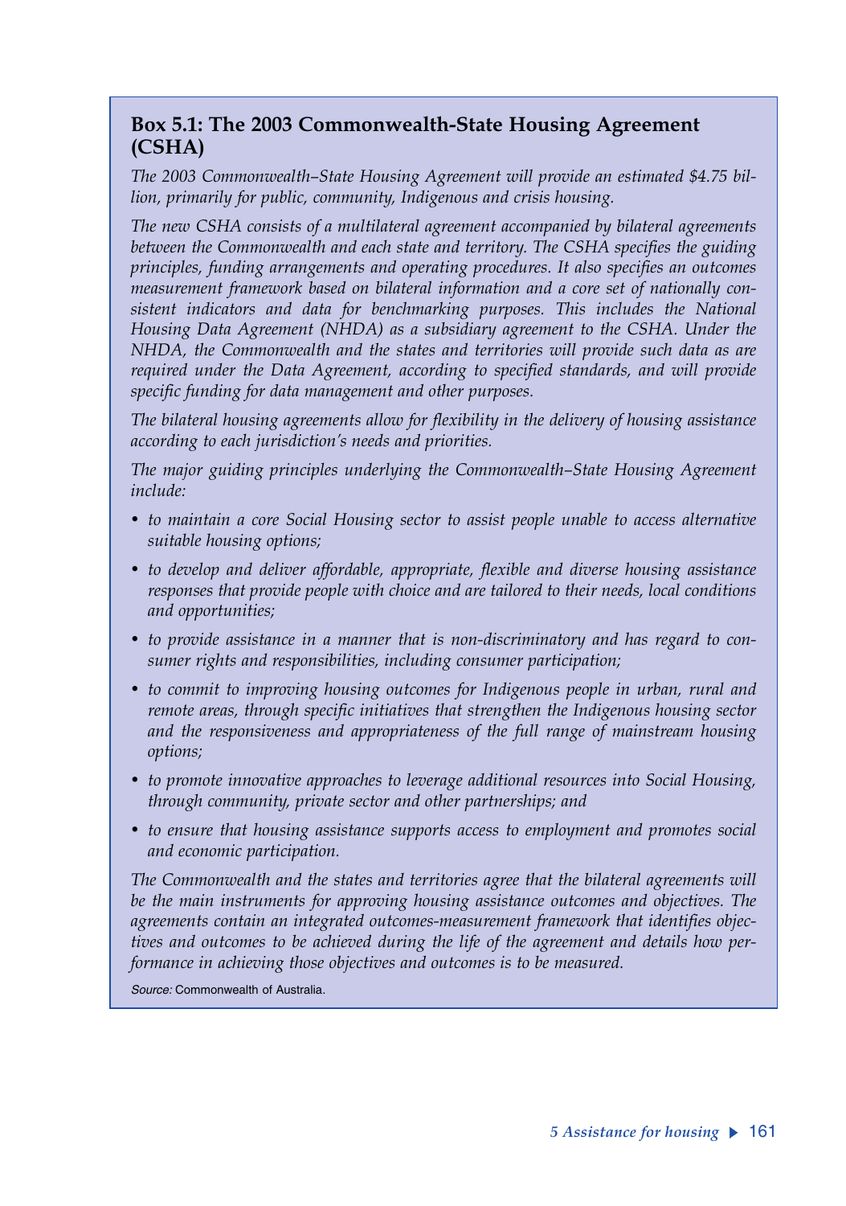## Box 5.1: The 2003 Commonwealth-State Housing Agreement (CSHA)

*The 2003 Commonwealth–State Housing Agreement will provide an estimated $4.75 billion, primarily for public, community, Indigenous and crisis housing.*

*The new CSHA consists of a multilateral agreement accompanied by bilateral agreements between the Commonwealth and each state and territory. The CSHA specifies the guiding principles, funding arrangements and operating procedures. It also specifies an outcomes measurement framework based on bilateral information and a core set of nationally consistent indicators and data for benchmarking purposes. This includes the National Housing Data Agreement (NHDA) as a subsidiary agreement to the CSHA. Under the NHDA, the Commonwealth and the states and territories will provide such data as are required under the Data Agreement, according to specified standards, and will provide specific funding for data management and other purposes.*

*The bilateral housing agreements allow for flexibility in the delivery of housing assistance according to each jurisdiction's needs and priorities.*

*The major guiding principles underlying the Commonwealth–State Housing Agreement include:*

- *to maintain a core Social Housing sector to assist people unable to access alternative suitable housing options;*
- *to develop and deliver affordable, appropriate, flexible and diverse housing assistance responses that provide people with choice and are tailored to their needs, local conditions and opportunities;*
- *to provide assistance in a manner that is non-discriminatory and has regard to consumer rights and responsibilities, including consumer participation;*
- *to commit to improving housing outcomes for Indigenous people in urban, rural and remote areas, through specific initiatives that strengthen the Indigenous housing sector and the responsiveness and appropriateness of the full range of mainstream housing options;*
- *to promote innovative approaches to leverage additional resources into Social Housing, through community, private sector and other partnerships; and*
- *to ensure that housing assistance supports access to employment and promotes social and economic participation.*

*The Commonwealth and the states and territories agree that the bilateral agreements will be the main instruments for approving housing assistance outcomes and objectives. The agreements contain an integrated outcomes-measurement framework that identifies objectives and outcomes to be achieved during the life of the agreement and details how performance in achieving those objectives and outcomes is to be measured.*

*Source:* Commonwealth of Australia.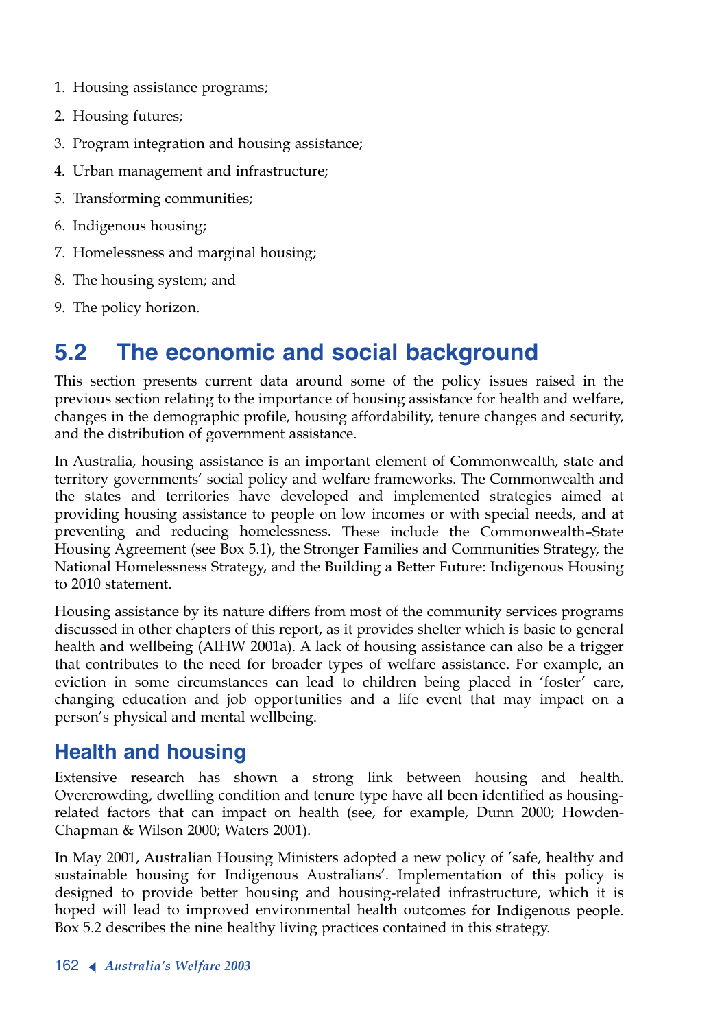1. Housing assistance programs;
2. Housing futures;
3. Program integration and housing assistance;
4. Urban management and infrastructure;
5. Transforming communities;
6. Indigenous housing;
7. Homelessness and marginal housing;
8. The housing system; and
9. The policy horizon.

## 5.2 The economic and social background

This section presents current data around some of the policy issues raised in the previous section relating to the importance of housing assistance for health and welfare, changes in the demographic profile, housing affordability, tenure changes and security, and the distribution of government assistance.

In Australia, housing assistance is an important element of Commonwealth, state and territory governments' social policy and welfare frameworks. The Commonwealth and the states and territories have developed and implemented strategies aimed at providing housing assistance to people on low incomes or with special needs, and at preventing and reducing homelessness. These include the Commonwealth–State Housing Agreement (see Box 5.1), the Stronger Families and Communities Strategy, the National Homelessness Strategy, and the Building a Better Future: Indigenous Housing to 2010 statement.

Housing assistance by its nature differs from most of the community services programs discussed in other chapters of this report, as it provides shelter which is basic to general health and wellbeing (AIHW 2001a). A lack of housing assistance can also be a trigger that contributes to the need for broader types of welfare assistance. For example, an eviction in some circumstances can lead to children being placed in 'foster' care, changing education and job opportunities and a life event that may impact on a person's physical and mental wellbeing.

### Health and housing

Extensive research has shown a strong link between housing and health. Overcrowding, dwelling condition and tenure type have all been identified as housing-related factors that can impact on health (see, for example, Dunn 2000; Howden-Chapman & Wilson 2000; Waters 2001).

In May 2001, Australian Housing Ministers adopted a new policy of 'safe, healthy and sustainable housing for Indigenous Australians'. Implementation of this policy is designed to provide better housing and housing-related infrastructure, which it is hoped will lead to improved environmental health outcomes for Indigenous people. Box 5.2 describes the nine healthy living practices contained in this strategy.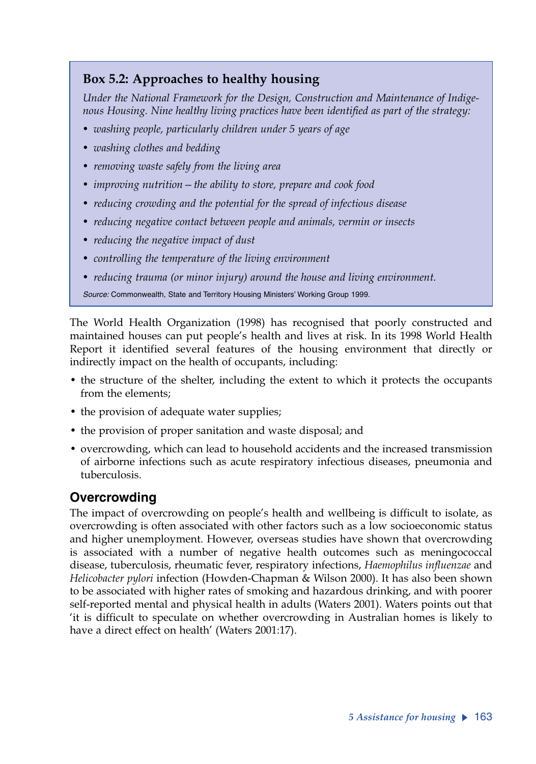### Box 5.2: Approaches to healthy housing

*Under the National Framework for the Design, Construction and Maintenance of Indigenous Housing. Nine healthy living practices have been identified as part of the strategy:*

- *washing people, particularly children under 5 years of age*
- *washing clothes and bedding*
- *removing waste safely from the living area*
- *improving nutrition—the ability to store, prepare and cook food*
- *reducing crowding and the potential for the spread of infectious disease*
- *reducing negative contact between people and animals, vermin or insects*
- *reducing the negative impact of dust*
- *controlling the temperature of the living environment*
- *reducing trauma (or minor injury) around the house and living environment.*

*Source:* Commonwealth, State and Territory Housing Ministers' Working Group 1999.

The World Health Organization (1998) has recognised that poorly constructed and maintained houses can put people's health and lives at risk. In its 1998 World Health Report it identified several features of the housing environment that directly or indirectly impact on the health of occupants, including:

- the structure of the shelter, including the extent to which it protects the occupants from the elements;
- the provision of adequate water supplies;
- the provision of proper sanitation and waste disposal; and
- overcrowding, which can lead to household accidents and the increased transmission of airborne infections such as acute respiratory infectious diseases, pneumonia and tuberculosis.

## Overcrowding

The impact of overcrowding on people's health and wellbeing is difficult to isolate, as overcrowding is often associated with other factors such as a low socioeconomic status and higher unemployment. However, overseas studies have shown that overcrowding is associated with a number of negative health outcomes such as meningococcal disease, tuberculosis, rheumatic fever, respiratory infections, *Haemophilus influenzae* and *Helicobacter pylori* infection (Howden-Chapman & Wilson 2000). It has also been shown to be associated with higher rates of smoking and hazardous drinking, and with poorer self-reported mental and physical health in adults (Waters 2001). Waters points out that 'it is difficult to speculate on whether overcrowding in Australian homes is likely to have a direct effect on health' (Waters 2001:17).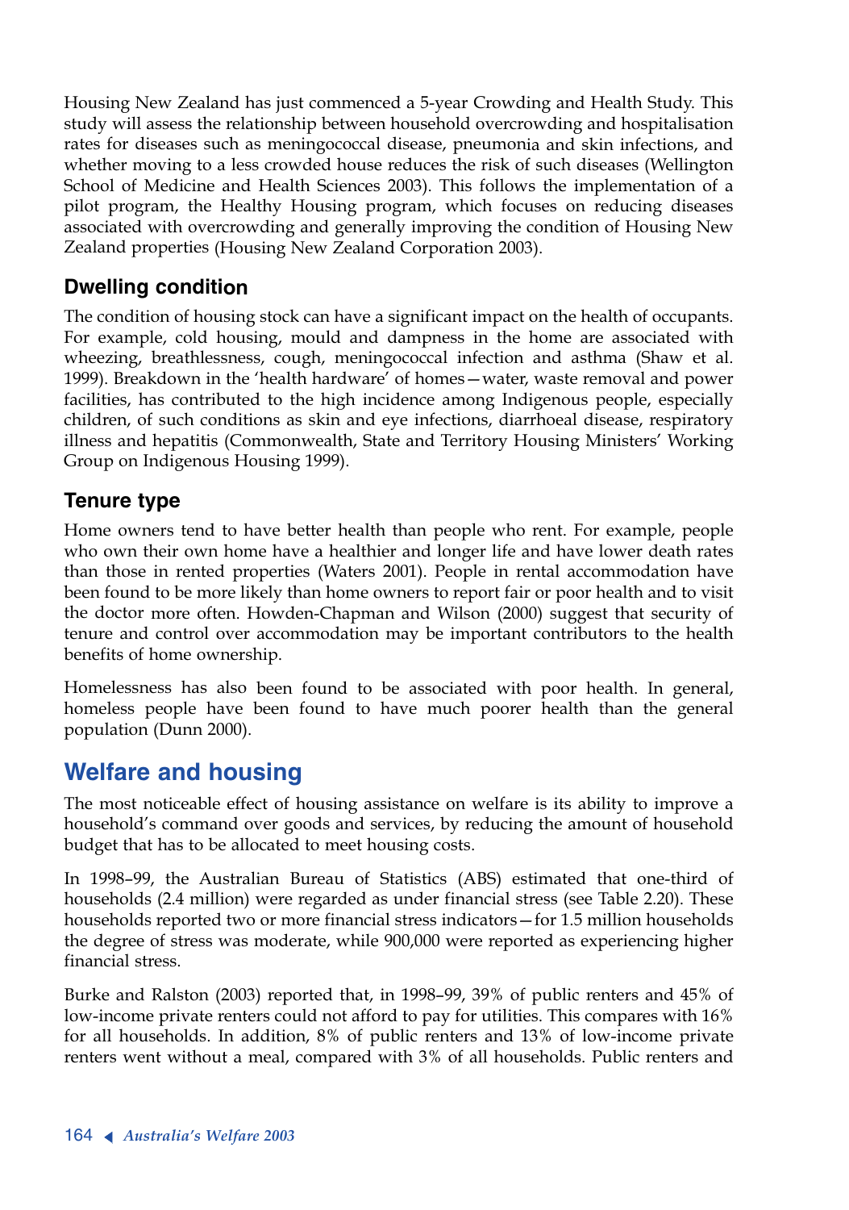Housing New Zealand has just commenced a 5-year Crowding and Health Study. This study will assess the relationship between household overcrowding and hospitalisation rates for diseases such as meningococcal disease, pneumonia and skin infections, and whether moving to a less crowded house reduces the risk of such diseases (Wellington School of Medicine and Health Sciences 2003). This follows the implementation of a pilot program, the Healthy Housing program, which focuses on reducing diseases associated with overcrowding and generally improving the condition of Housing New Zealand properties (Housing New Zealand Corporation 2003).

### Dwelling condition

The condition of housing stock can have a significant impact on the health of occupants. For example, cold housing, mould and dampness in the home are associated with wheezing, breathlessness, cough, meningococcal infection and asthma (Shaw et al. 1999). Breakdown in the 'health hardware' of homes—water, waste removal and power facilities, has contributed to the high incidence among Indigenous people, especially children, of such conditions as skin and eye infections, diarrhoeal disease, respiratory illness and hepatitis (Commonwealth, State and Territory Housing Ministers' Working Group on Indigenous Housing 1999).

### Tenure type

Home owners tend to have better health than people who rent. For example, people who own their own home have a healthier and longer life and have lower death rates than those in rented properties (Waters 2001). People in rental accommodation have been found to be more likely than home owners to report fair or poor health and to visit the doctor more often. Howden-Chapman and Wilson (2000) suggest that security of tenure and control over accommodation may be important contributors to the health benefits of home ownership.

Homelessness has also been found to be associated with poor health. In general, homeless people have been found to have much poorer health than the general population (Dunn 2000).

## Welfare and housing

The most noticeable effect of housing assistance on welfare is its ability to improve a household's command over goods and services, by reducing the amount of household budget that has to be allocated to meet housing costs.

In 1998–99, the Australian Bureau of Statistics (ABS) estimated that one-third of households (2.4 million) were regarded as under financial stress (see Table 2.20). These households reported two or more financial stress indicators—for 1.5 million households the degree of stress was moderate, while 900,000 were reported as experiencing higher financial stress.

Burke and Ralston (2003) reported that, in 1998–99, 39% of public renters and 45% of low-income private renters could not afford to pay for utilities. This compares with 16% for all households. In addition, 8% of public renters and 13% of low-income private renters went without a meal, compared with 3% of all households. Public renters and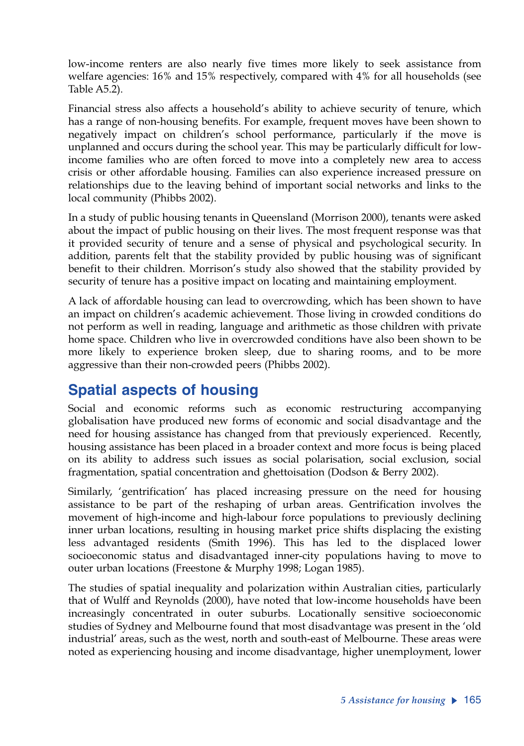low-income renters are also nearly five times more likely to seek assistance from welfare agencies: 16% and 15% respectively, compared with 4% for all households (see Table A5.2).

Financial stress also affects a household's ability to achieve security of tenure, which has a range of non-housing benefits. For example, frequent moves have been shown to negatively impact on children's school performance, particularly if the move is unplanned and occurs during the school year. This may be particularly difficult for low-income families who are often forced to move into a completely new area to access crisis or other affordable housing. Families can also experience increased pressure on relationships due to the leaving behind of important social networks and links to the local community (Phibbs 2002).

In a study of public housing tenants in Queensland (Morrison 2000), tenants were asked about the impact of public housing on their lives. The most frequent response was that it provided security of tenure and a sense of physical and psychological security. In addition, parents felt that the stability provided by public housing was of significant benefit to their children. Morrison's study also showed that the stability provided by security of tenure has a positive impact on locating and maintaining employment.

A lack of affordable housing can lead to overcrowding, which has been shown to have an impact on children's academic achievement. Those living in crowded conditions do not perform as well in reading, language and arithmetic as those children with private home space. Children who live in overcrowded conditions have also been shown to be more likely to experience broken sleep, due to sharing rooms, and to be more aggressive than their non-crowded peers (Phibbs 2002).

## Spatial aspects of housing

Social and economic reforms such as economic restructuring accompanying globalisation have produced new forms of economic and social disadvantage and the need for housing assistance has changed from that previously experienced. Recently, housing assistance has been placed in a broader context and more focus is being placed on its ability to address such issues as social polarisation, social exclusion, social fragmentation, spatial concentration and ghettoisation (Dodson & Berry 2002).

Similarly, 'gentrification' has placed increasing pressure on the need for housing assistance to be part of the reshaping of urban areas. Gentrification involves the movement of high-income and high-labour force populations to previously declining inner urban locations, resulting in housing market price shifts displacing the existing less advantaged residents (Smith 1996). This has led to the displaced lower socioeconomic status and disadvantaged inner-city populations having to move to outer urban locations (Freestone & Murphy 1998; Logan 1985).

The studies of spatial inequality and polarization within Australian cities, particularly that of Wulff and Reynolds (2000), have noted that low-income households have been increasingly concentrated in outer suburbs. Locationally sensitive socioeconomic studies of Sydney and Melbourne found that most disadvantage was present in the 'old industrial' areas, such as the west, north and south-east of Melbourne. These areas were noted as experiencing housing and income disadvantage, higher unemployment, lower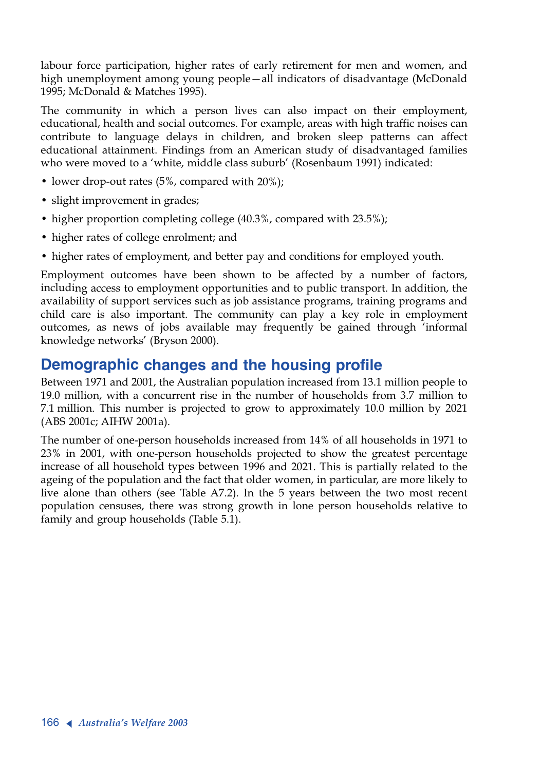labour force participation, higher rates of early retirement for men and women, and high unemployment among young people—all indicators of disadvantage (McDonald 1995; McDonald & Matches 1995).

The community in which a person lives can also impact on their employment, educational, health and social outcomes. For example, areas with high traffic noises can contribute to language delays in children, and broken sleep patterns can affect educational attainment. Findings from an American study of disadvantaged families who were moved to a 'white, middle class suburb' (Rosenbaum 1991) indicated:

- lower drop-out rates (5%, compared with 20%);
- slight improvement in grades;
- higher proportion completing college (40.3%, compared with 23.5%);
- higher rates of college enrolment; and
- higher rates of employment, and better pay and conditions for employed youth.

Employment outcomes have been shown to be affected by a number of factors, including access to employment opportunities and to public transport. In addition, the availability of support services such as job assistance programs, training programs and child care is also important. The community can play a key role in employment outcomes, as news of jobs available may frequently be gained through 'informal knowledge networks' (Bryson 2000).

## Demographic changes and the housing profile

Between 1971 and 2001, the Australian population increased from 13.1 million people to 19.0 million, with a concurrent rise in the number of households from 3.7 million to 7.1 million. This number is projected to grow to approximately 10.0 million by 2021 (ABS 2001c; AIHW 2001a).

The number of one-person households increased from 14% of all households in 1971 to 23% in 2001, with one-person households projected to show the greatest percentage increase of all household types between 1996 and 2021. This is partially related to the ageing of the population and the fact that older women, in particular, are more likely to live alone than others (see Table A7.2). In the 5 years between the two most recent population censuses, there was strong growth in lone person households relative to family and group households (Table 5.1).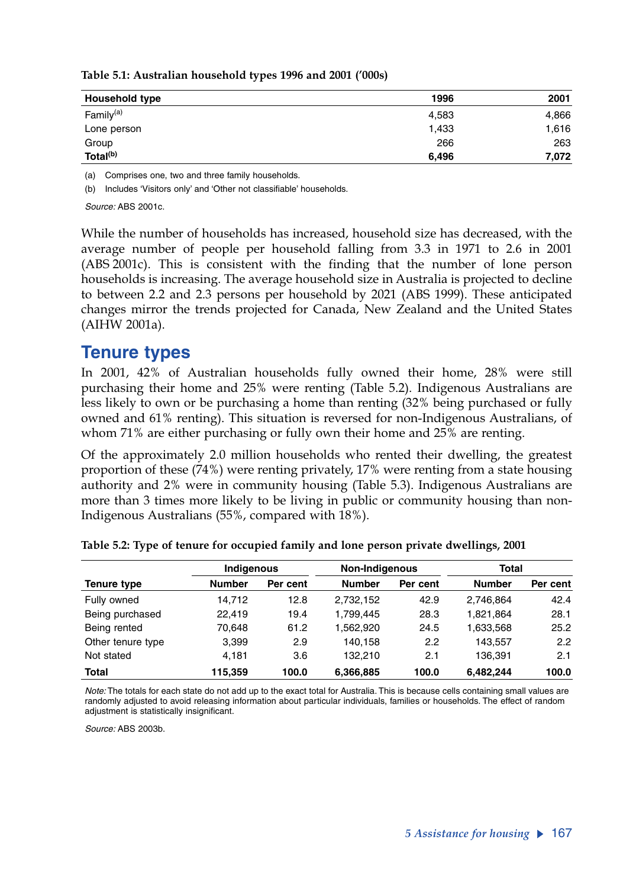**Table 5.1: Australian household types 1996 and 2001 ('000s)**

| Household type | 1996 | 2001 |
|---|---|---|
| Family[(a)] | 4,583 | 4,866 |
| Lone person | 1,433 | 1,616 |
| Group | 266 | 263 |
| **Total[(b)]** | **6,496** | **7,072** |

(a) Comprises one, two and three family households.

(b) Includes 'Visitors only' and 'Other not classifiable' households.

*Source:* ABS 2001c.

While the number of households has increased, household size has decreased, with the average number of people per household falling from 3.3 in 1971 to 2.6 in 2001 (ABS 2001c). This is consistent with the finding that the number of lone person households is increasing. The average household size in Australia is projected to decline to between 2.2 and 2.3 persons per household by 2021 (ABS 1999). These anticipated changes mirror the trends projected for Canada, New Zealand and the United States (AIHW 2001a).

## Tenure types

In 2001, 42% of Australian households fully owned their home, 28% were still purchasing their home and 25% were renting (Table 5.2). Indigenous Australians are less likely to own or be purchasing a home than renting (32% being purchased or fully owned and 61% renting). This situation is reversed for non-Indigenous Australians, of whom 71% are either purchasing or fully own their home and 25% are renting.

Of the approximately 2.0 million households who rented their dwelling, the greatest proportion of these (74%) were renting privately, 17% were renting from a state housing authority and 2% were in community housing (Table 5.3). Indigenous Australians are more than 3 times more likely to be living in public or community housing than non-Indigenous Australians (55%, compared with 18%).

**Table 5.2: Type of tenure for occupied family and lone person private dwellings, 2001**

| | Indigenous | | Non-Indigenous | | Total | |
|---|---|---|---|---|---|---|
| **Tenure type** | **Number** | **Per cent** | **Number** | **Per cent** | **Number** | **Per cent** |
| Fully owned | 14,712 | 12.8 | 2,732,152 | 42.9 | 2,746,864 | 42.4 |
| Being purchased | 22,419 | 19.4 | 1,799,445 | 28.3 | 1,821,864 | 28.1 |
| Being rented | 70,648 | 61.2 | 1,562,920 | 24.5 | 1,633,568 | 25.2 |
| Other tenure type | 3,399 | 2.9 | 140,158 | 2.2 | 143,557 | 2.2 |
| Not stated | 4,181 | 3.6 | 132,210 | 2.1 | 136,391 | 2.1 |
| **Total** | **115,359** | **100.0** | **6,366,885** | **100.0** | **6,482,244** | **100.0** |

*Note:* The totals for each state do not add up to the exact total for Australia. This is because cells containing small values are randomly adjusted to avoid releasing information about particular individuals, families or households. The effect of random adjustment is statistically insignificant.

*Source:* ABS 2003b.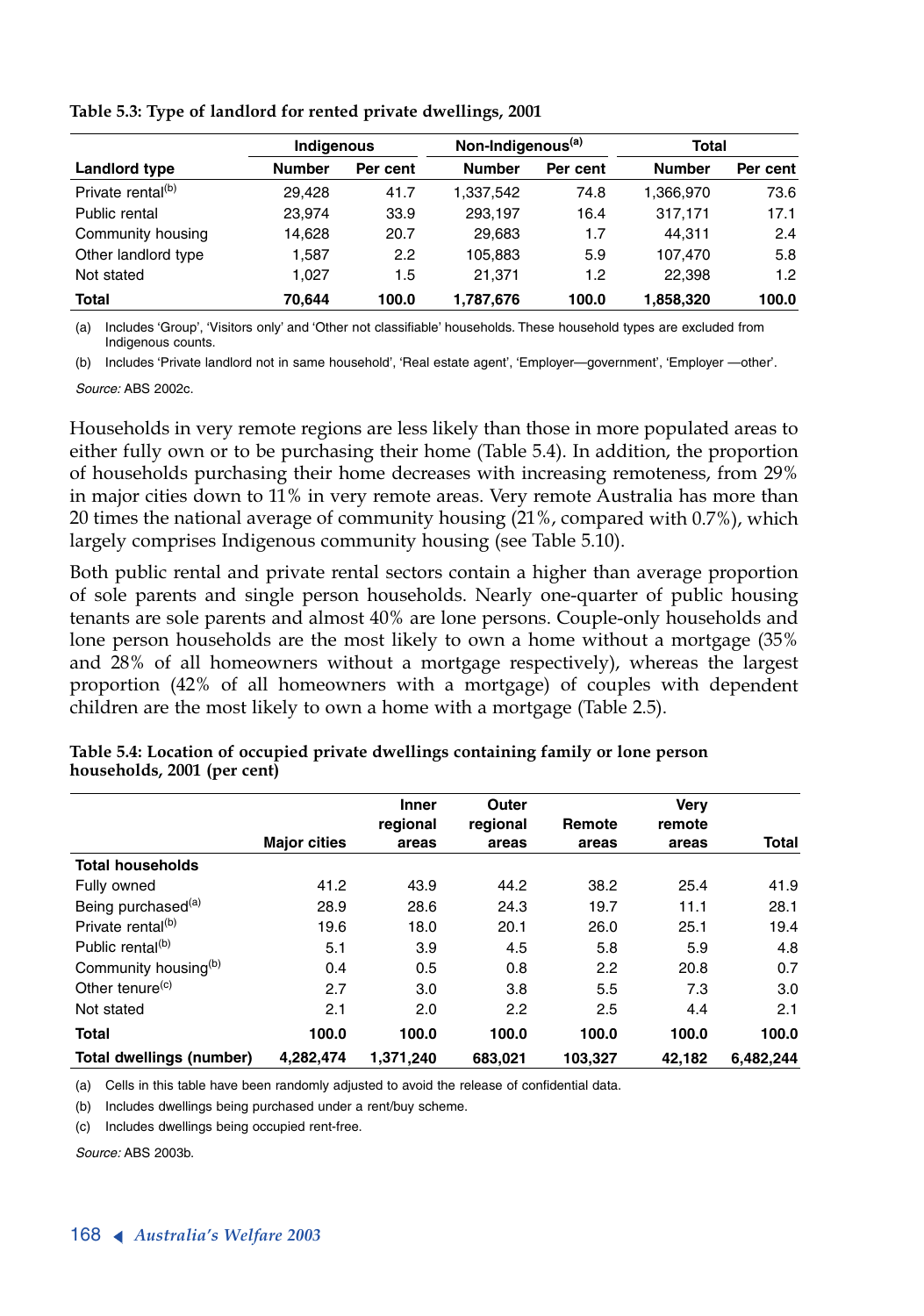**Table 5.3: Type of landlord for rented private dwellings, 2001**

| | Indigenous | | Non-Indigenous[(a)] | | Total | |
|---|---|---|---|---|---|---|
| **Landlord type** | **Number** | **Per cent** | **Number** | **Per cent** | **Number** | **Per cent** |
| Private rental[(b)] | 29,428 | 41.7 | 1,337,542 | 74.8 | 1,366,970 | 73.6 |
| Public rental | 23,974 | 33.9 | 293,197 | 16.4 | 317,171 | 17.1 |
| Community housing | 14,628 | 20.7 | 29,683 | 1.7 | 44,311 | 2.4 |
| Other landlord type | 1,587 | 2.2 | 105,883 | 5.9 | 107,470 | 5.8 |
| Not stated | 1,027 | 1.5 | 21,371 | 1.2 | 22,398 | 1.2 |
| **Total** | **70,644** | **100.0** | **1,787,676** | **100.0** | **1,858,320** | **100.0** |

(a) Includes 'Group', 'Visitors only' and 'Other not classifiable' households. These household types are excluded from Indigenous counts.

(b) Includes 'Private landlord not in same household', 'Real estate agent', 'Employer—government', 'Employer —other'.

*Source:* ABS 2002c.

Households in very remote regions are less likely than those in more populated areas to either fully own or to be purchasing their home (Table 5.4). In addition, the proportion of households purchasing their home decreases with increasing remoteness, from 29% in major cities down to 11% in very remote areas. Very remote Australia has more than 20 times the national average of community housing (21%, compared with 0.7%), which largely comprises Indigenous community housing (see Table 5.10).

Both public rental and private rental sectors contain a higher than average proportion of sole parents and single person households. Nearly one-quarter of public housing tenants are sole parents and almost 40% are lone persons. Couple-only households and lone person households are the most likely to own a home without a mortgage (35% and 28% of all homeowners without a mortgage respectively), whereas the largest proportion (42% of all homeowners with a mortgage) of couples with dependent children are the most likely to own a home with a mortgage (Table 2.5).

**Table 5.4: Location of occupied private dwellings containing family or lone person households, 2001 (per cent)**

| | Major cities | Inner regional areas | Outer regional areas | Remote areas | Very remote areas | Total |
|---|---|---|---|---|---|---|
| **Total households** | | | | | | |
| Fully owned | 41.2 | 43.9 | 44.2 | 38.2 | 25.4 | 41.9 |
| Being purchased[(a)] | 28.9 | 28.6 | 24.3 | 19.7 | 11.1 | 28.1 |
| Private rental[(b)] | 19.6 | 18.0 | 20.1 | 26.0 | 25.1 | 19.4 |
| Public rental[(b)] | 5.1 | 3.9 | 4.5 | 5.8 | 5.9 | 4.8 |
| Community housing[(b)] | 0.4 | 0.5 | 0.8 | 2.2 | 20.8 | 0.7 |
| Other tenure[(c)] | 2.7 | 3.0 | 3.8 | 5.5 | 7.3 | 3.0 |
| Not stated | 2.1 | 2.0 | 2.2 | 2.5 | 4.4 | 2.1 |
| **Total** | **100.0** | **100.0** | **100.0** | **100.0** | **100.0** | **100.0** |
| **Total dwellings (number)** | **4,282,474** | **1,371,240** | **683,021** | **103,327** | **42,182** | **6,482,244** |

(a) Cells in this table have been randomly adjusted to avoid the release of confidential data.

(b) Includes dwellings being purchased under a rent/buy scheme.

(c) Includes dwellings being occupied rent-free.

*Source:* ABS 2003b.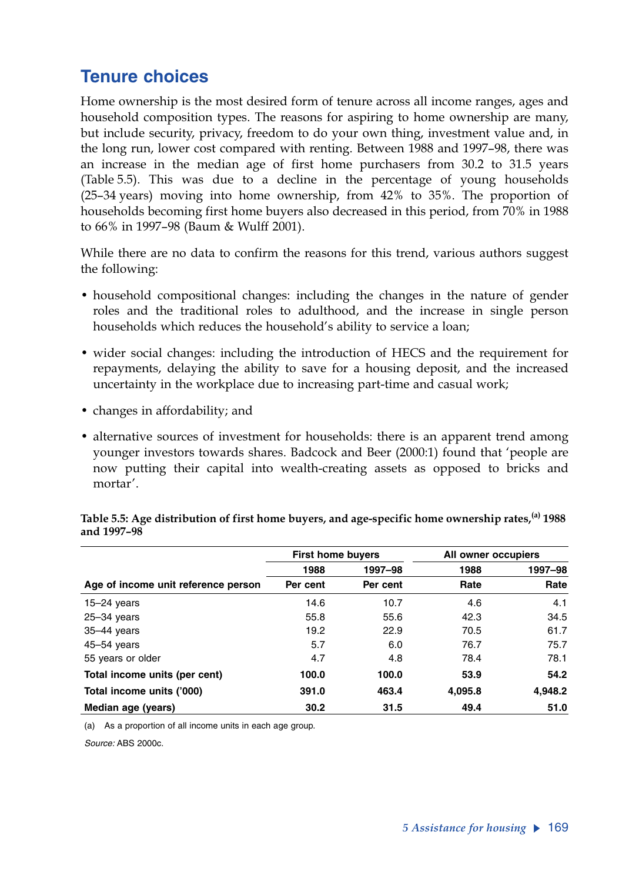## Tenure choices

Home ownership is the most desired form of tenure across all income ranges, ages and household composition types. The reasons for aspiring to home ownership are many, but include security, privacy, freedom to do your own thing, investment value and, in the long run, lower cost compared with renting. Between 1988 and 1997–98, there was an increase in the median age of first home purchasers from 30.2 to 31.5 years (Table 5.5). This was due to a decline in the percentage of young households (25–34 years) moving into home ownership, from 42% to 35%. The proportion of households becoming first home buyers also decreased in this period, from 70% in 1988 to 66% in 1997–98 (Baum & Wulff 2001).

While there are no data to confirm the reasons for this trend, various authors suggest the following:

- household compositional changes: including the changes in the nature of gender roles and the traditional roles to adulthood, and the increase in single person households which reduces the household's ability to service a loan;
- wider social changes: including the introduction of HECS and the requirement for repayments, delaying the ability to save for a housing deposit, and the increased uncertainty in the workplace due to increasing part-time and casual work;
- changes in affordability; and
- alternative sources of investment for households: there is an apparent trend among younger investors towards shares. Badcock and Beer (2000:1) found that 'people are now putting their capital into wealth-creating assets as opposed to bricks and mortar'.

**Table 5.5: Age distribution of first home buyers, and age-specific home ownership rates,[(a)] 1988 and 1997–98**

| | First home buyers | | All owner occupiers | |
|---|---|---|---|---|
| | 1988 | 1997–98 | 1988 | 1997–98 |
| Age of income unit reference person | Per cent | Per cent | Rate | Rate |
| 15–24 years | 14.6 | 10.7 | 4.6 | 4.1 |
| 25–34 years | 55.8 | 55.6 | 42.3 | 34.5 |
| 35–44 years | 19.2 | 22.9 | 70.5 | 61.7 |
| 45–54 years | 5.7 | 6.0 | 76.7 | 75.7 |
| 55 years or older | 4.7 | 4.8 | 78.4 | 78.1 |
| **Total income units (per cent)** | **100.0** | **100.0** | **53.9** | **54.2** |
| **Total income units ('000)** | **391.0** | **463.4** | **4,095.8** | **4,948.2** |
| **Median age (years)** | **30.2** | **31.5** | **49.4** | **51.0** |

(a) As a proportion of all income units in each age group.

*Source:* ABS 2000c.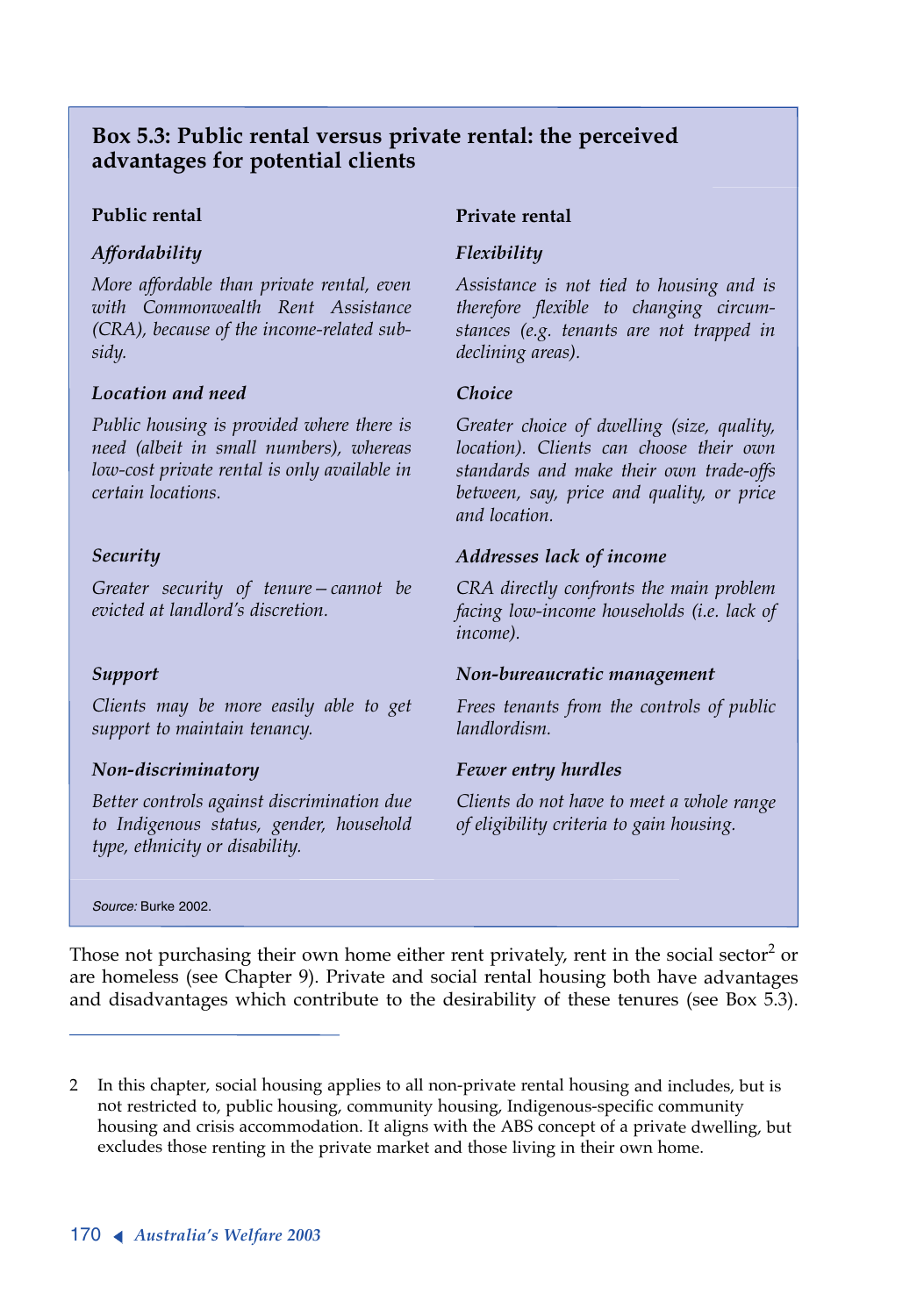### Box 5.3: Public rental versus private rental: the perceived advantages for potential clients

#### Public rental

***Affordability***

*More affordable than private rental, even with Commonwealth Rent Assistance (CRA), because of the income-related subsidy.*

***Location and need***

*Public housing is provided where there is need (albeit in small numbers), whereas low-cost private rental is only available in certain locations.*

***Security***

*Greater security of tenure—cannot be evicted at landlord's discretion.*

***Support***

*Clients may be more easily able to get support to maintain tenancy.*

***Non-discriminatory***

*Better controls against discrimination due to Indigenous status, gender, household type, ethnicity or disability.*

#### Private rental

***Flexibility***

*Assistance is not tied to housing and is therefore flexible to changing circumstances (e.g. tenants are not trapped in declining areas).*

***Choice***

*Greater choice of dwelling (size, quality, location). Clients can choose their own standards and make their own trade-offs between, say, price and quality, or price and location.*

***Addresses lack of income***

*CRA directly confronts the main problem facing low-income households (i.e. lack of income).*

***Non-bureaucratic management***

*Frees tenants from the controls of public landlordism.*

***Fewer entry hurdles***

*Clients do not have to meet a whole range of eligibility criteria to gain housing.*

*Source:* Burke 2002.

Those not purchasing their own home either rent privately, rent in the social sector[2] or are homeless (see Chapter 9). Private and social rental housing both have advantages and disadvantages which contribute to the desirability of these tenures (see Box 5.3).

---

2 In this chapter, social housing applies to all non-private rental housing and includes, but is not restricted to, public housing, community housing, Indigenous-specific community housing and crisis accommodation. It aligns with the ABS concept of a private dwelling, but excludes those renting in the private market and those living in their own home.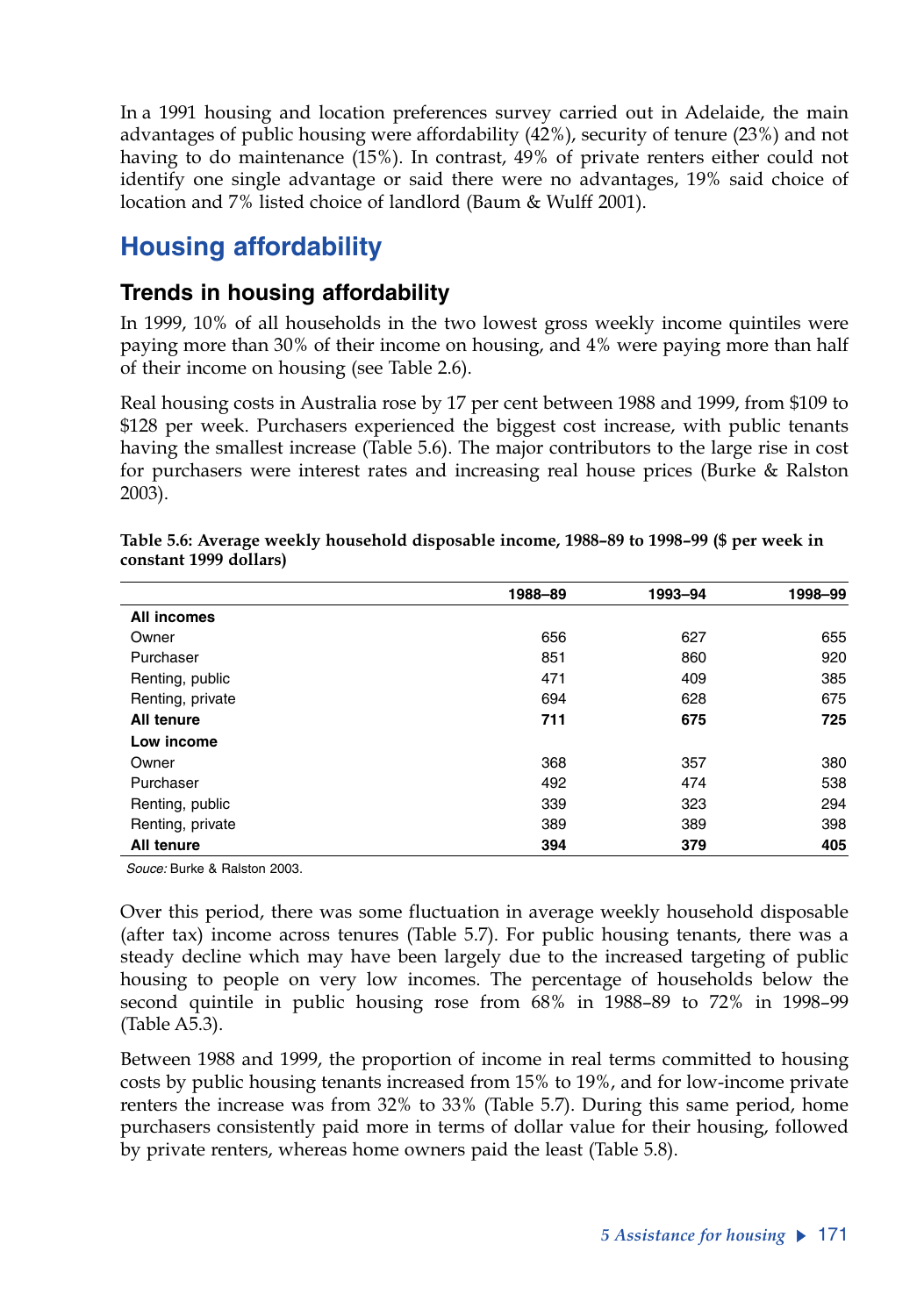In a 1991 housing and location preferences survey carried out in Adelaide, the main advantages of public housing were affordability (42%), security of tenure (23%) and not having to do maintenance (15%). In contrast, 49% of private renters either could not identify one single advantage or said there were no advantages, 19% said choice of location and 7% listed choice of landlord (Baum & Wulff 2001).

## Housing affordability

### Trends in housing affordability

In 1999, 10% of all households in the two lowest gross weekly income quintiles were paying more than 30% of their income on housing, and 4% were paying more than half of their income on housing (see Table 2.6).

Real housing costs in Australia rose by 17 per cent between 1988 and 1999, from $109 to $128 per week. Purchasers experienced the biggest cost increase, with public tenants having the smallest increase (Table 5.6). The major contributors to the large rise in cost for purchasers were interest rates and increasing real house prices (Burke & Ralston 2003).

**Table 5.6: Average weekly household disposable income, 1988–89 to 1998–99 ($ per week in constant 1999 dollars)**

| | 1988–89 | 1993–94 | 1998–99 |
|---|---|---|---|
| **All incomes** | | | |
| Owner | 656 | 627 | 655 |
| Purchaser | 851 | 860 | 920 |
| Renting, public | 471 | 409 | 385 |
| Renting, private | 694 | 628 | 675 |
| **All tenure** | **711** | **675** | **725** |
| **Low income** | | | |
| Owner | 368 | 357 | 380 |
| Purchaser | 492 | 474 | 538 |
| Renting, public | 339 | 323 | 294 |
| Renting, private | 389 | 389 | 398 |
| **All tenure** | **394** | **379** | **405** |

*Souce:* Burke & Ralston 2003.

Over this period, there was some fluctuation in average weekly household disposable (after tax) income across tenures (Table 5.7). For public housing tenants, there was a steady decline which may have been largely due to the increased targeting of public housing to people on very low incomes. The percentage of households below the second quintile in public housing rose from 68% in 1988–89 to 72% in 1998–99 (Table A5.3).

Between 1988 and 1999, the proportion of income in real terms committed to housing costs by public housing tenants increased from 15% to 19%, and for low-income private renters the increase was from 32% to 33% (Table 5.7). During this same period, home purchasers consistently paid more in terms of dollar value for their housing, followed by private renters, whereas home owners paid the least (Table 5.8).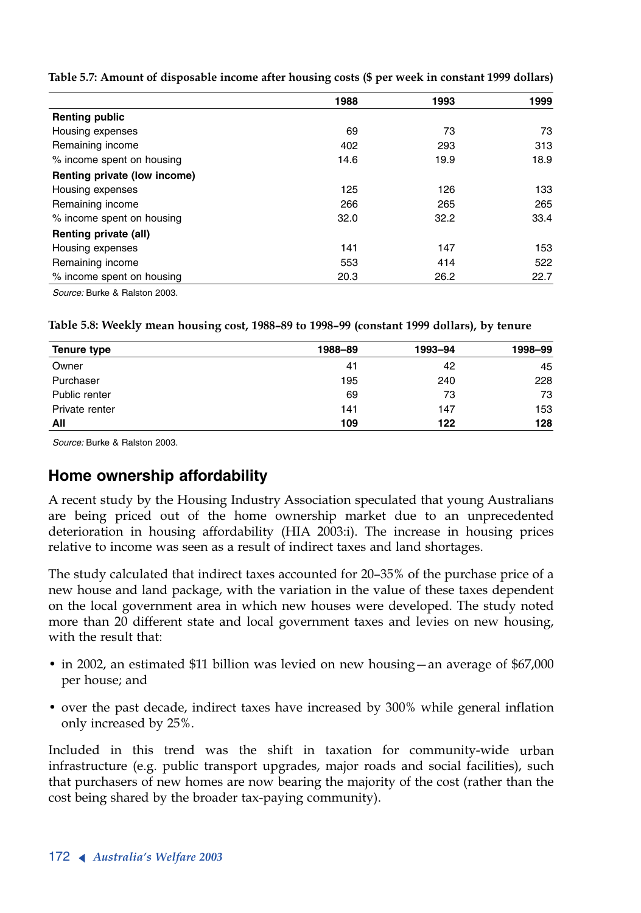**Table 5.7: Amount of disposable income after housing costs ($ per week in constant 1999 dollars)**

| | 1988 | 1993 | 1999 |
|---|---|---|---|
| **Renting public** | | | |
| Housing expenses | 69 | 73 | 73 |
| Remaining income | 402 | 293 | 313 |
| % income spent on housing | 14.6 | 19.9 | 18.9 |
| **Renting private (low income)** | | | |
| Housing expenses | 125 | 126 | 133 |
| Remaining income | 266 | 265 | 265 |
| % income spent on housing | 32.0 | 32.2 | 33.4 |
| **Renting private (all)** | | | |
| Housing expenses | 141 | 147 | 153 |
| Remaining income | 553 | 414 | 522 |
| % income spent on housing | 20.3 | 26.2 | 22.7 |

*Source:* Burke & Ralston 2003.

**Table 5.8: Weekly mean housing cost, 1988–89 to 1998–99 (constant 1999 dollars), by tenure**

| Tenure type | 1988–89 | 1993–94 | 1998–99 |
|---|---|---|---|
| Owner | 41 | 42 | 45 |
| Purchaser | 195 | 240 | 228 |
| Public renter | 69 | 73 | 73 |
| Private renter | 141 | 147 | 153 |
| **All** | **109** | **122** | **128** |

*Source:* Burke & Ralston 2003.

## Home ownership affordability

A recent study by the Housing Industry Association speculated that young Australians are being priced out of the home ownership market due to an unprecedented deterioration in housing affordability (HIA 2003:i). The increase in housing prices relative to income was seen as a result of indirect taxes and land shortages.

The study calculated that indirect taxes accounted for 20–35% of the purchase price of a new house and land package, with the variation in the value of these taxes dependent on the local government area in which new houses were developed. The study noted more than 20 different state and local government taxes and levies on new housing, with the result that:

- in 2002, an estimated $11 billion was levied on new housing—an average of $67,000 per house; and
- over the past decade, indirect taxes have increased by 300% while general inflation only increased by 25%.

Included in this trend was the shift in taxation for community-wide urban infrastructure (e.g. public transport upgrades, major roads and social facilities), such that purchasers of new homes are now bearing the majority of the cost (rather than the cost being shared by the broader tax-paying community).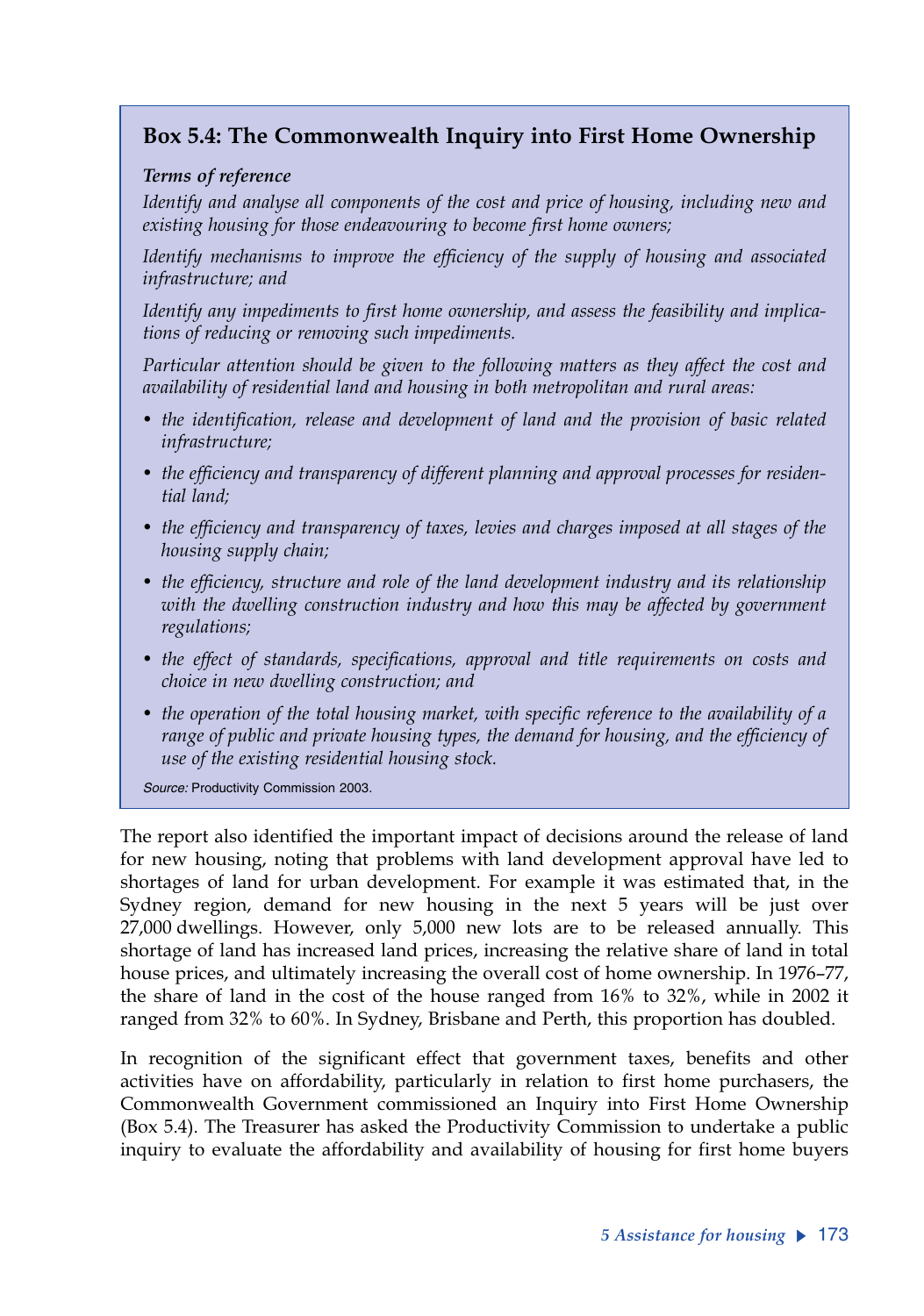### Box 5.4: The Commonwealth Inquiry into First Home Ownership

***Terms of reference***

*Identify and analyse all components of the cost and price of housing, including new and existing housing for those endeavouring to become first home owners;*

*Identify mechanisms to improve the efficiency of the supply of housing and associated infrastructure; and*

*Identify any impediments to first home ownership, and assess the feasibility and implications of reducing or removing such impediments.*

*Particular attention should be given to the following matters as they affect the cost and availability of residential land and housing in both metropolitan and rural areas:*

- *the identification, release and development of land and the provision of basic related infrastructure;*
- *the efficiency and transparency of different planning and approval processes for residential land;*
- *the efficiency and transparency of taxes, levies and charges imposed at all stages of the housing supply chain;*
- *the efficiency, structure and role of the land development industry and its relationship with the dwelling construction industry and how this may be affected by government regulations;*
- *the effect of standards, specifications, approval and title requirements on costs and choice in new dwelling construction; and*
- *the operation of the total housing market, with specific reference to the availability of a range of public and private housing types, the demand for housing, and the efficiency of use of the existing residential housing stock.*

*Source:* Productivity Commission 2003.

The report also identified the important impact of decisions around the release of land for new housing, noting that problems with land development approval have led to shortages of land for urban development. For example it was estimated that, in the Sydney region, demand for new housing in the next 5 years will be just over 27,000 dwellings. However, only 5,000 new lots are to be released annually. This shortage of land has increased land prices, increasing the relative share of land in total house prices, and ultimately increasing the overall cost of home ownership. In 1976–77, the share of land in the cost of the house ranged from 16% to 32%, while in 2002 it ranged from 32% to 60%. In Sydney, Brisbane and Perth, this proportion has doubled.

In recognition of the significant effect that government taxes, benefits and other activities have on affordability, particularly in relation to first home purchasers, the Commonwealth Government commissioned an Inquiry into First Home Ownership (Box 5.4). The Treasurer has asked the Productivity Commission to undertake a public inquiry to evaluate the affordability and availability of housing for first home buyers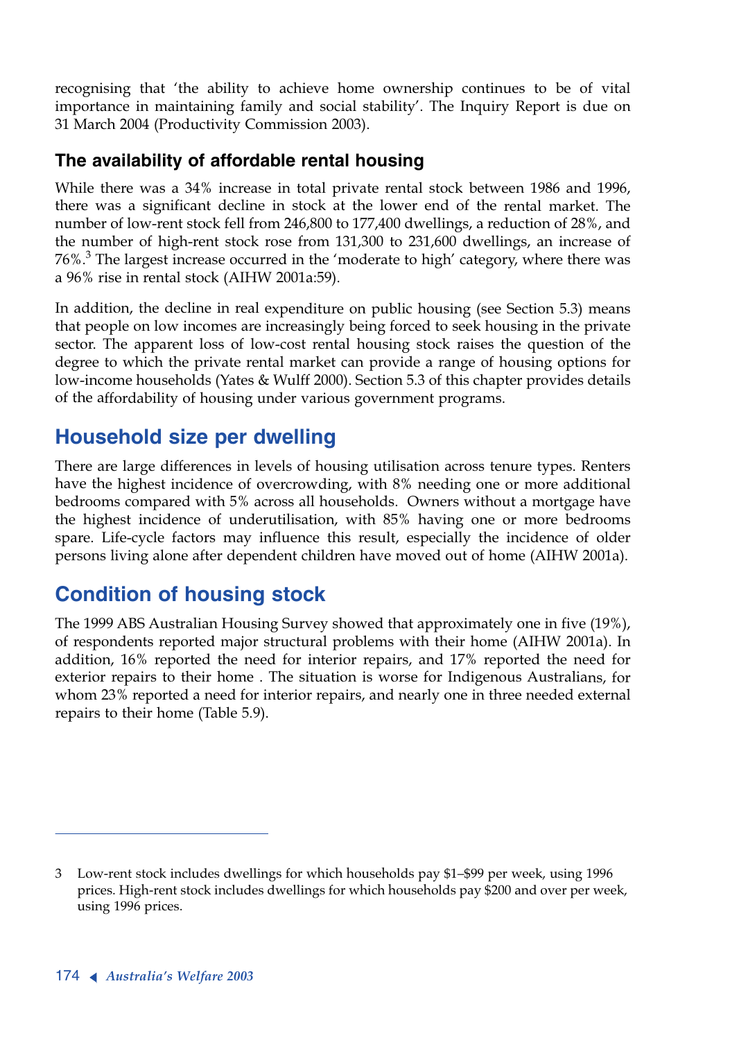recognising that 'the ability to achieve home ownership continues to be of vital importance in maintaining family and social stability'. The Inquiry Report is due on 31 March 2004 (Productivity Commission 2003).

### The availability of affordable rental housing

While there was a 34% increase in total private rental stock between 1986 and 1996, there was a significant decline in stock at the lower end of the rental market. The number of low-rent stock fell from 246,800 to 177,400 dwellings, a reduction of 28%, and the number of high-rent stock rose from 131,300 to 231,600 dwellings, an increase of 76%.[3] The largest increase occurred in the 'moderate to high' category, where there was a 96% rise in rental stock (AIHW 2001a:59).

In addition, the decline in real expenditure on public housing (see Section 5.3) means that people on low incomes are increasingly being forced to seek housing in the private sector. The apparent loss of low-cost rental housing stock raises the question of the degree to which the private rental market can provide a range of housing options for low-income households (Yates & Wulff 2000). Section 5.3 of this chapter provides details of the affordability of housing under various government programs.

## Household size per dwelling

There are large differences in levels of housing utilisation across tenure types. Renters have the highest incidence of overcrowding, with 8% needing one or more additional bedrooms compared with 5% across all households. Owners without a mortgage have the highest incidence of underutilisation, with 85% having one or more bedrooms spare. Life-cycle factors may influence this result, especially the incidence of older persons living alone after dependent children have moved out of home (AIHW 2001a).

## Condition of housing stock

The 1999 ABS Australian Housing Survey showed that approximately one in five (19%), of respondents reported major structural problems with their home (AIHW 2001a). In addition, 16% reported the need for interior repairs, and 17% reported the need for exterior repairs to their home . The situation is worse for Indigenous Australians, for whom 23% reported a need for interior repairs, and nearly one in three needed external repairs to their home (Table 5.9).

---

3 Low-rent stock includes dwellings for which households pay $1–$99 per week, using 1996 prices. High-rent stock includes dwellings for which households pay $200 and over per week, using 1996 prices.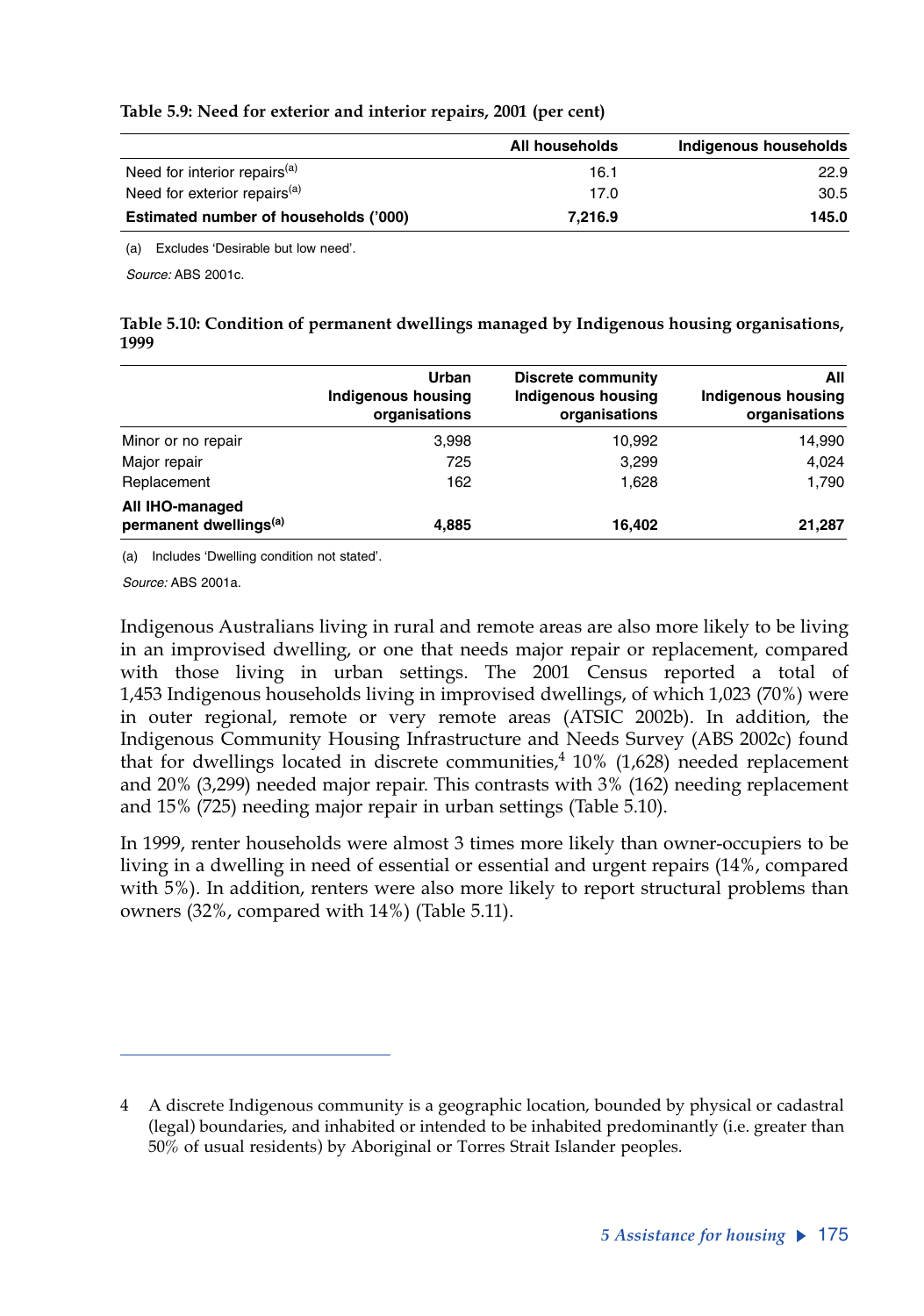**Table 5.9: Need for exterior and interior repairs, 2001 (per cent)**

| | All households | Indigenous households |
|---|---|---|
| Need for interior repairs[(a)] | 16.1 | 22.9 |
| Need for exterior repairs[(a)] | 17.0 | 30.5 |
| **Estimated number of households ('000)** | **7,216.9** | **145.0** |

(a) Excludes 'Desirable but low need'.

*Source:* ABS 2001c.

**Table 5.10: Condition of permanent dwellings managed by Indigenous housing organisations, 1999**

| | Urban Indigenous housing organisations | Discrete community Indigenous housing organisations | All Indigenous housing organisations |
|---|---|---|---|
| Minor or no repair | 3,998 | 10,992 | 14,990 |
| Major repair | 725 | 3,299 | 4,024 |
| Replacement | 162 | 1,628 | 1,790 |
| **All IHO-managed permanent dwellings[(a)]** | **4,885** | **16,402** | **21,287** |

(a) Includes 'Dwelling condition not stated'.

*Source:* ABS 2001a.

Indigenous Australians living in rural and remote areas are also more likely to be living in an improvised dwelling, or one that needs major repair or replacement, compared with those living in urban settings. The 2001 Census reported a total of 1,453 Indigenous households living in improved dwellings, of which 1,023 (70%) were in outer regional, remote or very remote areas (ATSIC 2002b). In addition, the Indigenous Community Housing Infrastructure and Needs Survey (ABS 2002c) found that for dwellings located in discrete communities,[4] 10% (1,628) needed replacement and 20% (3,299) needed major repair. This contrasts with 3% (162) needing replacement and 15% (725) needing major repair in urban settings (Table 5.10).

In 1999, renter households were almost 3 times more likely than owner-occupiers to be living in a dwelling in need of essential or essential and urgent repairs (14%, compared with 5%). In addition, renters were also more likely to report structural problems than owners (32%, compared with 14%) (Table 5.11).

---

4 A discrete Indigenous community is a geographic location, bounded by physical or cadastral (legal) boundaries, and inhabited or intended to be inhabited predominantly (i.e. greater than 50% of usual residents) by Aboriginal or Torres Strait Islander peoples.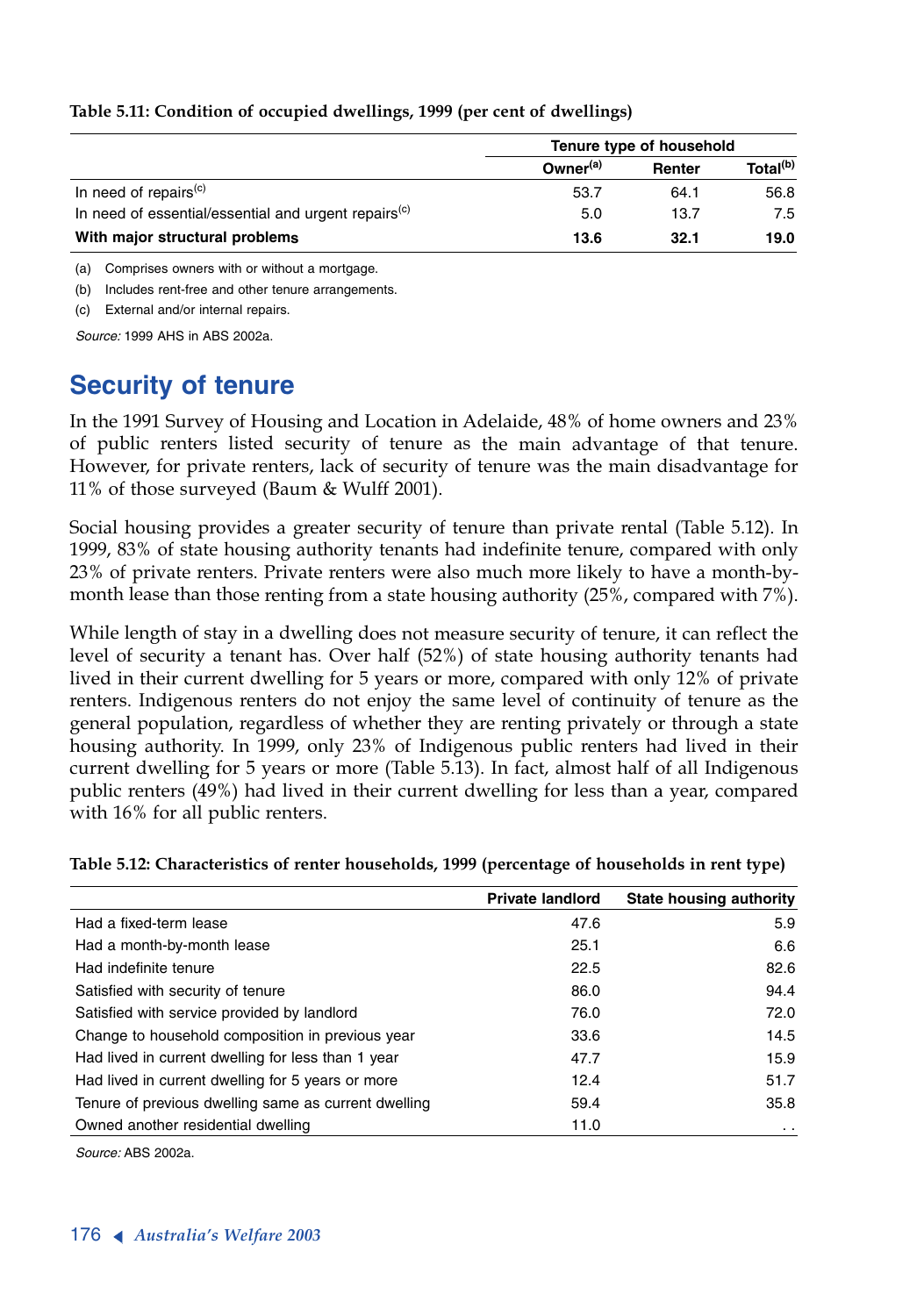**Table 5.11: Condition of occupied dwellings, 1999 (per cent of dwellings)**

| | Tenure type of household | | |
|---|---|---|---|
| | Owner[(a)] | Renter | Total[(b)] |
| In need of repairs[(c)] | 53.7 | 64.1 | 56.8 |
| In need of essential/essential and urgent repairs[(c)] | 5.0 | 13.7 | 7.5 |
| **With major structural problems** | **13.6** | **32.1** | **19.0** |

(a) Comprises owners with or without a mortgage.

(b) Includes rent-free and other tenure arrangements.

(c) External and/or internal repairs.

*Source:* 1999 AHS in ABS 2002a.

## Security of tenure

In the 1991 Survey of Housing and Location in Adelaide, 48% of home owners and 23% of public renters listed security of tenure as the main advantage of that tenure. However, for private renters, lack of security of tenure was the main disadvantage for 11% of those surveyed (Baum & Wulff 2001).

Social housing provides a greater security of tenure than private rental (Table 5.12). In 1999, 83% of state housing authority tenants had indefinite tenure, compared with only 23% of private renters. Private renters were also much more likely to have a month-by-month lease than those renting from a state housing authority (25%, compared with 7%).

While length of stay in a dwelling does not measure security of tenure, it can reflect the level of security a tenant has. Over half (52%) of state housing authority tenants had lived in their current dwelling for 5 years or more, compared with only 12% of private renters. Indigenous renters do not enjoy the same level of continuity of tenure as the general population, regardless of whether they are renting privately or through a state housing authority. In 1999, only 23% of Indigenous public renters had lived in their current dwelling for 5 years or more (Table 5.13). In fact, almost half of all Indigenous public renters (49%) had lived in their current dwelling for less than a year, compared with 16% for all public renters.

**Table 5.12: Characteristics of renter households, 1999 (percentage of households in rent type)**

| | Private landlord | State housing authority |
|---|---|---|
| Had a fixed-term lease | 47.6 | 5.9 |
| Had a month-by-month lease | 25.1 | 6.6 |
| Had indefinite tenure | 22.5 | 82.6 |
| Satisfied with security of tenure | 86.0 | 94.4 |
| Satisfied with service provided by landlord | 76.0 | 72.0 |
| Change to household composition in previous year | 33.6 | 14.5 |
| Had lived in current dwelling for less than 1 year | 47.7 | 15.9 |
| Had lived in current dwelling for 5 years or more | 12.4 | 51.7 |
| Tenure of previous dwelling same as current dwelling | 59.4 | 35.8 |
| Owned another residential dwelling | 11.0 | . . |

*Source:* ABS 2002a.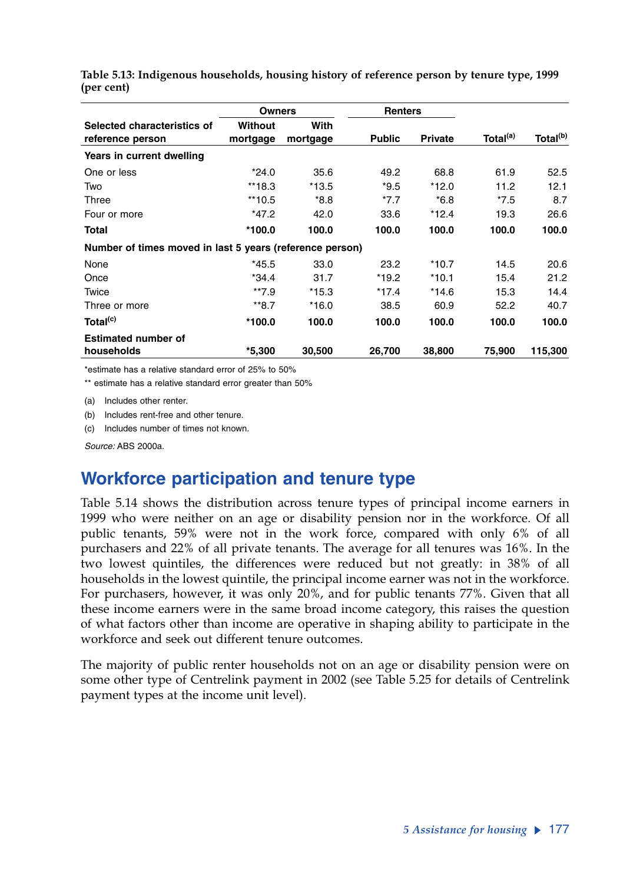**Table 5.13: Indigenous households, housing history of reference person by tenure type, 1999 (per cent)**

| Selected characteristics of reference person | Owners | | Renters | | | |
|---|---|---|---|---|---|---|
| | Without mortgage | With mortgage | Public | Private | Total(a) | Total(b) |
| **Years in current dwelling** | | | | | | |
| One or less | *24.0 | 35.6 | 49.2 | 68.8 | 61.9 | 52.5 |
| Two | **18.3 | *13.5 | *9.5 | *12.0 | 11.2 | 12.1 |
| Three | **10.5 | *8.8 | *7.7 | *6.8 | *7.5 | 8.7 |
| Four or more | *47.2 | 42.0 | 33.6 | *12.4 | 19.3 | 26.6 |
| **Total** | ***100.0** | **100.0** | **100.0** | **100.0** | **100.0** | **100.0** |
| **Number of times moved in last 5 years (reference person)** | | | | | | |
| None | *45.5 | 33.0 | 23.2 | *10.7 | 14.5 | 20.6 |
| Once | *34.4 | 31.7 | *19.2 | *10.1 | 15.4 | 21.2 |
| Twice | **7.9 | *15.3 | *17.4 | *14.6 | 15.3 | 14.4 |
| Three or more | **8.7 | *16.0 | 38.5 | 60.9 | 52.2 | 40.7 |
| **Total(c)** | ***100.0** | **100.0** | **100.0** | **100.0** | **100.0** | **100.0** |
| **Estimated number of households** | ***5,300** | **30,500** | **26,700** | **38,800** | **75,900** | **115,300** |

*estimate has a relative standard error of 25% to 50%

** estimate has a relative standard error greater than 50%

(a) Includes other renter.

(b) Includes rent-free and other tenure.

(c) Includes number of times not known.

*Source:* ABS 2000a.

## Workforce participation and tenure type

Table 5.14 shows the distribution across tenure types of principal income earners in 1999 who were neither on an age or disability pension nor in the workforce. Of all public tenants, 59% were not in the work force, compared with only 6% of all purchasers and 22% of all private tenants. The average for all tenures was 16%. In the two lowest quintiles, the differences were reduced but not greatly: in 38% of all households in the lowest quintile, the principal income earner was not in the workforce. For purchasers, however, it was only 20%, and for public tenants 77%. Given that all these income earners were in the same broad income category, this raises the question of what factors other than income are operative in shaping ability to participate in the workforce and seek out different tenure outcomes.

The majority of public renter households not on an age or disability pension were on some other type of Centrelink payment in 2002 (see Table 5.25 for details of Centrelink payment types at the income unit level).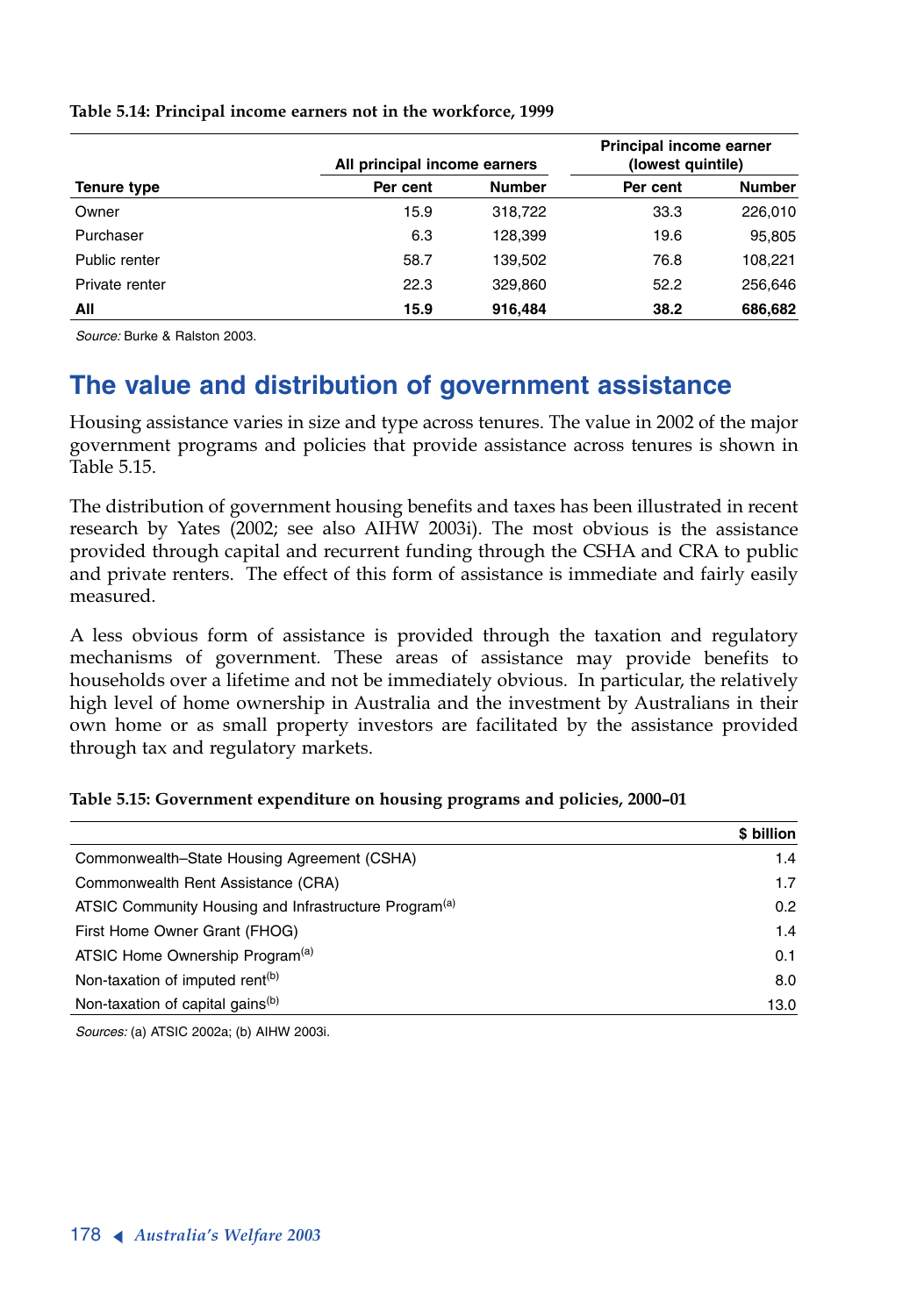**Table 5.14: Principal income earners not in the workforce, 1999**

| | All principal income earners | | Principal income earner (lowest quintile) | |
|---|---|---|---|---|
| **Tenure type** | **Per cent** | **Number** | **Per cent** | **Number** |
| Owner | 15.9 | 318,722 | 33.3 | 226,010 |
| Purchaser | 6.3 | 128,399 | 19.6 | 95,805 |
| Public renter | 58.7 | 139,502 | 76.8 | 108,221 |
| Private renter | 22.3 | 329,860 | 52.2 | 256,646 |
| **All** | **15.9** | **916,484** | **38.2** | **686,682** |

*Source:* Burke & Ralston 2003.

## The value and distribution of government assistance

Housing assistance varies in size and type across tenures. The value in 2002 of the major government programs and policies that provide assistance across tenures is shown in Table 5.15.

The distribution of government housing benefits and taxes has been illustrated in recent research by Yates (2002; see also AIHW 2003i). The most obvious is the assistance provided through capital and recurrent funding through the CSHA and CRA to public and private renters. The effect of this form of assistance is immediate and fairly easily measured.

A less obvious form of assistance is provided through the taxation and regulatory mechanisms of government. These areas of assistance may provide benefits to households over a lifetime and not be immediately obvious. In particular, the relatively high level of home ownership in Australia and the investment by Australians in their own home or as small property investors are facilitated by the assistance provided through tax and regulatory markets.

**Table 5.15: Government expenditure on housing programs and policies, 2000–01**

| | **$ billion** |
|---|---|
| Commonwealth–State Housing Agreement (CSHA) | 1.4 |
| Commonwealth Rent Assistance (CRA) | 1.7 |
| ATSIC Community Housing and Infrastructure Program[(a)] | 0.2 |
| First Home Owner Grant (FHOG) | 1.4 |
| ATSIC Home Ownership Program[(a)] | 0.1 |
| Non-taxation of imputed rent[(b)] | 8.0 |
| Non-taxation of capital gains[(b)] | 13.0 |

*Sources:* (a) ATSIC 2002a; (b) AIHW 2003i.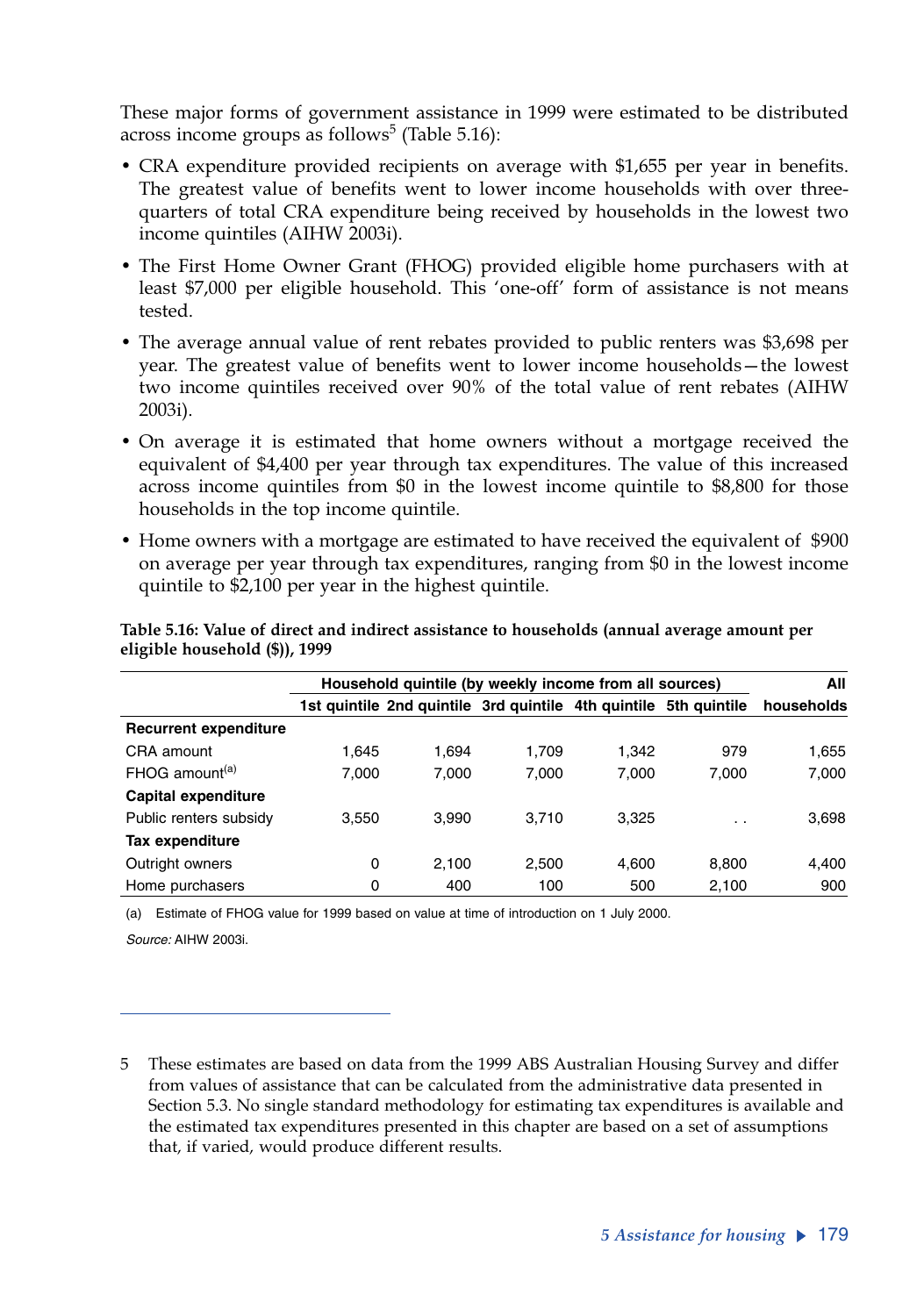These major forms of government assistance in 1999 were estimated to be distributed across income groups as follows[5] (Table 5.16):

- CRA expenditure provided recipients on average with $1,655 per year in benefits. The greatest value of benefits went to lower income households with over three-quarters of total CRA expenditure being received by households in the lowest two income quintiles (AIHW 2003i).
- The First Home Owner Grant (FHOG) provided eligible home purchasers with at least $7,000 per eligible household. This 'one-off' form of assistance is not means tested.
- The average annual value of rent rebates provided to public renters was $3,698 per year. The greatest value of benefits went to lower income households—the lowest two income quintiles received over 90% of the total value of rent rebates (AIHW 2003i).
- On average it is estimated that home owners without a mortgage received the equivalent of $4,400 per year through tax expenditures. The value of this increased across income quintiles from $0 in the lowest income quintile to $8,800 for those households in the top income quintile.
- Home owners with a mortgage are estimated to have received the equivalent of $900 on average per year through tax expenditures, ranging from $0 in the lowest income quintile to $2,100 per year in the highest quintile.

**Table 5.16: Value of direct and indirect assistance to households (annual average amount per eligible household ($)), 1999**

| | Household quintile (by weekly income from all sources) | | | | | All |
|---|---|---|---|---|---|---|
| | 1st quintile | 2nd quintile | 3rd quintile | 4th quintile | 5th quintile | households |
| **Recurrent expenditure** | | | | | | |
| CRA amount | 1,645 | 1,694 | 1,709 | 1,342 | 979 | 1,655 |
| FHOG amount[(a)] | 7,000 | 7,000 | 7,000 | 7,000 | 7,000 | 7,000 |
| **Capital expenditure** | | | | | | |
| Public renters subsidy | 3,550 | 3,990 | 3,710 | 3,325 | . . | 3,698 |
| **Tax expenditure** | | | | | | |
| Outright owners | 0 | 2,100 | 2,500 | 4,600 | 8,800 | 4,400 |
| Home purchasers | 0 | 400 | 100 | 500 | 2,100 | 900 |

(a) Estimate of FHOG value for 1999 based on value at time of introduction on 1 July 2000.

*Source:* AIHW 2003i.

---

5 These estimates are based on data from the 1999 ABS Australian Housing Survey and differ from values of assistance that can be calculated from the administrative data presented in Section 5.3. No single standard methodology for estimating tax expenditures is available and the estimated tax expenditures presented in this chapter are based on a set of assumptions that, if varied, would produce different results.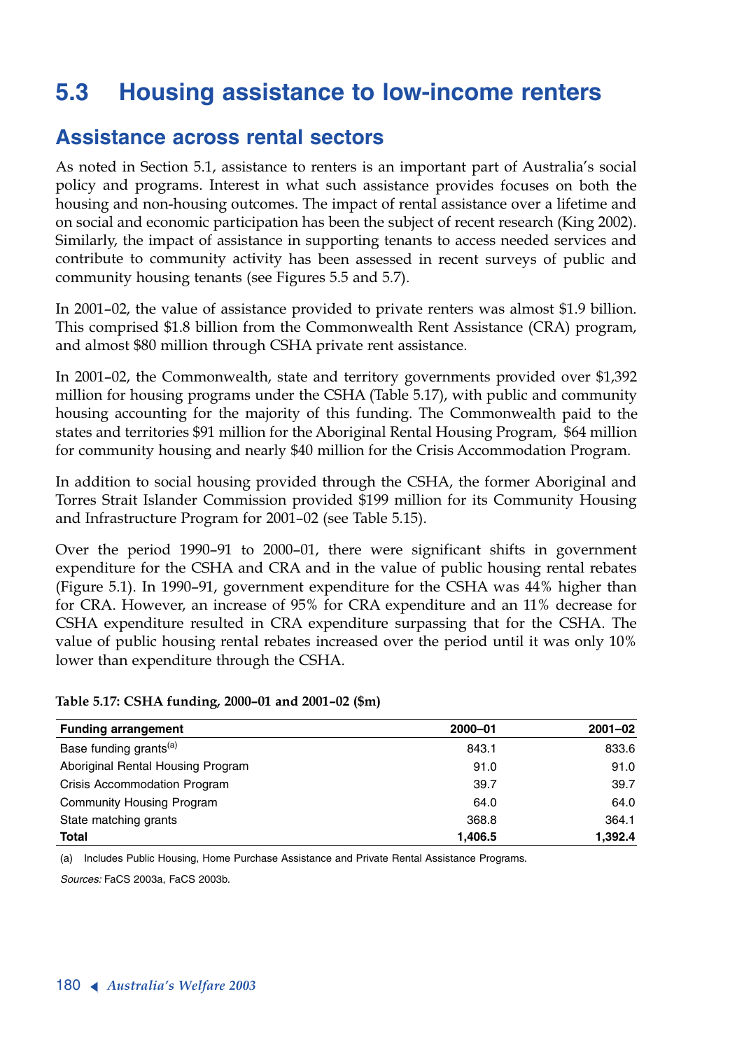## 5.3 Housing assistance to low-income renters

### Assistance across rental sectors

As noted in Section 5.1, assistance to renters is an important part of Australia's social policy and programs. Interest in what such assistance provides focuses on both the housing and non-housing outcomes. The impact of rental assistance over a lifetime and on social and economic participation has been the subject of recent research (King 2002). Similarly, the impact of assistance in supporting tenants to access needed services and contribute to community activity has been assessed in recent surveys of public and community housing tenants (see Figures 5.5 and 5.7).

In 2001–02, the value of assistance provided to private renters was almost $1.9 billion. This comprised $1.8 billion from the Commonwealth Rent Assistance (CRA) program, and almost $80 million through CSHA private rent assistance.

In 2001–02, the Commonwealth, state and territory governments provided over $1,392 million for housing programs under the CSHA (Table 5.17), with public and community housing accounting for the majority of this funding. The Commonwealth paid to the states and territories $91 million for the Aboriginal Rental Housing Program, $64 million for community housing and nearly $40 million for the Crisis Accommodation Program.

In addition to social housing provided through the CSHA, the former Aboriginal and Torres Strait Islander Commission provided $199 million for its Community Housing and Infrastructure Program for 2001–02 (see Table 5.15).

Over the period 1990–91 to 2000–01, there were significant shifts in government expenditure for the CSHA and CRA and in the value of public housing rental rebates (Figure 5.1). In 1990–91, government expenditure for the CSHA was 44% higher than for CRA. However, an increase of 95% for CRA expenditure and an 11% decrease for CSHA expenditure resulted in CRA expenditure surpassing that for the CSHA. The value of public housing rental rebates increased over the period until it was only 10% lower than expenditure through the CSHA.

**Table 5.17: CSHA funding, 2000–01 and 2001–02 ($m)**

| Funding arrangement | 2000–01 | 2001–02 |
|---|---|---|
| Base funding grants[(a)] | 843.1 | 833.6 |
| Aboriginal Rental Housing Program | 91.0 | 91.0 |
| Crisis Accommodation Program | 39.7 | 39.7 |
| Community Housing Program | 64.0 | 64.0 |
| State matching grants | 368.8 | 364.1 |
| **Total** | **1,406.5** | **1,392.4** |

(a) Includes Public Housing, Home Purchase Assistance and Private Rental Assistance Programs.

*Sources:* FaCS 2003a, FaCS 2003b.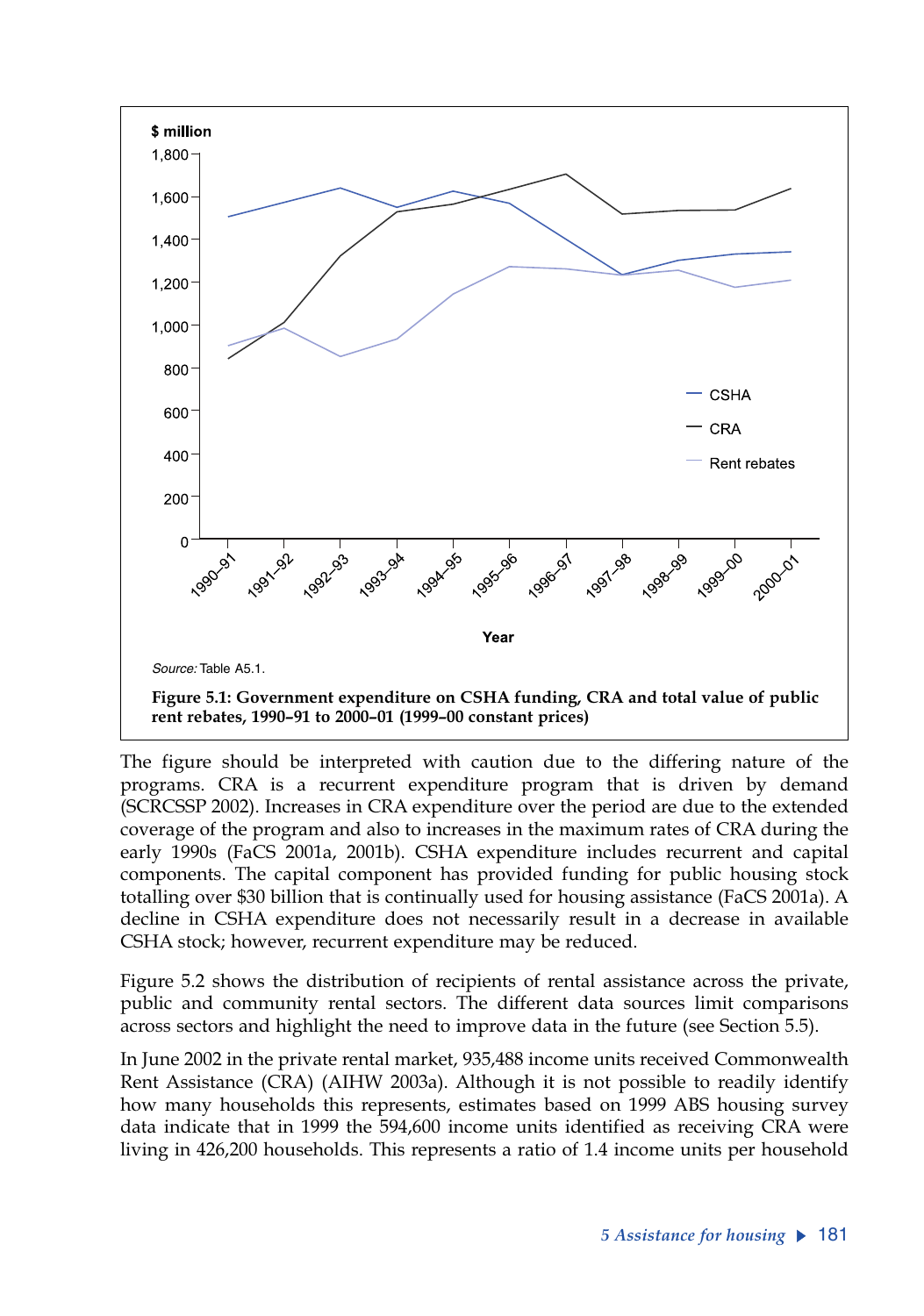**Figure 5.1: Government expenditure on CSHA funding, CRA and total value of public rent rebates, 1990–91 to 2000–01 (1999–00 constant prices)**

*Source:* Table A5.1.

The figure should be interpreted with caution due to the differing nature of the programs. CRA is a recurrent expenditure program that is driven by demand (SCRCSSP 2002). Increases in CRA expenditure over the period are due to the extended coverage of the program and also to increases in the maximum rates of CRA during the early 1990s (FaCS 2001a, 2001b). CSHA expenditure includes recurrent and capital components. The capital component has provided funding for public housing stock totalling over $30 billion that is continually used for housing assistance (FaCS 2001a). A decline in CSHA expenditure does not necessarily result in a decrease in available CSHA stock; however, recurrent expenditure may be reduced.

Figure 5.2 shows the distribution of recipients of rental assistance across the private, public and community rental sectors. The different data sources limit comparisons across sectors and highlight the need to improve data in the future (see Section 5.5).

In June 2002 in the private rental market, 935,488 income units received Commonwealth Rent Assistance (CRA) (AIHW 2003a). Although it is not possible to readily identify how many households this represents, estimates based on 1999 ABS housing survey data indicate that in 1999 the 594,600 income units identified as receiving CRA were living in 426,200 households. This represents a ratio of 1.4 income units per household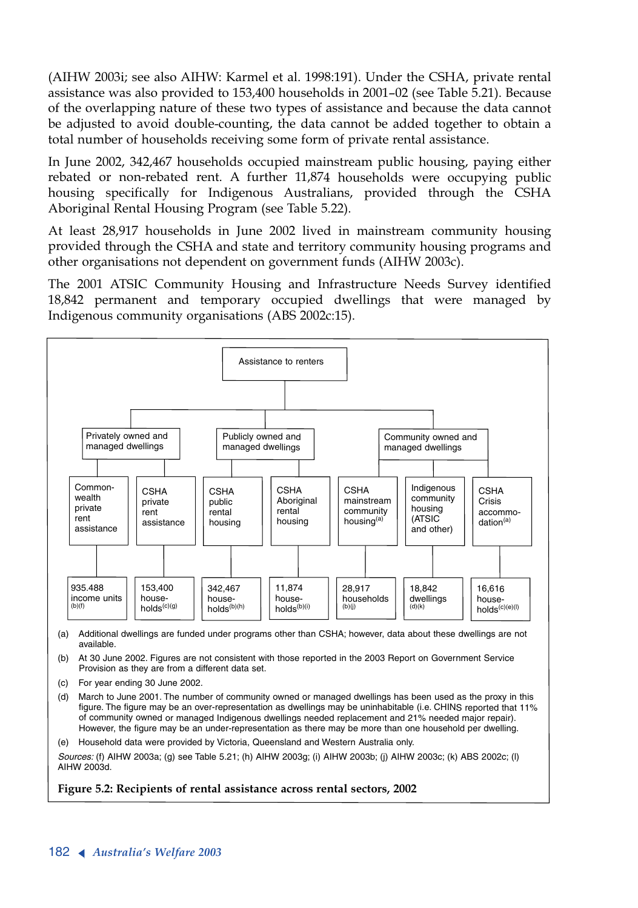(AIHW 2003i; see also AIHW: Karmel et al. 1998:191). Under the CSHA, private rental assistance was also provided to 153,400 households in 2001–02 (see Table 5.21). Because of the overlapping nature of these two types of assistance and because the data cannot be adjusted to avoid double-counting, the data cannot be added together to obtain a total number of households receiving some form of private rental assistance.

In June 2002, 342,467 households occupied mainstream public housing, paying either rebated or non-rebated rent. A further 11,874 households were occupying public housing specifically for Indigenous Australians, provided through the CSHA Aboriginal Rental Housing Program (see Table 5.22).

At least 28,917 households in June 2002 lived in mainstream community housing provided through the CSHA and state and territory community housing programs and other organisations not dependent on government funds (AIHW 2003c).

The 2001 ATSIC Community Housing and Infrastructure Needs Survey identified 18,842 permanent and temporary occupied dwellings that were managed by Indigenous community organisations (ABS 2002c:15).

Assistance to renters

| Sector | Program | Recipients |
|---|---|---|
| Privately owned and managed dwellings | Commonwealth private rent assistance | 935.488 income units[(b)(f)] |
| | CSHA private rent assistance | 153,400 households[(c)(g)] |
| Publicly owned and managed dwellings | CSHA public rental housing | 342,467 households[(b)(h)] |
| | CSHA Aboriginal rental housing | 11,874 households[(b)(i)] |
| Community owned and managed dwellings | CSHA mainstream community housing[(a)] | 28,917 households[(b)(j)] |
| | Indigenous community housing (ATSIC and other) | 18,842 dwellings[(d)(k)] |
| | CSHA Crisis accommodation[(a)] | 16,616 households[(c)(e)(l)] |

(a) Additional dwellings are funded under programs other than CSHA; however, data about these dwellings are not available.

(b) At 30 June 2002. Figures are not consistent with those reported in the 2003 Report on Government Service Provision as they are from a different data set.

(c) For year ending 30 June 2002.

(d) March to June 2001. The number of community owned or managed dwellings has been used as the proxy in this figure. The figure may be an over-representation as dwellings may be uninhabitable (i.e. CHINS reported that 11% of community owned or managed Indigenous dwellings needed replacement and 21% needed major repair). However, the figure may be an under-representation as there may be more than one household per dwelling.

(e) Household data were provided by Victoria, Queensland and Western Australia only.

*Sources:* (f) AIHW 2003a; (g) see Table 5.21; (h) AIHW 2003g; (i) AIHW 2003b; (j) AIHW 2003c; (k) ABS 2002c; (l) AIHW 2003d.

**Figure 5.2: Recipients of rental assistance across rental sectors, 2002**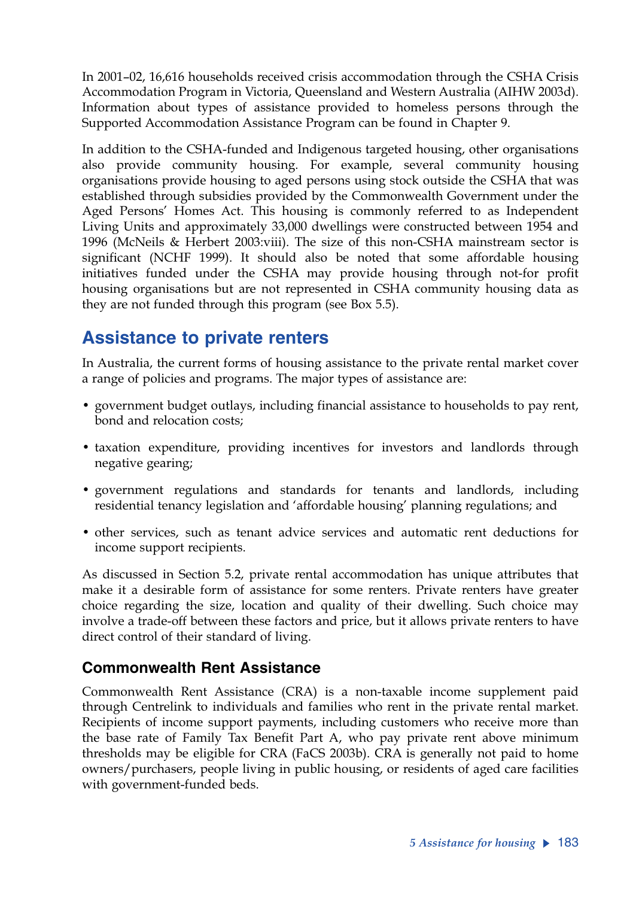In 2001–02, 16,616 households received crisis accommodation through the CSHA Crisis Accommodation Program in Victoria, Queensland and Western Australia (AIHW 2003d). Information about types of assistance provided to homeless persons through the Supported Accommodation Assistance Program can be found in Chapter 9.

In addition to the CSHA-funded and Indigenous targeted housing, other organisations also provide community housing. For example, several community housing organisations provide housing to aged persons using stock outside the CSHA that was established through subsidies provided by the Commonwealth Government under the Aged Persons' Homes Act. This housing is commonly referred to as Independent Living Units and approximately 33,000 dwellings were constructed between 1954 and 1996 (McNeils & Herbert 2003:viii). The size of this non-CSHA mainstream sector is significant (NCHF 1999). It should also be noted that some affordable housing initiatives funded under the CSHA may provide housing through not-for profit housing organisations but are not represented in CSHA community housing data as they are not funded through this program (see Box 5.5).

## Assistance to private renters

In Australia, the current forms of housing assistance to the private rental market cover a range of policies and programs. The major types of assistance are:

- government budget outlays, including financial assistance to households to pay rent, bond and relocation costs;
- taxation expenditure, providing incentives for investors and landlords through negative gearing;
- government regulations and standards for tenants and landlords, including residential tenancy legislation and 'affordable housing' planning regulations; and
- other services, such as tenant advice services and automatic rent deductions for income support recipients.

As discussed in Section 5.2, private rental accommodation has unique attributes that make it a desirable form of assistance for some renters. Private renters have greater choice regarding the size, location and quality of their dwelling. Such choice may involve a trade-off between these factors and price, but it allows private renters to have direct control of their standard of living.

### Commonwealth Rent Assistance

Commonwealth Rent Assistance (CRA) is a non-taxable income supplement paid through Centrelink to individuals and families who rent in the private rental market. Recipients of income support payments, including customers who receive more than the base rate of Family Tax Benefit Part A, who pay private rent above minimum thresholds may be eligible for CRA (FaCS 2003b). CRA is generally not paid to home owners/purchasers, people living in public housing, or residents of aged care facilities with government-funded beds.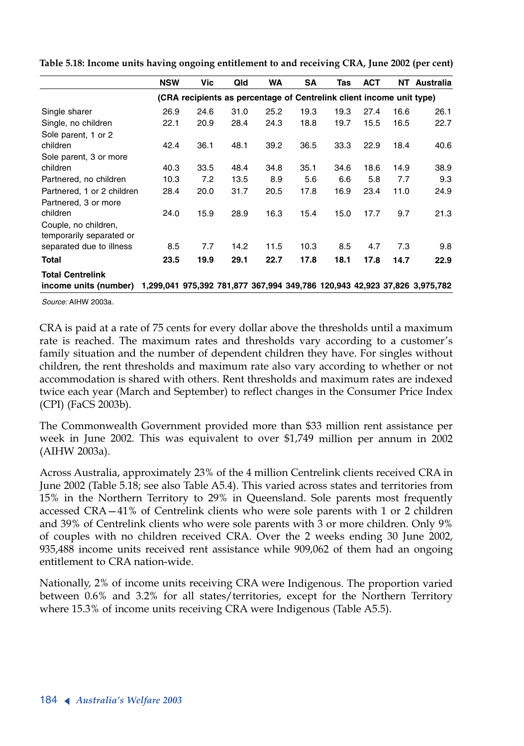**Table 5.18: Income units having ongoing entitlement to and receiving CRA, June 2002 (per cent)**

| | NSW | Vic | Qld | WA | SA | Tas | ACT | NT | Australia |
|---|---|---|---|---|---|---|---|---|---|
| | (CRA recipients as percentage of Centrelink client income unit type) | | | | | | | | |
| Single sharer | 26.9 | 24.6 | 31.0 | 25.2 | 19.3 | 19.3 | 27.4 | 16.6 | 26.1 |
| Single, no children | 22.1 | 20.9 | 28.4 | 24.3 | 18.8 | 19.7 | 15.5 | 16.5 | 22.7 |
| Sole parent, 1 or 2 children | 42.4 | 36.1 | 48.1 | 39.2 | 36.5 | 33.3 | 22.9 | 18.4 | 40.6 |
| Sole parent, 3 or more children | 40.3 | 33.5 | 48.4 | 34.8 | 35.1 | 34.6 | 18.6 | 14.9 | 38.9 |
| Partnered, no children | 10.3 | 7.2 | 13.5 | 8.9 | 5.6 | 6.6 | 5.8 | 7.7 | 9.3 |
| Partnered, 1 or 2 children | 28.4 | 20.0 | 31.7 | 20.5 | 17.8 | 16.9 | 23.4 | 11.0 | 24.9 |
| Partnered, 3 or more children | 24.0 | 15.9 | 28.9 | 16.3 | 15.4 | 15.0 | 17.7 | 9.7 | 21.3 |
| Couple, no children, temporarily separated or separated due to illness | 8.5 | 7.7 | 14.2 | 11.5 | 10.3 | 8.5 | 4.7 | 7.3 | 9.8 |
| **Total** | **23.5** | **19.9** | **29.1** | **22.7** | **17.8** | **18.1** | **17.8** | **14.7** | **22.9** |
| **Total Centrelink income units (number)** | **1,299,041** | **975,392** | **781,877** | **367,994** | **349,786** | **120,943** | **42,923** | **37,826** | **3,975,782** |

*Source:* AIHW 2003a.

CRA is paid at a rate of 75 cents for every dollar above the thresholds until a maximum rate is reached. The maximum rates and thresholds vary according to a customer's family situation and the number of dependent children they have. For singles without children, the rent thresholds and maximum rate also vary according to whether or not accommodation is shared with others. Rent thresholds and maximum rates are indexed twice each year (March and September) to reflect changes in the Consumer Price Index (CPI) (FaCS 2003b).

The Commonwealth Government provided more than $33 million rent assistance per week in June 2002. This was equivalent to over $1,749 million per annum in 2002 (AIHW 2003a).

Across Australia, approximately 23% of the 4 million Centrelink clients received CRA in June 2002 (Table 5.18; see also Table A5.4). This varied across states and territories from 15% in the Northern Territory to 29% in Queensland. Sole parents most frequently accessed CRA—41% of Centrelink clients who were sole parents with 1 or 2 children and 39% of Centrelink clients who were sole parents with 3 or more children. Only 9% of couples with no children received CRA. Over the 2 weeks ending 30 June 2002, 935,488 income units received rent assistance while 909,062 of them had an ongoing entitlement to CRA nation-wide.

Nationally, 2% of income units receiving CRA were Indigenous. The proportion varied between 0.6% and 3.2% for all states/territories, except for the Northern Territory where 15.3% of income units receiving CRA were Indigenous (Table A5.5).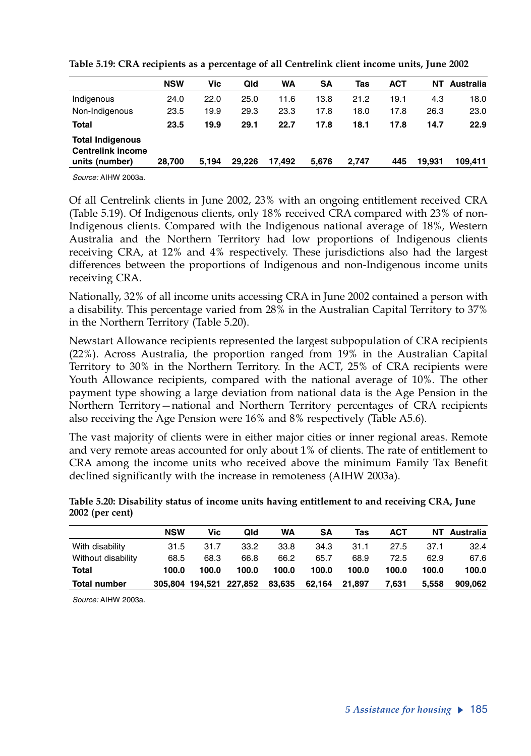**Table 5.19: CRA recipients as a percentage of all Centrelink client income units, June 2002**

| | NSW | Vic | Qld | WA | SA | Tas | ACT | NT | Australia |
|---|---|---|---|---|---|---|---|---|---|
| Indigenous | 24.0 | 22.0 | 25.0 | 11.6 | 13.8 | 21.2 | 19.1 | 4.3 | 18.0 |
| Non-Indigenous | 23.5 | 19.9 | 29.3 | 23.3 | 17.8 | 18.0 | 17.8 | 26.3 | 23.0 |
| **Total** | **23.5** | **19.9** | **29.1** | **22.7** | **17.8** | **18.1** | **17.8** | **14.7** | **22.9** |
| **Total Indigenous Centrelink income units (number)** | **28,700** | **5,194** | **29,226** | **17,492** | **5,676** | **2,747** | **445** | **19,931** | **109,411** |

*Source:* AIHW 2003a.

Of all Centrelink clients in June 2002, 23% with an ongoing entitlement received CRA (Table 5.19). Of Indigenous clients, only 18% received CRA compared with 23% of non-Indigenous clients. Compared with the Indigenous national average of 18%, Western Australia and the Northern Territory had low proportions of Indigenous clients receiving CRA, at 12% and 4% respectively. These jurisdictions also had the largest differences between the proportions of Indigenous and non-Indigenous income units receiving CRA.

Nationally, 32% of all income units accessing CRA in June 2002 contained a person with a disability. This percentage varied from 28% in the Australian Capital Territory to 37% in the Northern Territory (Table 5.20).

Newstart Allowance recipients represented the largest subpopulation of CRA recipients (22%). Across Australia, the proportion ranged from 19% in the Australian Capital Territory to 30% in the Northern Territory. In the ACT, 25% of CRA recipients were Youth Allowance recipients, compared with the national average of 10%. The other payment type showing a large deviation from national data is the Age Pension in the Northern Territory—national and Northern Territory percentages of CRA recipients also receiving the Age Pension were 16% and 8% respectively (Table A5.6).

The vast majority of clients were in either major cities or inner regional areas. Remote and very remote areas accounted for only about 1% of clients. The rate of entitlement to CRA among the income units who received above the minimum Family Tax Benefit declined significantly with the increase in remoteness (AIHW 2003a).

**Table 5.20: Disability status of income units having entitlement to and receiving CRA, June 2002 (per cent)**

| | NSW | Vic | Qld | WA | SA | Tas | ACT | NT | Australia |
|---|---|---|---|---|---|---|---|---|---|
| With disability | 31.5 | 31.7 | 33.2 | 33.8 | 34.3 | 31.1 | 27.5 | 37.1 | 32.4 |
| Without disability | 68.5 | 68.3 | 66.8 | 66.2 | 65.7 | 68.9 | 72.5 | 62.9 | 67.6 |
| **Total** | **100.0** | **100.0** | **100.0** | **100.0** | **100.0** | **100.0** | **100.0** | **100.0** | **100.0** |
| **Total number** | **305,804** | **194,521** | **227,852** | **83,635** | **62,164** | **21,897** | **7,631** | **5,558** | **909,062** |

*Source:* AIHW 2003a.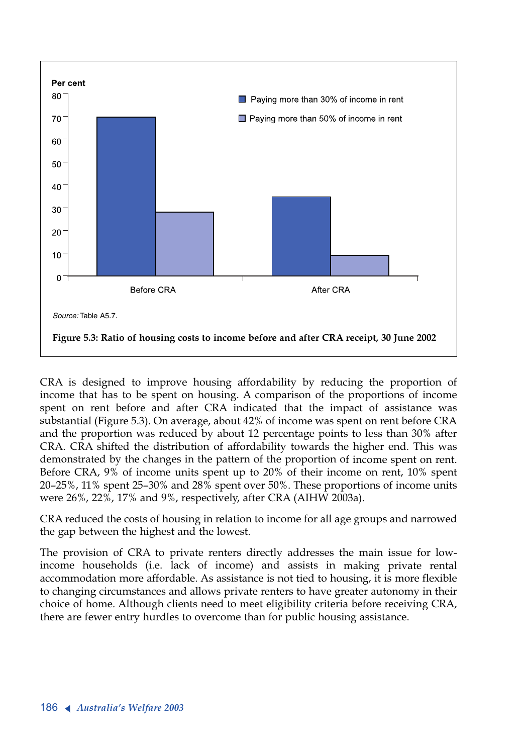Source: Table A5.7.

**Figure 5.3: Ratio of housing costs to income before and after CRA receipt, 30 June 2002**

CRA is designed to improve housing affordability by reducing the proportion of income that has to be spent on housing. A comparison of the proportions of income spent on rent before and after CRA indicated that the impact of assistance was substantial (Figure 5.3). On average, about 42% of income was spent on rent before CRA and the proportion was reduced by about 12 percentage points to less than 30% after CRA. CRA shifted the distribution of affordability towards the higher end. This was demonstrated by the changes in the pattern of the proportion of income spent on rent. Before CRA, 9% of income units spent up to 20% of their income on rent, 10% spent 20–25%, 11% spent 25–30% and 28% spent over 50%. These proportions of income units were 26%, 22%, 17% and 9%, respectively, after CRA (AIHW 2003a).

CRA reduced the costs of housing in relation to income for all age groups and narrowed the gap between the highest and the lowest.

The provision of CRA to private renters directly addresses the main issue for low-income households (i.e. lack of income) and assists in making private rental accommodation more affordable. As assistance is not tied to housing, it is more flexible to changing circumstances and allows private renters to have greater autonomy in their choice of home. Although clients need to meet eligibility criteria before receiving CRA, there are fewer entry hurdles to overcome than for public housing assistance.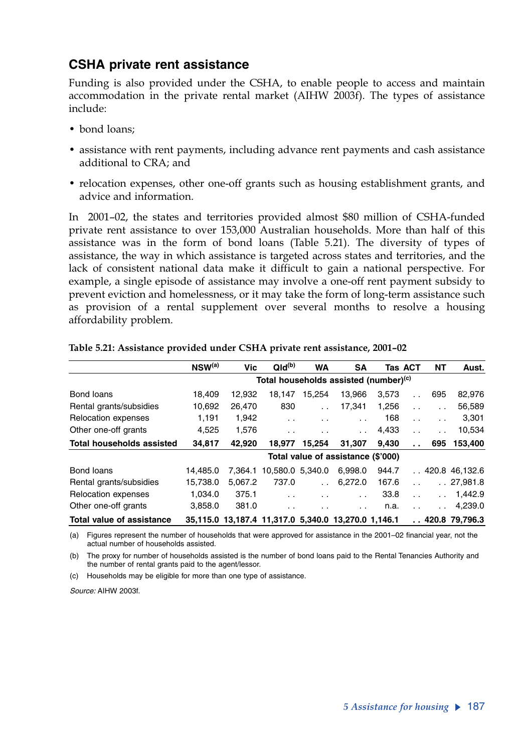## CSHA private rent assistance

Funding is also provided under the CSHA, to enable people to access and maintain accommodation in the private rental market (AIHW 2003f). The types of assistance include:

- bond loans;
- assistance with rent payments, including advance rent payments and cash assistance additional to CRA; and
- relocation expenses, other one-off grants such as housing establishment grants, and advice and information.

In 2001–02, the states and territories provided almost $80 million of CSHA-funded private rent assistance to over 153,000 Australian households. More than half of this assistance was in the form of bond loans (Table 5.21). The diversity of types of assistance, the way in which assistance is targeted across states and territories, and the lack of consistent national data make it difficult to gain a national perspective. For example, a single episode of assistance may involve a one-off rent payment subsidy to prevent eviction and homelessness, or it may take the form of long-term assistance such as provision of a rental supplement over several months to resolve a housing affordability problem.

**Table 5.21: Assistance provided under CSHA private rent assistance, 2001–02**

| | NSW[(a)] | Vic | Qld[(b)] | WA | SA | Tas | ACT | NT | Aust. |
|---|---|---|---|---|---|---|---|---|---|
| | **Total households assisted (number)[(c)]** | | | | | | | | |
| Bond loans | 18,409 | 12,932 | 18,147 | 15,254 | 13,966 | 3,573 | . . | 695 | 82,976 |
| Rental grants/subsidies | 10,692 | 26,470 | 830 | . . | 17,341 | 1,256 | . . | . . | 56,589 |
| Relocation expenses | 1,191 | 1,942 | . . | . . | . . | 168 | . . | . . | 3,301 |
| Other one-off grants | 4,525 | 1,576 | . . | . . | . . | 4,433 | . . | . . | 10,534 |
| **Total households assisted** | **34,817** | **42,920** | **18,977** | **15,254** | **31,307** | **9,430** | **. .** | **695** | **153,400** |
| | **Total value of assistance ($'000)** | | | | | | | | |
| Bond loans | 14,485.0 | 7,364.1 | 10,580.0 | 5,340.0 | 6,998.0 | 944.7 | . . | 420.8 | 46,132.6 |
| Rental grants/subsidies | 15,738.0 | 5,067.2 | 737.0 | . . | 6,272.0 | 167.6 | . . | . . | 27,981.8 |
| Relocation expenses | 1,034.0 | 375.1 | . . | . . | . . | 33.8 | . . | . . | 1,442.9 |
| Other one-off grants | 3,858.0 | 381.0 | . . | . . | . . | n.a. | . . | . . | 4,239.0 |
| **Total value of assistance** | **35,115.0** | **13,187.4** | **11,317.0** | **5,340.0** | **13,270.0** | **1,146.1** | **. .** | **420.8** | **79,796.3** |

(a) Figures represent the number of households that were approved for assistance in the 2001–02 financial year, not the actual number of households assisted.

(b) The proxy for number of households assisted is the number of bond loans paid to the Rental Tenancies Authority and the number of rental grants paid to the agent/lessor.

(c) Households may be eligible for more than one type of assistance.

*Source:* AIHW 2003f.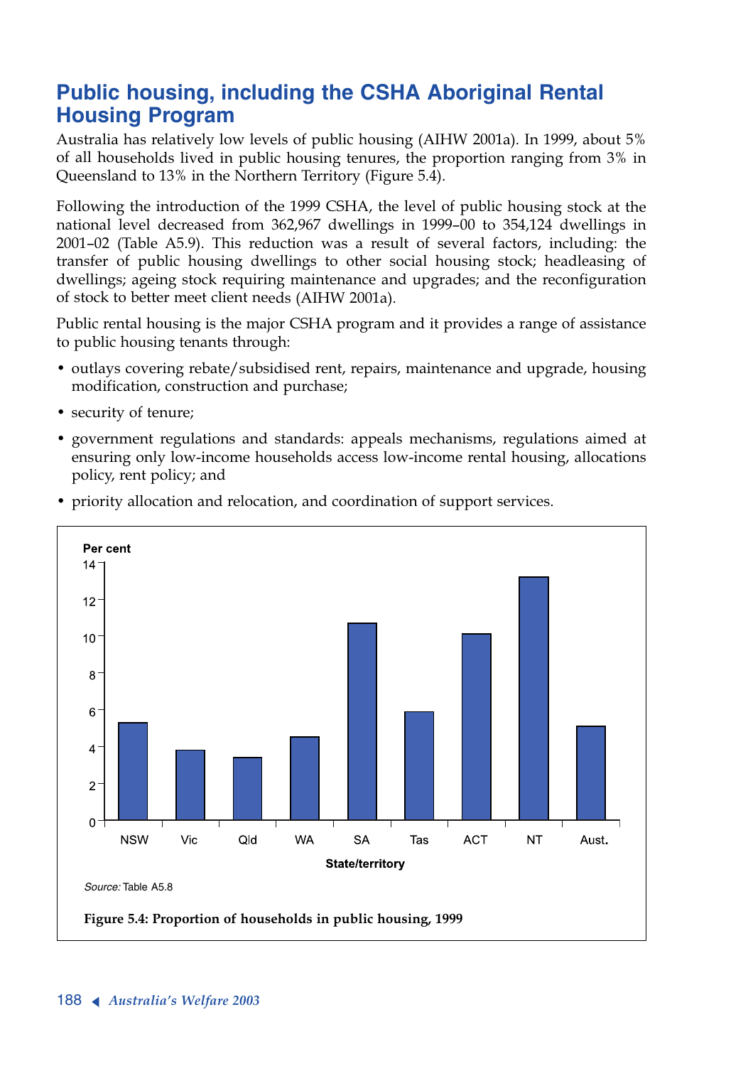## Public housing, including the CSHA Aboriginal Rental Housing Program

Australia has relatively low levels of public housing (AIHW 2001a). In 1999, about 5% of all households lived in public housing tenures, the proportion ranging from 3% in Queensland to 13% in the Northern Territory (Figure 5.4).

Following the introduction of the 1999 CSHA, the level of public housing stock at the national level decreased from 362,967 dwellings in 1999–00 to 354,124 dwellings in 2001–02 (Table A5.9). This reduction was a result of several factors, including: the transfer of public housing dwellings to other social housing stock; headleasing of dwellings; ageing stock requiring maintenance and upgrades; and the reconfiguration of stock to better meet client needs (AIHW 2001a).

Public rental housing is the major CSHA program and it provides a range of assistance to public housing tenants through:

- outlays covering rebate/subsidised rent, repairs, maintenance and upgrade, housing modification, construction and purchase;
- security of tenure;
- government regulations and standards: appeals mechanisms, regulations aimed at ensuring only low-income households access low-income rental housing, allocations policy, rent policy; and
- priority allocation and relocation, and coordination of support services.

Per cent

| State/territory | NSW | Vic | Qld | WA | SA | Tas | ACT | NT | Aust. |
|---|---|---|---|---|---|---|---|---|---|
| Per cent (approx.) | 5.3 | 3.8 | 3.4 | 4.5 | 10.7 | 5.9 | 10.1 | 13.2 | 5.1 |

*Source:* Table A5.8

**Figure 5.4: Proportion of households in public housing, 1999**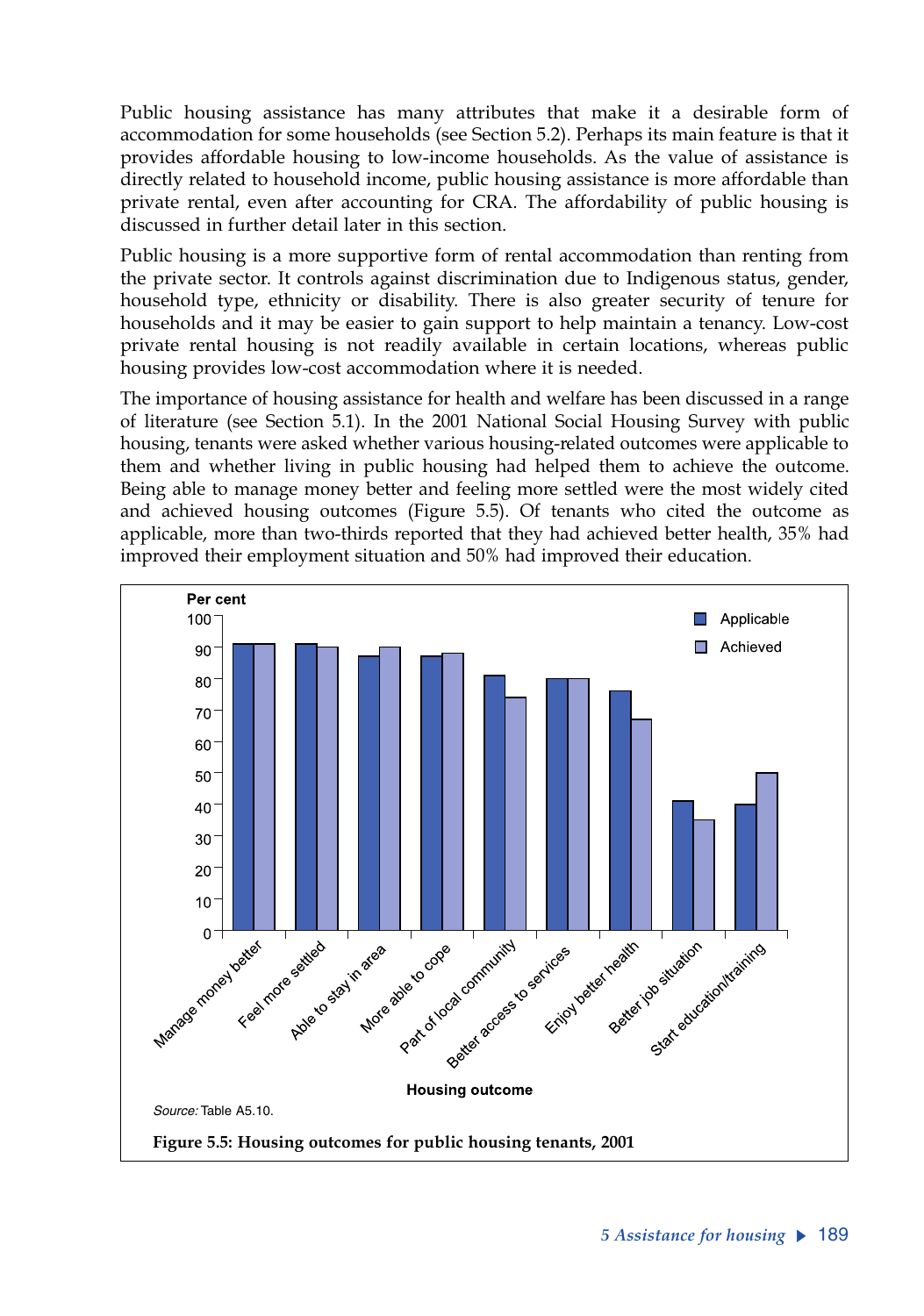Public housing assistance has many attributes that make it a desirable form of accommodation for some households (see Section 5.2). Perhaps its main feature is that it provides affordable housing to low-income households. As the value of assistance is directly related to household income, public housing assistance is more affordable than private rental, even after accounting for CRA. The affordability of public housing is discussed in further detail later in this section.

Public housing is a more supportive form of rental accommodation than renting from the private sector. It controls against discrimination due to Indigenous status, gender, household type, ethnicity or disability. There is also greater security of tenure for households and it may be easier to gain support to help maintain a tenancy. Low-cost private rental housing is not readily available in certain locations, whereas public housing provides low-cost accommodation where it is needed.

The importance of housing assistance for health and welfare has been discussed in a range of literature (see Section 5.1). In the 2001 National Social Housing Survey with public housing, tenants were asked whether various housing-related outcomes were applicable to them and whether living in public housing had helped them to achieve the outcome. Being able to manage money better and feeling more settled were the most widely cited and achieved housing outcomes (Figure 5.5). Of tenants who cited the outcome as applicable, more than two-thirds reported that they had achieved better health, 35% had improved their employment situation and 50% had improved their education.

*Source:* Table A5.10.

**Figure 5.5: Housing outcomes for public housing tenants, 2001**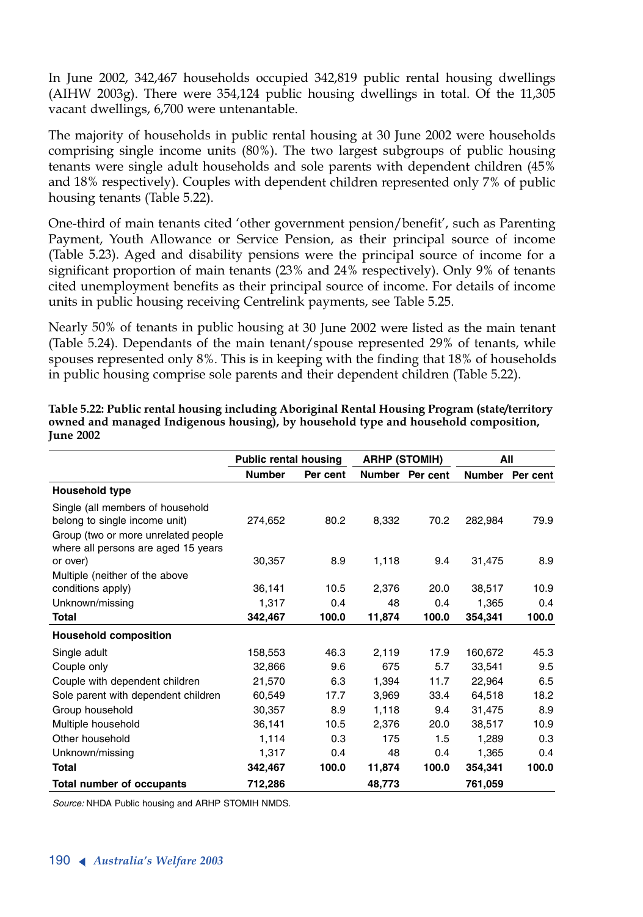In June 2002, 342,467 households occupied 342,819 public rental housing dwellings (AIHW 2003g). There were 354,124 public housing dwellings in total. Of the 11,305 vacant dwellings, 6,700 were untenantable.

The majority of households in public rental housing at 30 June 2002 were households comprising single income units (80%). The two largest subgroups of public housing tenants were single adult households and sole parents with dependent children (45% and 18% respectively). Couples with dependent children represented only 7% of public housing tenants (Table 5.22).

One-third of main tenants cited 'other government pension/benefit', such as Parenting Payment, Youth Allowance or Service Pension, as their principal source of income (Table 5.23). Aged and disability pensions were the principal source of income for a significant proportion of main tenants (23% and 24% respectively). Only 9% of tenants cited unemployment benefits as their principal source of income. For details of income units in public housing receiving Centrelink payments, see Table 5.25.

Nearly 50% of tenants in public housing at 30 June 2002 were listed as the main tenant (Table 5.24). Dependants of the main tenant/spouse represented 29% of tenants, while spouses represented only 8%. This is in keeping with the finding that 18% of households in public housing comprise sole parents and their dependent children (Table 5.22).

**Table 5.22: Public rental housing including Aboriginal Rental Housing Program (state/territory owned and managed Indigenous housing), by household type and household composition, June 2002**

| | Public rental housing | | ARHP (STOMIH) | | All | |
|---|---|---|---|---|---|---|
| | Number | Per cent | Number | Per cent | Number | Per cent |
| **Household type** | | | | | | |
| Single (all members of household belong to single income unit) | 274,652 | 80.2 | 8,332 | 70.2 | 282,984 | 79.9 |
| Group (two or more unrelated people where all persons are aged 15 years or over) | 30,357 | 8.9 | 1,118 | 9.4 | 31,475 | 8.9 |
| Multiple (neither of the above conditions apply) | 36,141 | 10.5 | 2,376 | 20.0 | 38,517 | 10.9 |
| Unknown/missing | 1,317 | 0.4 | 48 | 0.4 | 1,365 | 0.4 |
| **Total** | **342,467** | **100.0** | **11,874** | **100.0** | **354,341** | **100.0** |
| **Household composition** | | | | | | |
| Single adult | 158,553 | 46.3 | 2,119 | 17.9 | 160,672 | 45.3 |
| Couple only | 32,866 | 9.6 | 675 | 5.7 | 33,541 | 9.5 |
| Couple with dependent children | 21,570 | 6.3 | 1,394 | 11.7 | 22,964 | 6.5 |
| Sole parent with dependent children | 60,549 | 17.7 | 3,969 | 33.4 | 64,518 | 18.2 |
| Group household | 30,357 | 8.9 | 1,118 | 9.4 | 31,475 | 8.9 |
| Multiple household | 36,141 | 10.5 | 2,376 | 20.0 | 38,517 | 10.9 |
| Other household | 1,114 | 0.3 | 175 | 1.5 | 1,289 | 0.3 |
| Unknown/missing | 1,317 | 0.4 | 48 | 0.4 | 1,365 | 0.4 |
| **Total** | **342,467** | **100.0** | **11,874** | **100.0** | **354,341** | **100.0** |
| **Total number of occupants** | **712,286** | | **48,773** | | **761,059** | |

*Source:* NHDA Public housing and ARHP STOMIH NMDS.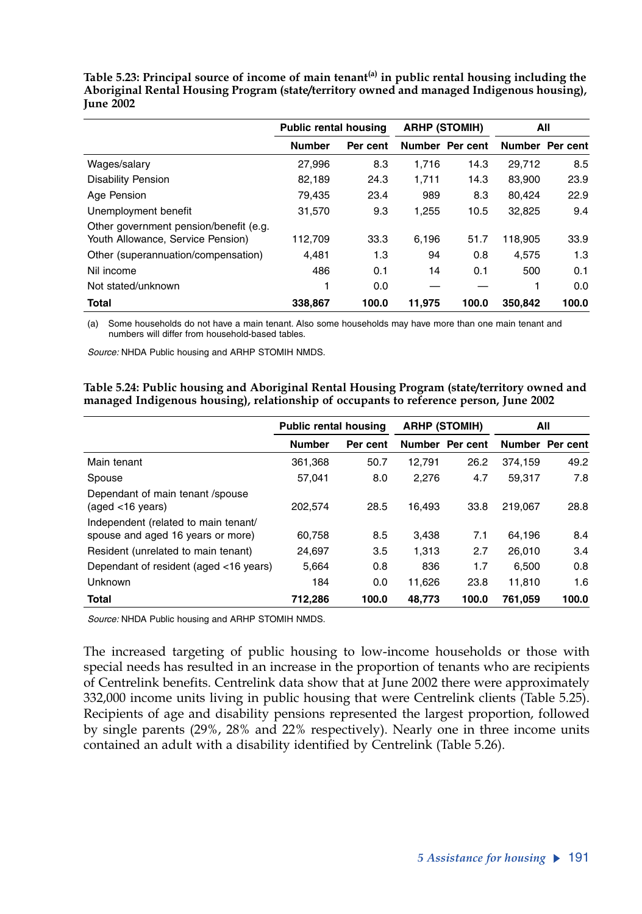**Table 5.23: Principal source of income of main tenant[(a)] in public rental housing including the Aboriginal Rental Housing Program (state/territory owned and managed Indigenous housing), June 2002**

| | Public rental housing | | ARHP (STOMIH) | | All | |
|---|---|---|---|---|---|---|
| | **Number** | **Per cent** | **Number** | **Per cent** | **Number** | **Per cent** |
| Wages/salary | 27,996 | 8.3 | 1,716 | 14.3 | 29,712 | 8.5 |
| Disability Pension | 82,189 | 24.3 | 1,711 | 14.3 | 83,900 | 23.9 |
| Age Pension | 79,435 | 23.4 | 989 | 8.3 | 80,424 | 22.9 |
| Unemployment benefit | 31,570 | 9.3 | 1,255 | 10.5 | 32,825 | 9.4 |
| Other government pension/benefit (e.g. Youth Allowance, Service Pension) | 112,709 | 33.3 | 6,196 | 51.7 | 118,905 | 33.9 |
| Other (superannuation/compensation) | 4,481 | 1.3 | 94 | 0.8 | 4,575 | 1.3 |
| Nil income | 486 | 0.1 | 14 | 0.1 | 500 | 0.1 |
| Not stated/unknown | 1 | 0.0 | — | — | 1 | 0.0 |
| **Total** | **338,867** | **100.0** | **11,975** | **100.0** | **350,842** | **100.0** |

(a) Some households do not have a main tenant. Also some households may have more than one main tenant and numbers will differ from household-based tables.

*Source:* NHDA Public housing and ARHP STOMIH NMDS.

**Table 5.24: Public housing and Aboriginal Rental Housing Program (state/territory owned and managed Indigenous housing), relationship of occupants to reference person, June 2002**

| | Public rental housing | | ARHP (STOMIH) | | All | |
|---|---|---|---|---|---|---|
| | **Number** | **Per cent** | **Number** | **Per cent** | **Number** | **Per cent** |
| Main tenant | 361,368 | 50.7 | 12,791 | 26.2 | 374,159 | 49.2 |
| Spouse | 57,041 | 8.0 | 2,276 | 4.7 | 59,317 | 7.8 |
| Dependant of main tenant /spouse (aged <16 years) | 202,574 | 28.5 | 16,493 | 33.8 | 219,067 | 28.8 |
| Independent (related to main tenant/ spouse and aged 16 years or more) | 60,758 | 8.5 | 3,438 | 7.1 | 64,196 | 8.4 |
| Resident (unrelated to main tenant) | 24,697 | 3.5 | 1,313 | 2.7 | 26,010 | 3.4 |
| Dependant of resident (aged <16 years) | 5,664 | 0.8 | 836 | 1.7 | 6,500 | 0.8 |
| Unknown | 184 | 0.0 | 11,626 | 23.8 | 11,810 | 1.6 |
| **Total** | **712,286** | **100.0** | **48,773** | **100.0** | **761,059** | **100.0** |

*Source:* NHDA Public housing and ARHP STOMIH NMDS.

The increased targeting of public housing to low-income households or those with special needs has resulted in an increase in the proportion of tenants who are recipients of Centrelink benefits. Centrelink data show that at June 2002 there were approximately 332,000 income units living in public housing that were Centrelink clients (Table 5.25). Recipients of age and disability pensions represented the largest proportion, followed by single parents (29%, 28% and 22% respectively). Nearly one in three income units contained an adult with a disability identified by Centrelink (Table 5.26).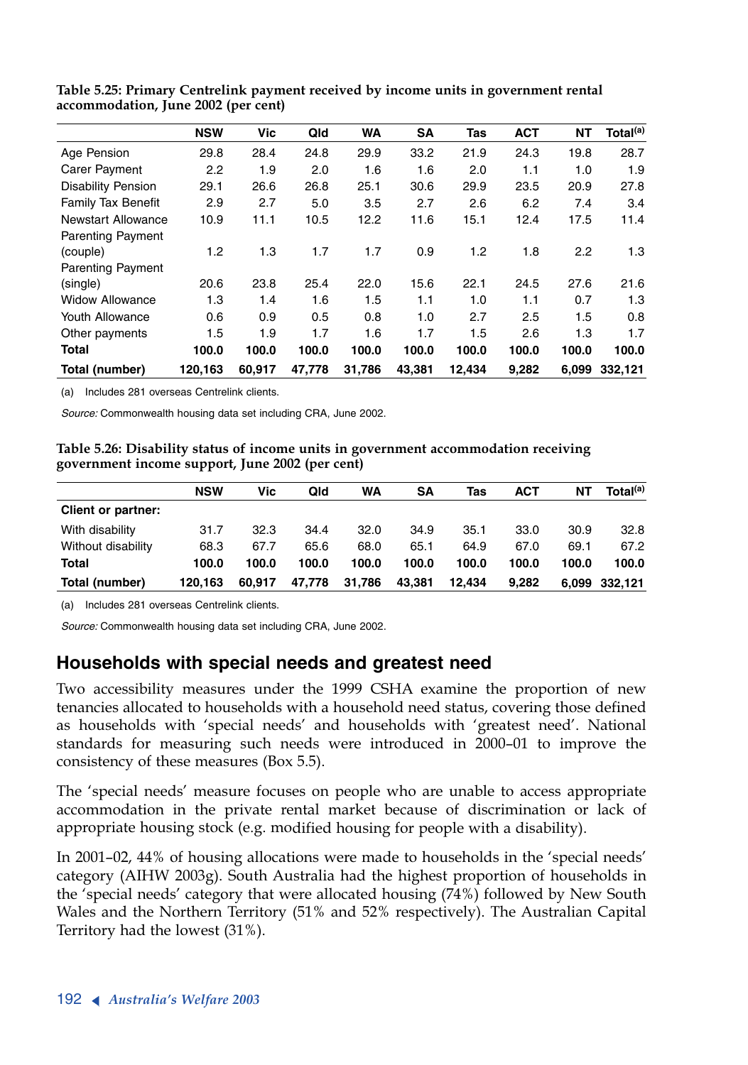**Table 5.25: Primary Centrelink payment received by income units in government rental accommodation, June 2002 (per cent)**

| | NSW | Vic | Qld | WA | SA | Tas | ACT | NT | Total[(a)] |
|---|---|---|---|---|---|---|---|---|---|
| Age Pension | 29.8 | 28.4 | 24.8 | 29.9 | 33.2 | 21.9 | 24.3 | 19.8 | 28.7 |
| Carer Payment | 2.2 | 1.9 | 2.0 | 1.6 | 1.6 | 2.0 | 1.1 | 1.0 | 1.9 |
| Disability Pension | 29.1 | 26.6 | 26.8 | 25.1 | 30.6 | 29.9 | 23.5 | 20.9 | 27.8 |
| Family Tax Benefit | 2.9 | 2.7 | 5.0 | 3.5 | 2.7 | 2.6 | 6.2 | 7.4 | 3.4 |
| Newstart Allowance | 10.9 | 11.1 | 10.5 | 12.2 | 11.6 | 15.1 | 12.4 | 17.5 | 11.4 |
| Parenting Payment (couple) | 1.2 | 1.3 | 1.7 | 1.7 | 0.9 | 1.2 | 1.8 | 2.2 | 1.3 |
| Parenting Payment (single) | 20.6 | 23.8 | 25.4 | 22.0 | 15.6 | 22.1 | 24.5 | 27.6 | 21.6 |
| Widow Allowance | 1.3 | 1.4 | 1.6 | 1.5 | 1.1 | 1.0 | 1.1 | 0.7 | 1.3 |
| Youth Allowance | 0.6 | 0.9 | 0.5 | 0.8 | 1.0 | 2.7 | 2.5 | 1.5 | 0.8 |
| Other payments | 1.5 | 1.9 | 1.7 | 1.6 | 1.7 | 1.5 | 2.6 | 1.3 | 1.7 |
| **Total** | **100.0** | **100.0** | **100.0** | **100.0** | **100.0** | **100.0** | **100.0** | **100.0** | **100.0** |
| **Total (number)** | **120,163** | **60,917** | **47,778** | **31,786** | **43,381** | **12,434** | **9,282** | **6,099** | **332,121** |

(a) Includes 281 overseas Centrelink clients.

*Source:* Commonwealth housing data set including CRA, June 2002.

**Table 5.26: Disability status of income units in government accommodation receiving government income support, June 2002 (per cent)**

| | NSW | Vic | Qld | WA | SA | Tas | ACT | NT | Total[(a)] |
|---|---|---|---|---|---|---|---|---|---|
| **Client or partner:** | | | | | | | | | |
| With disability | 31.7 | 32.3 | 34.4 | 32.0 | 34.9 | 35.1 | 33.0 | 30.9 | 32.8 |
| Without disability | 68.3 | 67.7 | 65.6 | 68.0 | 65.1 | 64.9 | 67.0 | 69.1 | 67.2 |
| **Total** | **100.0** | **100.0** | **100.0** | **100.0** | **100.0** | **100.0** | **100.0** | **100.0** | **100.0** |
| **Total (number)** | **120,163** | **60,917** | **47,778** | **31,786** | **43,381** | **12,434** | **9,282** | **6,099** | **332,121** |

(a) Includes 281 overseas Centrelink clients.

*Source:* Commonwealth housing data set including CRA, June 2002.

## Households with special needs and greatest need

Two accessibility measures under the 1999 CSHA examine the proportion of new tenancies allocated to households with a household need status, covering those defined as households with 'special needs' and households with 'greatest need'. National standards for measuring such needs were introduced in 2000–01 to improve the consistency of these measures (Box 5.5).

The 'special needs' measure focuses on people who are unable to access appropriate accommodation in the private rental market because of discrimination or lack of appropriate housing stock (e.g. modified housing for people with a disability).

In 2001–02, 44% of housing allocations were made to households in the 'special needs' category (AIHW 2003g). South Australia had the highest proportion of households in the 'special needs' category that were allocated housing (74%) followed by New South Wales and the Northern Territory (51% and 52% respectively). The Australian Capital Territory had the lowest (31%).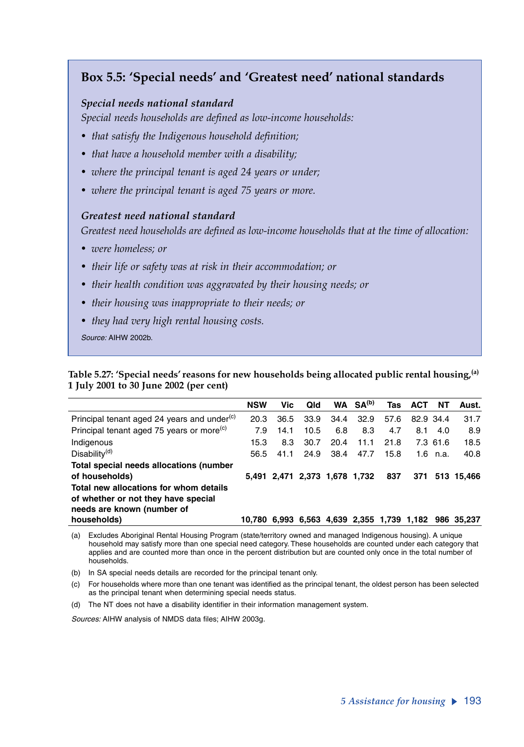## Box 5.5: 'Special needs' and 'Greatest need' national standards

### *Special needs national standard*

*Special needs households are defined as low-income households:*

- *that satisfy the Indigenous household definition;*
- *that have a household member with a disability;*
- *where the principal tenant is aged 24 years or under;*
- *where the principal tenant is aged 75 years or more.*

### *Greatest need national standard*

*Greatest need households are defined as low-income households that at the time of allocation:*

- *were homeless; or*
- *their life or safety was at risk in their accommodation; or*
- *their health condition was aggravated by their housing needs; or*
- *their housing was inappropriate to their needs; or*
- *they had very high rental housing costs.*

*Source:* AIHW 2002b.

**Table 5.27: 'Special needs' reasons for new households being allocated public rental housing,[(a)] 1 July 2001 to 30 June 2002 (per cent)**

| | NSW | Vic | Qld | WA | SA[(b)] | Tas | ACT | NT | Aust. |
|---|---|---|---|---|---|---|---|---|---|
| Principal tenant aged 24 years and under[(c)] | 20.3 | 36.5 | 33.9 | 34.4 | 32.9 | 57.6 | 82.9 | 34.4 | 31.7 |
| Principal tenant aged 75 years or more[(c)] | 7.9 | 14.1 | 10.5 | 6.8 | 8.3 | 4.7 | 8.1 | 4.0 | 8.9 |
| Indigenous | 15.3 | 8.3 | 30.7 | 20.4 | 11.1 | 21.8 | 7.3 | 61.6 | 18.5 |
| Disability[(d)] | 56.5 | 41.1 | 24.9 | 38.4 | 47.7 | 15.8 | 1.6 | n.a. | 40.8 |
| **Total special needs allocations (number of households)** | **5,491** | **2,471** | **2,373** | **1,678** | **1,732** | **837** | **371** | **513** | **15,466** |
| **Total new allocations for whom details of whether or not they have special needs are known (number of households)** | **10,780** | **6,993** | **6,563** | **4,639** | **2,355** | **1,739** | **1,182** | **986** | **35,237** |

(a) Excludes Aboriginal Rental Housing Program (state/territory owned and managed Indigenous housing). A unique household may satisfy more than one special need category. These households are counted under each category that applies and are counted more than once in the percent distribution but are counted only once in the total number of households.

(b) In SA special needs details are recorded for the principal tenant only.

(c) For households where more than one tenant was identified as the principal tenant, the oldest person has been selected as the principal tenant when determining special needs status.

(d) The NT does not have a disability identifier in their information management system.

*Sources:* AIHW analysis of NMDS data files; AIHW 2003g.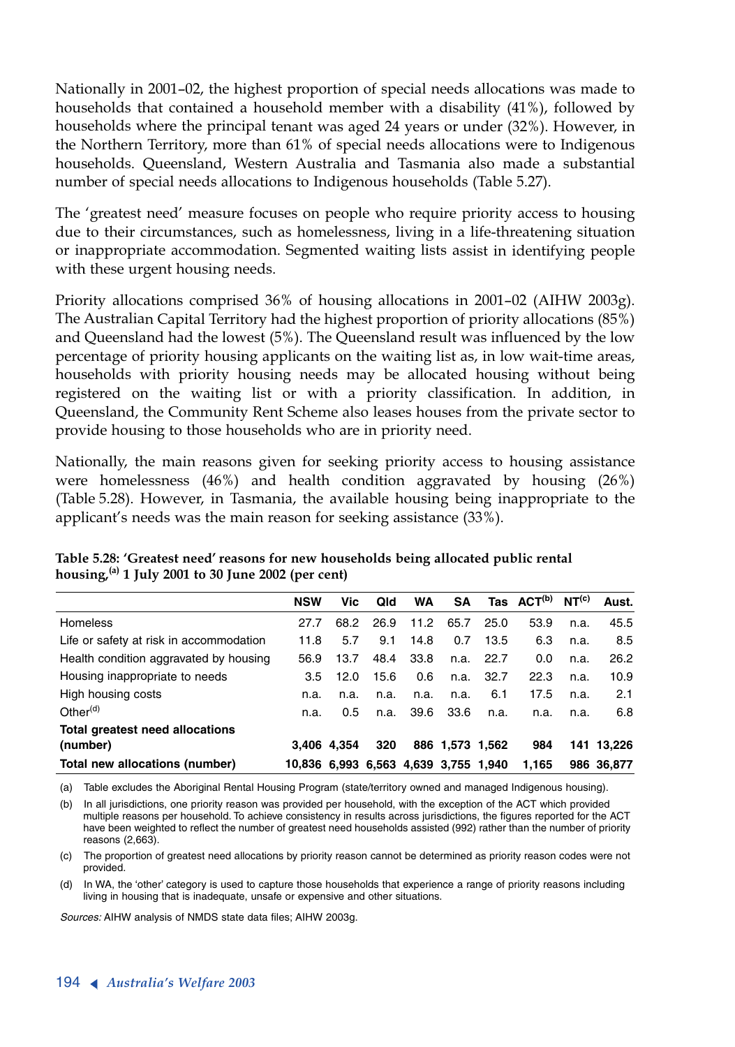Nationally in 2001–02, the highest proportion of special needs allocations was made to households that contained a household member with a disability (41%), followed by households where the principal tenant was aged 24 years or under (32%). However, in the Northern Territory, more than 61% of special needs allocations were to Indigenous households. Queensland, Western Australia and Tasmania also made a substantial number of special needs allocations to Indigenous households (Table 5.27).

The 'greatest need' measure focuses on people who require priority access to housing due to their circumstances, such as homelessness, living in a life-threatening situation or inappropriate accommodation. Segmented waiting lists assist in identifying people with these urgent housing needs.

Priority allocations comprised 36% of housing allocations in 2001–02 (AIHW 2003g). The Australian Capital Territory had the highest proportion of priority allocations (85%) and Queensland had the lowest (5%). The Queensland result was influenced by the low percentage of priority housing applicants on the waiting list as, in low wait-time areas, households with priority housing needs may be allocated housing without being registered on the waiting list or with a priority classification. In addition, in Queensland, the Community Rent Scheme also leases houses from the private sector to provide housing to those households who are in priority need.

Nationally, the main reasons given for seeking priority access to housing assistance were homelessness (46%) and health condition aggravated by housing (26%) (Table 5.28). However, in Tasmania, the available housing being inappropriate to the applicant's needs was the main reason for seeking assistance (33%).

**Table 5.28: 'Greatest need' reasons for new households being allocated public rental housing,[(a)] 1 July 2001 to 30 June 2002 (per cent)**

| | NSW | Vic | Qld | WA | SA | Tas | ACT[(b)] | NT[(c)] | Aust. |
|---|---|---|---|---|---|---|---|---|---|
| Homeless | 27.7 | 68.2 | 26.9 | 11.2 | 65.7 | 25.0 | 53.9 | n.a. | 45.5 |
| Life or safety at risk in accommodation | 11.8 | 5.7 | 9.1 | 14.8 | 0.7 | 13.5 | 6.3 | n.a. | 8.5 |
| Health condition aggravated by housing | 56.9 | 13.7 | 48.4 | 33.8 | n.a. | 22.7 | 0.0 | n.a. | 26.2 |
| Housing inappropriate to needs | 3.5 | 12.0 | 15.6 | 0.6 | n.a. | 32.7 | 22.3 | n.a. | 10.9 |
| High housing costs | n.a. | n.a. | n.a. | n.a. | n.a. | 6.1 | 17.5 | n.a. | 2.1 |
| Other[(d)] | n.a. | 0.5 | n.a. | 39.6 | 33.6 | n.a. | n.a. | n.a. | 6.8 |
| **Total greatest need allocations (number)** | **3,406** | **4,354** | **320** | **886** | **1,573** | **1,562** | **984** | **141** | **13,226** |
| **Total new allocations (number)** | **10,836** | **6,993** | **6,563** | **4,639** | **3,755** | **1,940** | **1,165** | **986** | **36,877** |

(a) Table excludes the Aboriginal Rental Housing Program (state/territory owned and managed Indigenous housing).

(b) In all jurisdictions, one priority reason was provided per household, with the exception of the ACT which provided multiple reasons per household. To achieve consistency in results across jurisdictions, the figures reported for the ACT have been weighted to reflect the number of greatest need households assisted (992) rather than the number of priority reasons (2,663).

(c) The proportion of greatest need allocations by priority reason cannot be determined as priority reason codes were not provided.

(d) In WA, the 'other' category is used to capture those households that experience a range of priority reasons including living in housing that is inadequate, unsafe or expensive and other situations.

*Sources:* AIHW analysis of NMDS state data files; AIHW 2003g.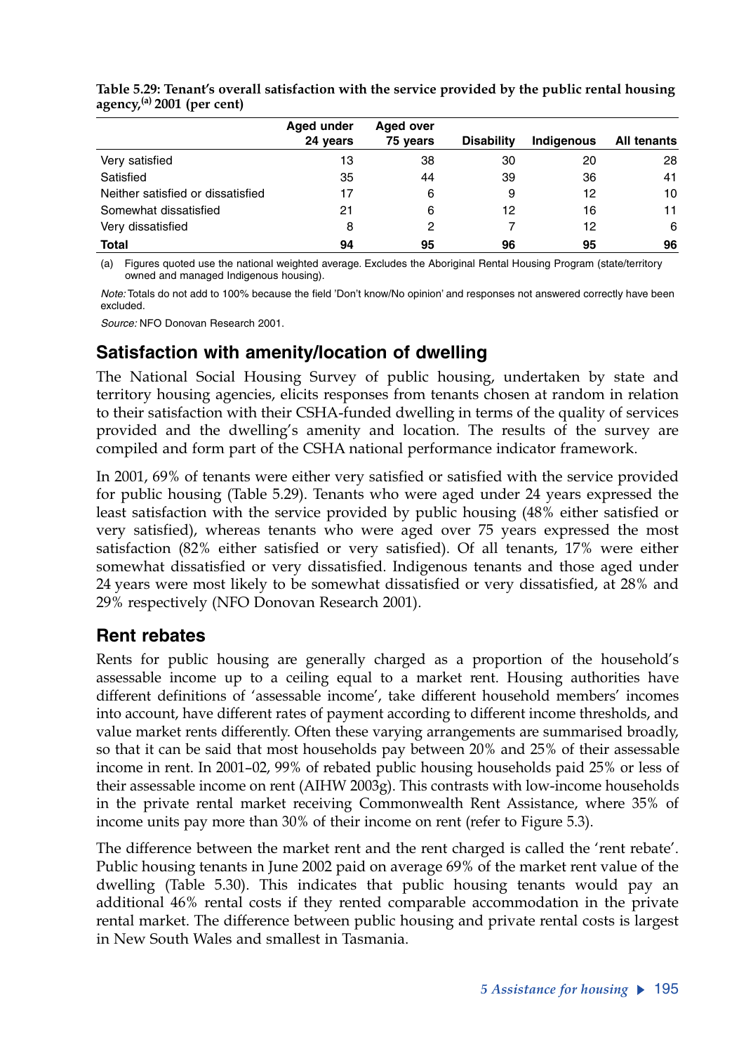**Table 5.29: Tenant's overall satisfaction with the service provided by the public rental housing agency,[(a)] 2001 (per cent)**

| | Aged under 24 years | Aged over 75 years | Disability | Indigenous | All tenants |
|---|---|---|---|---|---|
| Very satisfied | 13 | 38 | 30 | 20 | 28 |
| Satisfied | 35 | 44 | 39 | 36 | 41 |
| Neither satisfied or dissatisfied | 17 | 6 | 9 | 12 | 10 |
| Somewhat dissatisfied | 21 | 6 | 12 | 16 | 11 |
| Very dissatisfied | 8 | 2 | 7 | 12 | 6 |
| **Total** | **94** | **95** | **96** | **95** | **96** |

(a) Figures quoted use the national weighted average. Excludes the Aboriginal Rental Housing Program (state/territory owned and managed Indigenous housing).

*Note:* Totals do not add to 100% because the field 'Don't know/No opinion' and responses not answered correctly have been excluded.

*Source:* NFO Donovan Research 2001.

## Satisfaction with amenity/location of dwelling

The National Social Housing Survey of public housing, undertaken by state and territory housing agencies, elicits responses from tenants chosen at random in relation to their satisfaction with their CSHA-funded dwelling in terms of the quality of services provided and the dwelling's amenity and location. The results of the survey are compiled and form part of the CSHA national performance indicator framework.

In 2001, 69% of tenants were either very satisfied or satisfied with the service provided for public housing (Table 5.29). Tenants who were aged under 24 years expressed the least satisfaction with the service provided by public housing (48% either satisfied or very satisfied), whereas tenants who were aged over 75 years expressed the most satisfaction (82% either satisfied or very satisfied). Of all tenants, 17% were either somewhat dissatisfied or very dissatisfied. Indigenous tenants and those aged under 24 years were most likely to be somewhat dissatisfied or very dissatisfied, at 28% and 29% respectively (NFO Donovan Research 2001).

## Rent rebates

Rents for public housing are generally charged as a proportion of the household's assessable income up to a ceiling equal to a market rent. Housing authorities have different definitions of 'assessable income', take different household members' incomes into account, have different rates of payment according to different income thresholds, and value market rents differently. Often these varying arrangements are summarised broadly, so that it can be said that most households pay between 20% and 25% of their assessable income in rent. In 2001–02, 99% of rebated public housing households paid 25% or less of their assessable income on rent (AIHW 2003g). This contrasts with low-income households in the private rental market receiving Commonwealth Rent Assistance, where 35% of income units pay more than 30% of their income on rent (refer to Figure 5.3).

The difference between the market rent and the rent charged is called the 'rent rebate'. Public housing tenants in June 2002 paid on average 69% of the market rent value of the dwelling (Table 5.30). This indicates that public housing tenants would pay an additional 46% rental costs if they rented comparable accommodation in the private rental market. The difference between public housing and private rental costs is largest in New South Wales and smallest in Tasmania.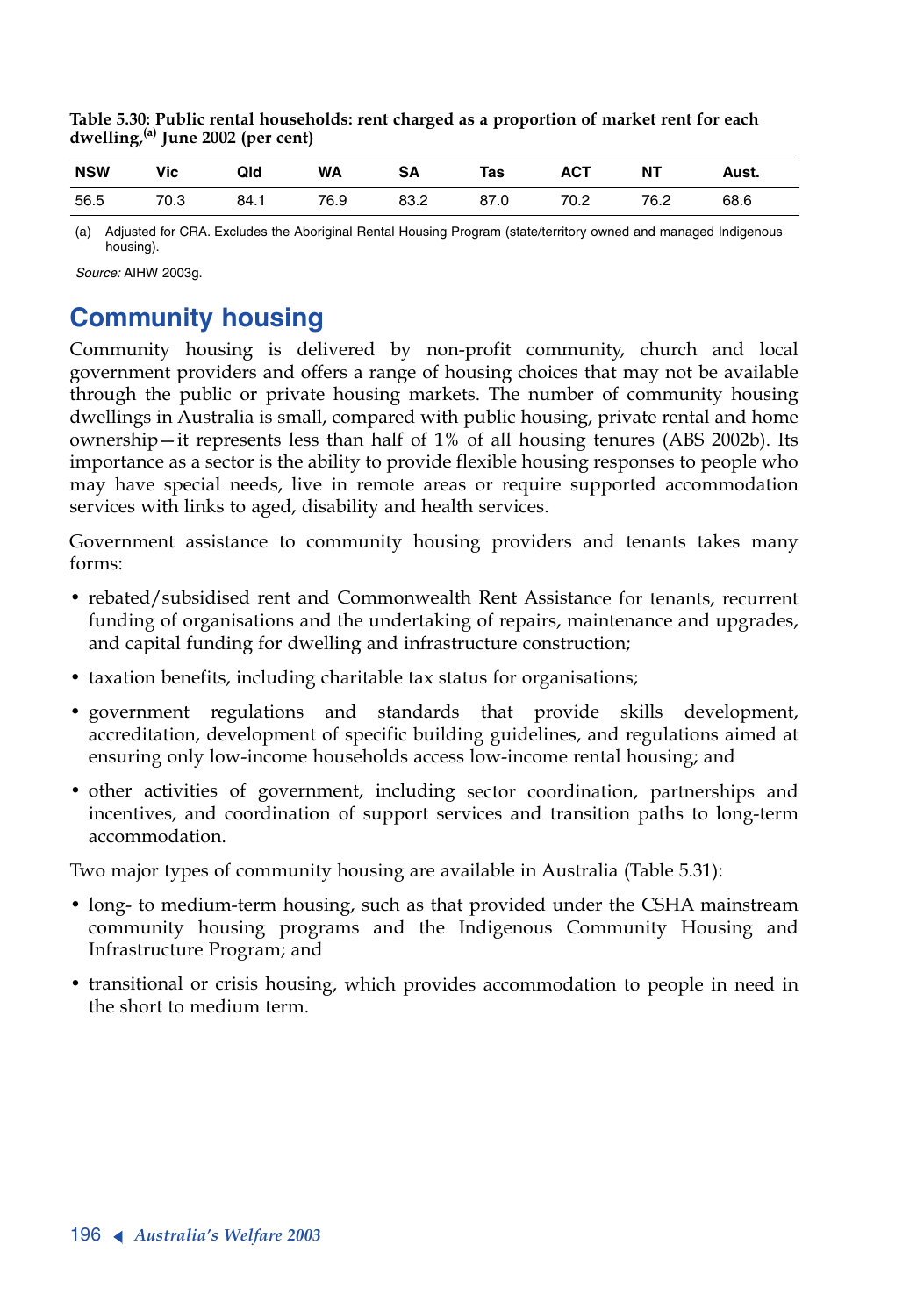**Table 5.30: Public rental households: rent charged as a proportion of market rent for each dwelling,[(a)] June 2002 (per cent)**

| NSW | Vic | Qld | WA | SA | Tas | ACT | NT | Aust. |
|---|---|---|---|---|---|---|---|---|
| 56.5 | 70.3 | 84.1 | 76.9 | 83.2 | 87.0 | 70.2 | 76.2 | 68.6 |

(a) Adjusted for CRA. Excludes the Aboriginal Rental Housing Program (state/territory owned and managed Indigenous housing).

*Source:* AIHW 2003g.

## Community housing

Community housing is delivered by non-profit community, church and local government providers and offers a range of housing choices that may not be available through the public or private housing markets. The number of community housing dwellings in Australia is small, compared with public housing, private rental and home ownership—it represents less than half of 1% of all housing tenures (ABS 2002b). Its importance as a sector is the ability to provide flexible housing responses to people who may have special needs, live in remote areas or require supported accommodation services with links to aged, disability and health services.

Government assistance to community housing providers and tenants takes many forms:

- rebated/subsidised rent and Commonwealth Rent Assistance for tenants, recurrent funding of organisations and the undertaking of repairs, maintenance and upgrades, and capital funding for dwelling and infrastructure construction;
- taxation benefits, including charitable tax status for organisations;
- government regulations and standards that provide skills development, accreditation, development of specific building guidelines, and regulations aimed at ensuring only low-income households access low-income rental housing; and
- other activities of government, including sector coordination, partnerships and incentives, and coordination of support services and transition paths to long-term accommodation.

Two major types of community housing are available in Australia (Table 5.31):

- long- to medium-term housing, such as that provided under the CSHA mainstream community housing programs and the Indigenous Community Housing and Infrastructure Program; and
- transitional or crisis housing, which provides accommodation to people in need in the short to medium term.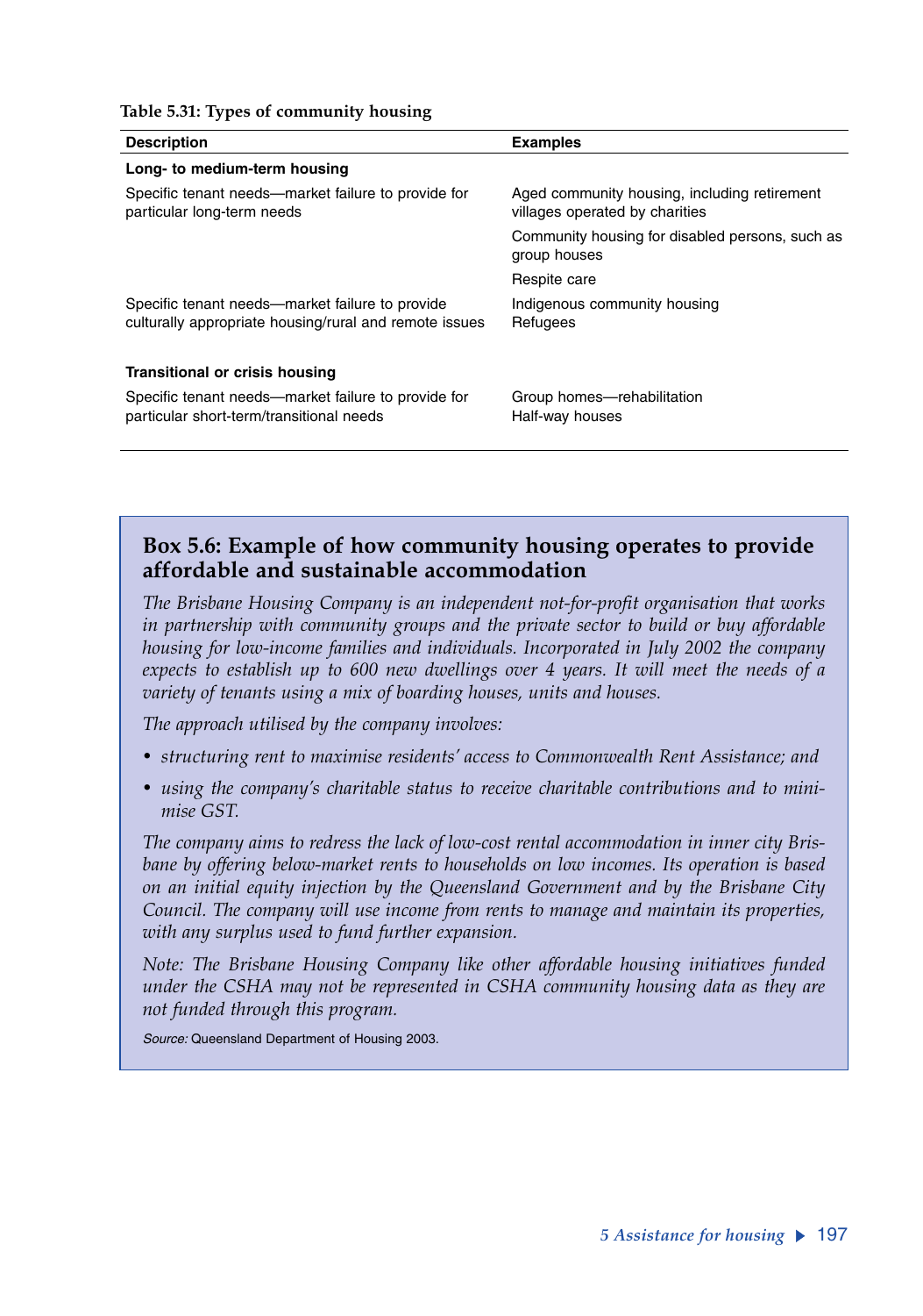**Table 5.31: Types of community housing**

| Description | Examples |
|---|---|
| **Long- to medium-term housing** | |
| Specific tenant needs—market failure to provide for particular long-term needs | Aged community housing, including retirement villages operated by charities |
| | Community housing for disabled persons, such as group houses |
| | Respite care |
| Specific tenant needs—market failure to provide culturally appropriate housing/rural and remote issues | Indigenous community housing<br>Refugees |
| **Transitional or crisis housing** | |
| Specific tenant needs—market failure to provide for particular short-term/transitional needs | Group homes—rehabilitation<br>Half-way houses |

## Box 5.6: Example of how community housing operates to provide affordable and sustainable accommodation

*The Brisbane Housing Company is an independent not-for-profit organisation that works in partnership with community groups and the private sector to build or buy affordable housing for low-income families and individuals. Incorporated in July 2002 the company expects to establish up to 600 new dwellings over 4 years. It will meet the needs of a variety of tenants using a mix of boarding houses, units and houses.*

*The approach utilised by the company involves:*

- *structuring rent to maximise residents' access to Commonwealth Rent Assistance; and*
- *using the company's charitable status to receive charitable contributions and to minimise GST.*

*The company aims to redress the lack of low-cost rental accommodation in inner city Brisbane by offering below-market rents to households on low incomes. Its operation is based on an initial equity injection by the Queensland Government and by the Brisbane City Council. The company will use income from rents to manage and maintain its properties, with any surplus used to fund further expansion.*

*Note: The Brisbane Housing Company like other affordable housing initiatives funded under the CSHA may not be represented in CSHA community housing data as they are not funded through this program.*

*Source:* Queensland Department of Housing 2003.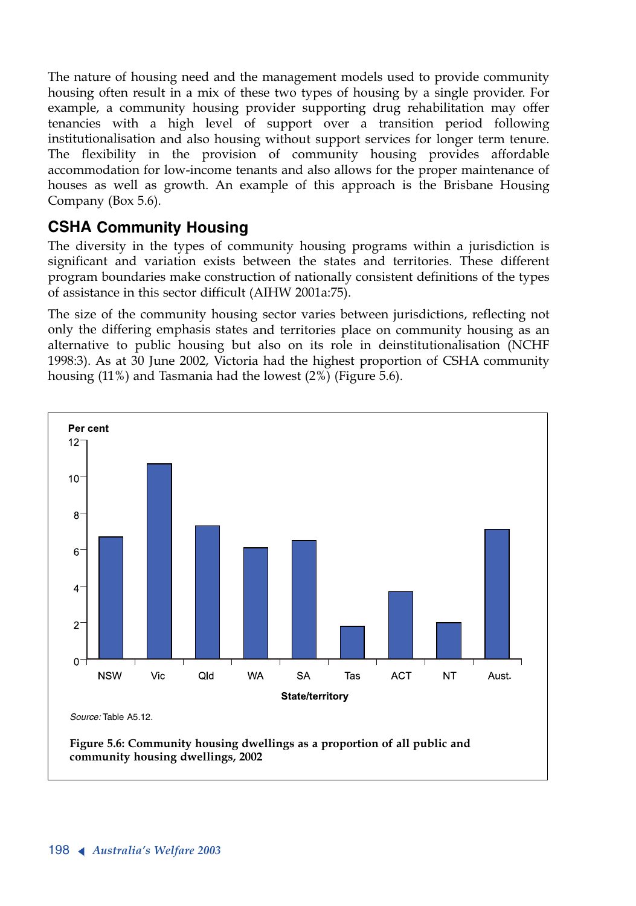The nature of housing need and the management models used to provide community housing often result in a mix of these two types of housing by a single provider. For example, a community housing provider supporting drug rehabilitation may offer tenancies with a high level of support over a transition period following institutionalisation and also housing without support services for longer term tenure. The flexibility in the provision of community housing provides affordable accommodation for low-income tenants and also allows for the proper maintenance of houses as well as growth. An example of this approach is the Brisbane Housing Company (Box 5.6).

## CSHA Community Housing

The diversity in the types of community housing programs within a jurisdiction is significant and variation exists between the states and territories. These different program boundaries make construction of nationally consistent definitions of the types of assistance in this sector difficult (AIHW 2001a:75).

The size of the community housing sector varies between jurisdictions, reflecting not only the differing emphasis states and territories place on community housing as an alternative to public housing but also on its role in deinstitutionalisation (NCHF 1998:3). As at 30 June 2002, Victoria had the highest proportion of CSHA community housing (11%) and Tasmania had the lowest (2%) (Figure 5.6).

*Source:* Table A5.12.

**Figure 5.6: Community housing dwellings as a proportion of all public and community housing dwellings, 2002**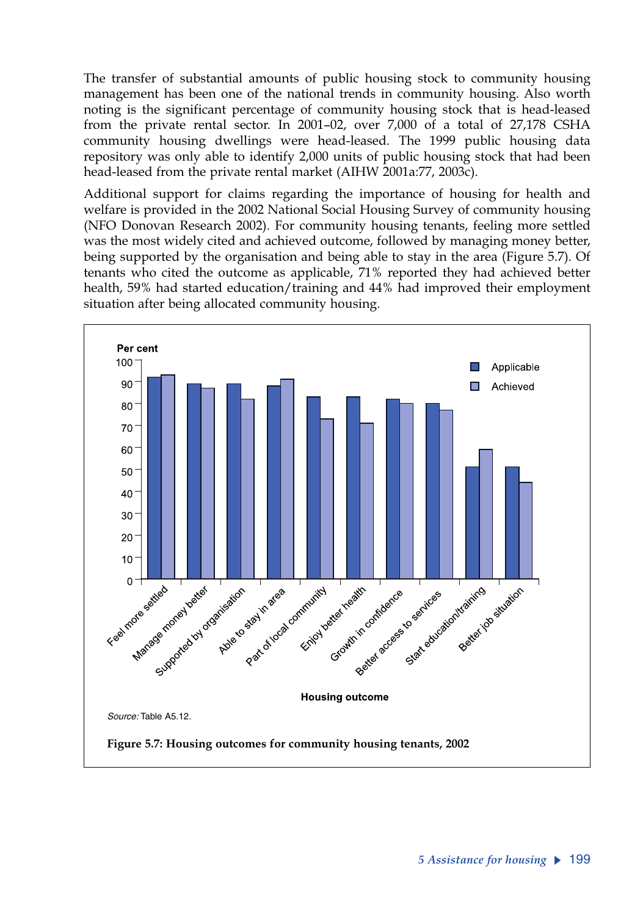The transfer of substantial amounts of public housing stock to community housing management has been one of the national trends in community housing. Also worth noting is the significant percentage of community housing stock that is head-leased from the private rental sector. In 2001–02, over 7,000 of a total of 27,178 CSHA community housing dwellings were head-leased. The 1999 public housing data repository was only able to identify 2,000 units of public housing stock that had been head-leased from the private rental market (AIHW 2001a:77, 2003c).

Additional support for claims regarding the importance of housing for health and welfare is provided in the 2002 National Social Housing Survey of community housing (NFO Donovan Research 2002). For community housing tenants, feeling more settled was the most widely cited and achieved outcome, followed by managing money better, being supported by the organisation and being able to stay in the area (Figure 5.7). Of tenants who cited the outcome as applicable, 71% reported they had achieved better health, 59% had started education/training and 44% had improved their employment situation after being allocated community housing.

*Source:* Table A5.12.

**Figure 5.7: Housing outcomes for community housing tenants, 2002**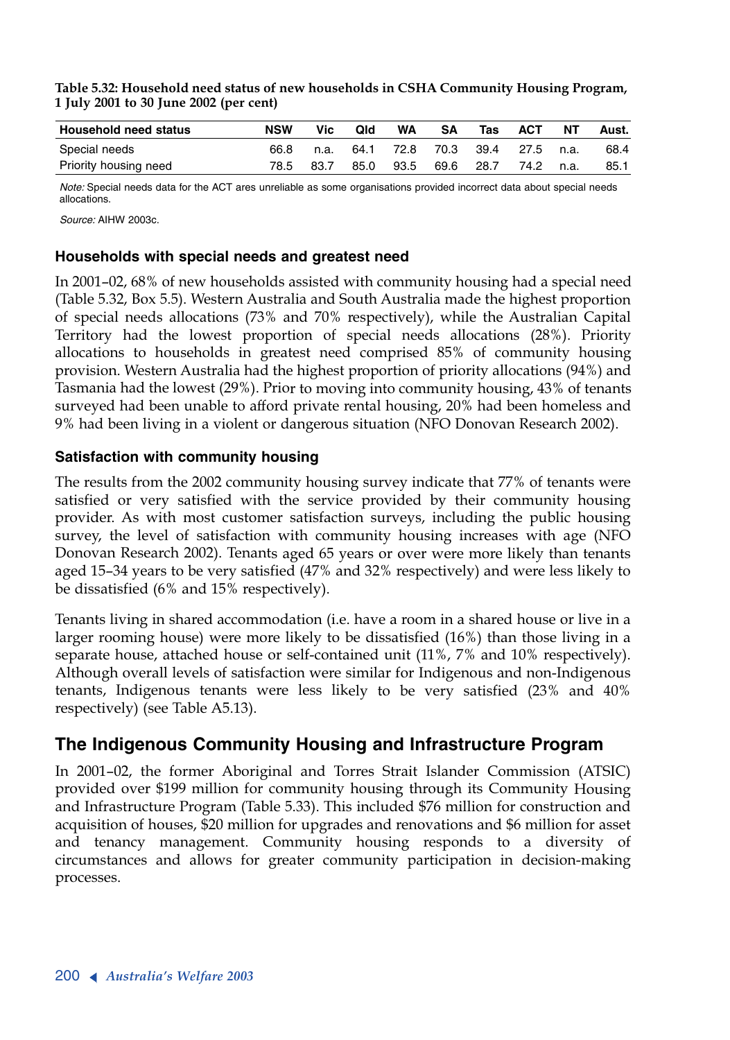**Table 5.32: Household need status of new households in CSHA Community Housing Program, 1 July 2001 to 30 June 2002 (per cent)**

| Household need status | NSW | Vic | Qld | WA | SA | Tas | ACT | NT | Aust. |
|---|---|---|---|---|---|---|---|---|---|
| Special needs | 66.8 | n.a. | 64.1 | 72.8 | 70.3 | 39.4 | 27.5 | n.a. | 68.4 |
| Priority housing need | 78.5 | 83.7 | 85.0 | 93.5 | 69.6 | 28.7 | 74.2 | n.a. | 85.1 |

*Note:* Special needs data for the ACT ares unreliable as some organisations provided incorrect data about special needs allocations.

*Source:* AIHW 2003c.

### Households with special needs and greatest need

In 2001–02, 68% of new households assisted with community housing had a special need (Table 5.32, Box 5.5). Western Australia and South Australia made the highest proportion of special needs allocations (73% and 70% respectively), while the Australian Capital Territory had the lowest proportion of special needs allocations (28%). Priority allocations to households in greatest need comprised 85% of community housing provision. Western Australia had the highest proportion of priority allocations (94%) and Tasmania had the lowest (29%). Prior to moving into community housing, 43% of tenants surveyed had been unable to afford private rental housing, 20% had been homeless and 9% had been living in a violent or dangerous situation (NFO Donovan Research 2002).

### Satisfaction with community housing

The results from the 2002 community housing survey indicate that 77% of tenants were satisfied or very satisfied with the service provided by their community housing provider. As with most customer satisfaction surveys, including the public housing survey, the level of satisfaction with community housing increases with age (NFO Donovan Research 2002). Tenants aged 65 years or over were more likely than tenants aged 15–34 years to be very satisfied (47% and 32% respectively) and were less likely to be dissatisfied (6% and 15% respectively).

Tenants living in shared accommodation (i.e. have a room in a shared house or live in a larger rooming house) were more likely to be dissatisfied (16%) than those living in a separate house, attached house or self-contained unit (11%, 7% and 10% respectively). Although overall levels of satisfaction were similar for Indigenous and non-Indigenous tenants, Indigenous tenants were less likely to be very satisfied (23% and 40% respectively) (see Table A5.13).

## The Indigenous Community Housing and Infrastructure Program

In 2001–02, the former Aboriginal and Torres Strait Islander Commission (ATSIC) provided over $199 million for community housing through its Community Housing and Infrastructure Program (Table 5.33). This included $76 million for construction and acquisition of houses, $20 million for upgrades and renovations and $6 million for asset and tenancy management. Community housing responds to a diversity of circumstances and allows for greater community participation in decision-making processes.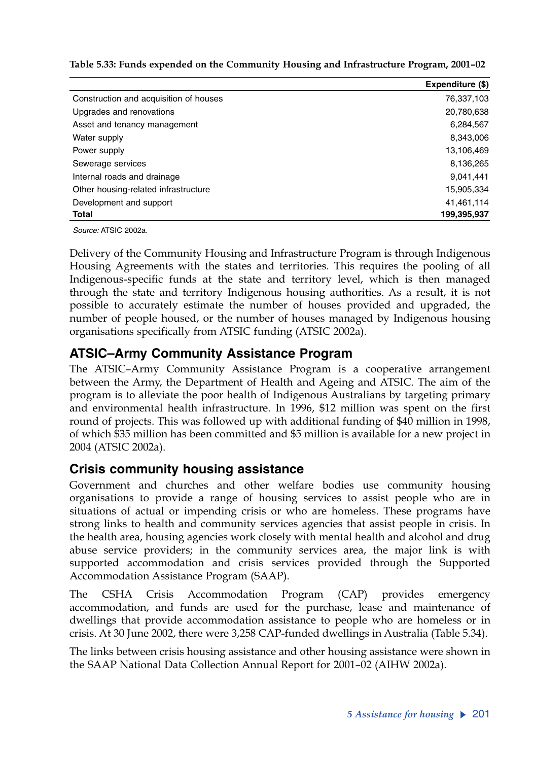**Table 5.33: Funds expended on the Community Housing and Infrastructure Program, 2001–02**

| | Expenditure ($) |
|---|---|
| Construction and acquisition of houses | 76,337,103 |
| Upgrades and renovations | 20,780,638 |
| Asset and tenancy management | 6,284,567 |
| Water supply | 8,343,006 |
| Power supply | 13,106,469 |
| Sewerage services | 8,136,265 |
| Internal roads and drainage | 9,041,441 |
| Other housing-related infrastructure | 15,905,334 |
| Development and support | 41,461,114 |
| **Total** | **199,395,937** |

*Source:* ATSIC 2002a.

Delivery of the Community Housing and Infrastructure Program is through Indigenous Housing Agreements with the states and territories. This requires the pooling of all Indigenous-specific funds at the state and territory level, which is then managed through the state and territory Indigenous housing authorities. As a result, it is not possible to accurately estimate the number of houses provided and upgraded, the number of people housed, or the number of houses managed by Indigenous housing organisations specifically from ATSIC funding (ATSIC 2002a).

## ATSIC–Army Community Assistance Program

The ATSIC–Army Community Assistance Program is a cooperative arrangement between the Army, the Department of Health and Ageing and ATSIC. The aim of the program is to alleviate the poor health of Indigenous Australians by targeting primary and environmental health infrastructure. In 1996, $12 million was spent on the first round of projects. This was followed up with additional funding of $40 million in 1998, of which $35 million has been committed and $5 million is available for a new project in 2004 (ATSIC 2002a).

## Crisis community housing assistance

Government and churches and other welfare bodies use community housing organisations to provide a range of housing services to assist people who are in situations of actual or impending crisis or who are homeless. These programs have strong links to health and community services agencies that assist people in crisis. In the health area, housing agencies work closely with mental health and alcohol and drug abuse service providers; in the community services area, the major link is with supported accommodation and crisis services provided through the Supported Accommodation Assistance Program (SAAP).

The CSHA Crisis Accommodation Program (CAP) provides emergency accommodation, and funds are used for the purchase, lease and maintenance of dwellings that provide accommodation assistance to people who are homeless or in crisis. At 30 June 2002, there were 3,258 CAP-funded dwellings in Australia (Table 5.34).

The links between crisis housing assistance and other housing assistance were shown in the SAAP National Data Collection Annual Report for 2001–02 (AIHW 2002a).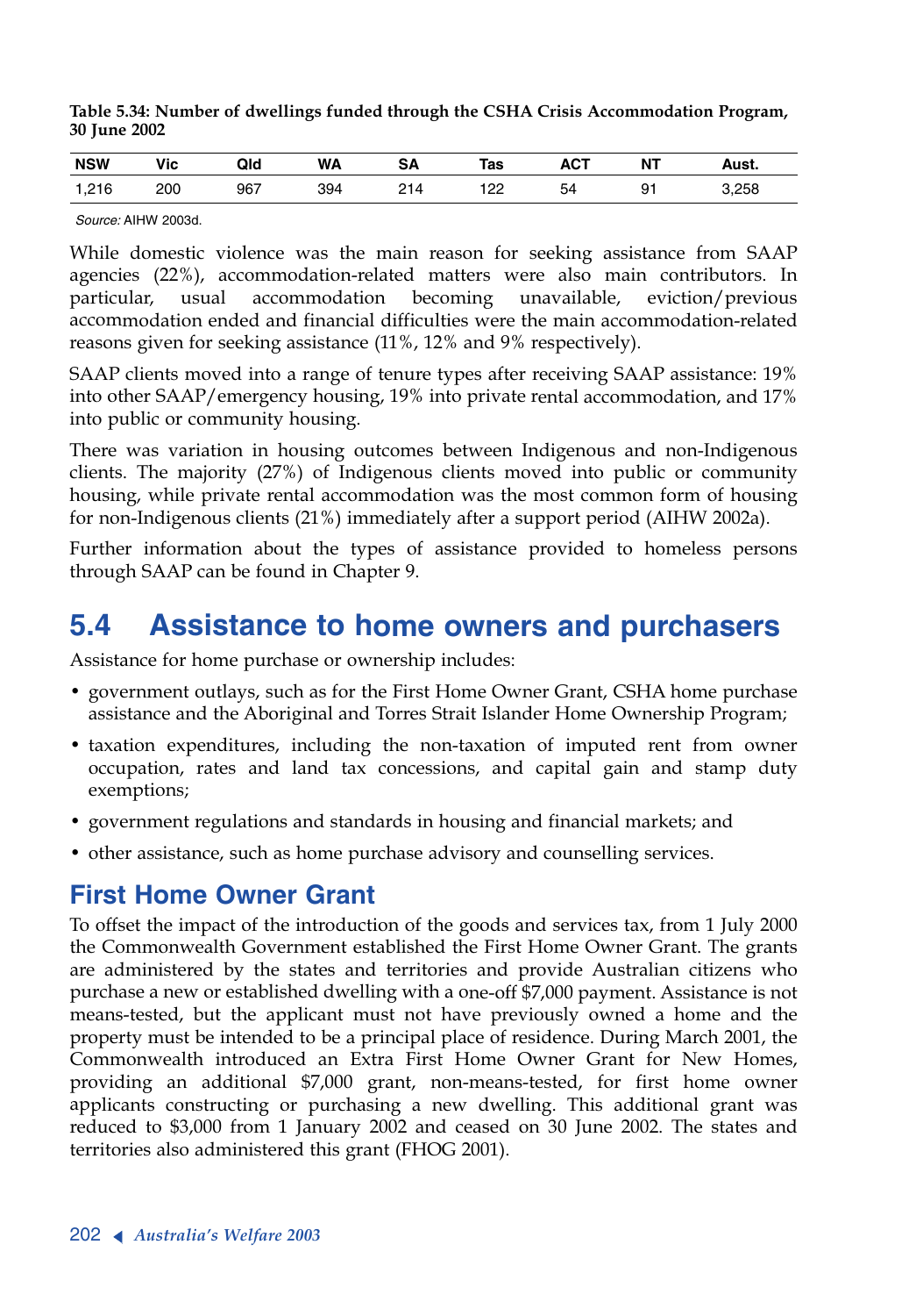**Table 5.34: Number of dwellings funded through the CSHA Crisis Accommodation Program, 30 June 2002**

| NSW | Vic | Qld | WA | SA | Tas | ACT | NT | Aust. |
|---|---|---|---|---|---|---|---|---|
| 1,216 | 200 | 967 | 394 | 214 | 122 | 54 | 91 | 3,258 |

*Source:* AIHW 2003d.

While domestic violence was the main reason for seeking assistance from SAAP agencies (22%), accommodation-related matters were also main contributors. In particular, usual accommodation becoming unavailable, eviction/previous accommodation ended and financial difficulties were the main accommodation-related reasons given for seeking assistance (11%, 12% and 9% respectively).

SAAP clients moved into a range of tenure types after receiving SAAP assistance: 19% into other SAAP/emergency housing, 19% into private rental accommodation, and 17% into public or community housing.

There was variation in housing outcomes between Indigenous and non-Indigenous clients. The majority (27%) of Indigenous clients moved into public or community housing, while private rental accommodation was the most common form of housing for non-Indigenous clients (21%) immediately after a support period (AIHW 2002a).

Further information about the types of assistance provided to homeless persons through SAAP can be found in Chapter 9.

## 5.4 Assistance to home owners and purchasers

Assistance for home purchase or ownership includes:

- government outlays, such as for the First Home Owner Grant, CSHA home purchase assistance and the Aboriginal and Torres Strait Islander Home Ownership Program;
- taxation expenditures, including the non-taxation of imputed rent from owner occupation, rates and land tax concessions, and capital gain and stamp duty exemptions;
- government regulations and standards in housing and financial markets; and
- other assistance, such as home purchase advisory and counselling services.

### First Home Owner Grant

To offset the impact of the introduction of the goods and services tax, from 1 July 2000 the Commonwealth Government established the First Home Owner Grant. The grants are administered by the states and territories and provide Australian citizens who purchase a new or established dwelling with a one-off $7,000 payment. Assistance is not means-tested, but the applicant must not have previously owned a home and the property must be intended to be a principal place of residence. During March 2001, the Commonwealth introduced an Extra First Home Owner Grant for New Homes, providing an additional $7,000 grant, non-means-tested, for first home owner applicants constructing or purchasing a new dwelling. This additional grant was reduced to $3,000 from 1 January 2002 and ceased on 30 June 2002. The states and territories also administered this grant (FHOG 2001).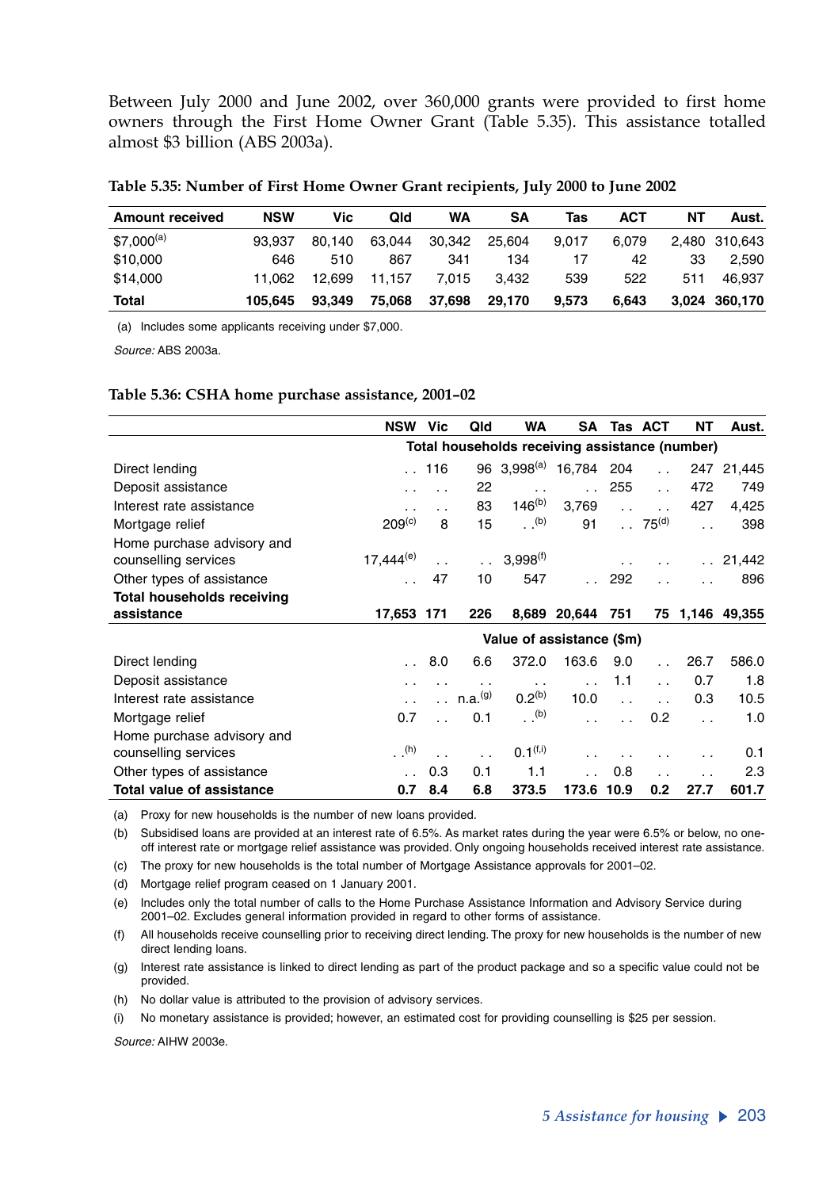Between July 2000 and June 2002, over 360,000 grants were provided to first home owners through the First Home Owner Grant (Table 5.35). This assistance totalled almost $3 billion (ABS 2003a).

**Table 5.35: Number of First Home Owner Grant recipients, July 2000 to June 2002**

| Amount received | NSW | Vic | Qld | WA | SA | Tas | ACT | NT | Aust. |
|---|---|---|---|---|---|---|---|---|---|
| $7,000[a] | 93,937 | 80,140 | 63,044 | 30,342 | 25,604 | 9,017 | 6,079 | 2,480 | 310,643 |
| $10,000 | 646 | 510 | 867 | 341 | 134 | 17 | 42 | 33 | 2,590 |
| $14,000 | 11,062 | 12,699 | 11,157 | 7,015 | 3,432 | 539 | 522 | 511 | 46,937 |
| **Total** | **105,645** | **93,349** | **75,068** | **37,698** | **29,170** | **9,573** | **6,643** | **3,024** | **360,170** |

(a) Includes some applicants receiving under $7,000.

*Source:* ABS 2003a.

**Table 5.36: CSHA home purchase assistance, 2001–02**

| | NSW | Vic | Qld | WA | SA | Tas | ACT | NT | Aust. |
|---|---|---|---|---|---|---|---|---|---|
| | **Total households receiving assistance (number)** | | | | | | | | |
| Direct lending | . . | 116 | 96 | 3,998[a] | 16,784 | 204 | . . | 247 | 21,445 |
| Deposit assistance | . . | . . | 22 | . . | . . | 255 | . . | 472 | 749 |
| Interest rate assistance | . . | . . | 83 | 146[b] | 3,769 | . . | . . | 427 | 4,425 |
| Mortgage relief | 209[c] | 8 | 15 | . .[b] | 91 | . . | 75[d] | . . | 398 |
| Home purchase advisory and counselling services | 17,444[e] | . . | . . | 3,998[f] | | . . | . . | . . | 21,442 |
| Other types of assistance | . . | 47 | 10 | 547 | . . | 292 | . . | . . | 896 |
| **Total households receiving assistance** | **17,653** | **171** | **226** | **8,689** | **20,644** | **751** | **75** | **1,146** | **49,355** |
| | **Value of assistance ($m)** | | | | | | | | |
| Direct lending | . . | 8.0 | 6.6 | 372.0 | 163.6 | 9.0 | . . | 26.7 | 586.0 |
| Deposit assistance | . . | . . | . . | . . | . . | 1.1 | . . | 0.7 | 1.8 |
| Interest rate assistance | . . | . . | n.a.[g] | 0.2[b] | 10.0 | . . | . . | 0.3 | 10.5 |
| Mortgage relief | 0.7 | . . | 0.1 | . .[b] | . . | . . | 0.2 | . . | 1.0 |
| Home purchase advisory and counselling services | . .[h] | . . | . . | 0.1[f,i] | . . | . . | . . | . . | 0.1 |
| Other types of assistance | . . | 0.3 | 0.1 | 1.1 | . . | 0.8 | . . | . . | 2.3 |
| **Total value of assistance** | **0.7** | **8.4** | **6.8** | **373.5** | **173.6** | **10.9** | **0.2** | **27.7** | **601.7** |

(a) Proxy for new households is the number of new loans provided.

(b) Subsidised loans are provided at an interest rate of 6.5%. As market rates during the year were 6.5% or below, no one-off interest rate or mortgage relief assistance was provided. Only ongoing households received interest rate assistance.

(c) The proxy for new households is the total number of Mortgage Assistance approvals for 2001–02.

(d) Mortgage relief program ceased on 1 January 2001.

(e) Includes only the total number of calls to the Home Purchase Assistance Information and Advisory Service during 2001–02. Excludes general information provided in regard to other forms of assistance.

(f) All households receive counselling prior to receiving direct lending. The proxy for new households is the number of new direct lending loans.

(g) Interest rate assistance is linked to direct lending as part of the product package and so a specific value could not be provided.

(h) No dollar value is attributed to the provision of advisory services.

(i) No monetary assistance is provided; however, an estimated cost for providing counselling is $25 per session.

*Source:* AIHW 2003e.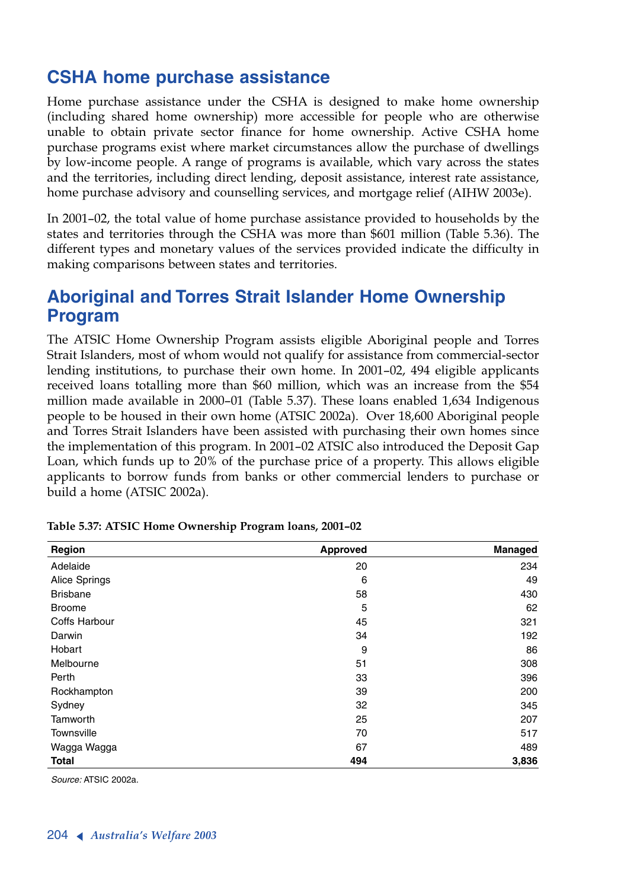## CSHA home purchase assistance

Home purchase assistance under the CSHA is designed to make home ownership (including shared home ownership) more accessible for people who are otherwise unable to obtain private sector finance for home ownership. Active CSHA home purchase programs exist where market circumstances allow the purchase of dwellings by low-income people. A range of programs is available, which vary across the states and the territories, including direct lending, deposit assistance, interest rate assistance, home purchase advisory and counselling services, and mortgage relief (AIHW 2003e).

In 2001–02, the total value of home purchase assistance provided to households by the states and territories through the CSHA was more than $601 million (Table 5.36). The different types and monetary values of the services provided indicate the difficulty in making comparisons between states and territories.

## Aboriginal and Torres Strait Islander Home Ownership Program

The ATSIC Home Ownership Program assists eligible Aboriginal people and Torres Strait Islanders, most of whom would not qualify for assistance from commercial-sector lending institutions, to purchase their own home. In 2001–02, 494 eligible applicants received loans totalling more than $60 million, which was an increase from the $54 million made available in 2000–01 (Table 5.37). These loans enabled 1,634 Indigenous people to be housed in their own home (ATSIC 2002a). Over 18,600 Aboriginal people and Torres Strait Islanders have been assisted with purchasing their own homes since the implementation of this program. In 2001–02 ATSIC also introduced the Deposit Gap Loan, which funds up to 20% of the purchase price of a property. This allows eligible applicants to borrow funds from banks or other commercial lenders to purchase or build a home (ATSIC 2002a).

**Table 5.37: ATSIC Home Ownership Program loans, 2001–02**

| Region | Approved | Managed |
|---|---|---|
| Adelaide | 20 | 234 |
| Alice Springs | 6 | 49 |
| Brisbane | 58 | 430 |
| Broome | 5 | 62 |
| Coffs Harbour | 45 | 321 |
| Darwin | 34 | 192 |
| Hobart | 9 | 86 |
| Melbourne | 51 | 308 |
| Perth | 33 | 396 |
| Rockhampton | 39 | 200 |
| Sydney | 32 | 345 |
| Tamworth | 25 | 207 |
| Townsville | 70 | 517 |
| Wagga Wagga | 67 | 489 |
| **Total** | **494** | **3,836** |

*Source:* ATSIC 2002a.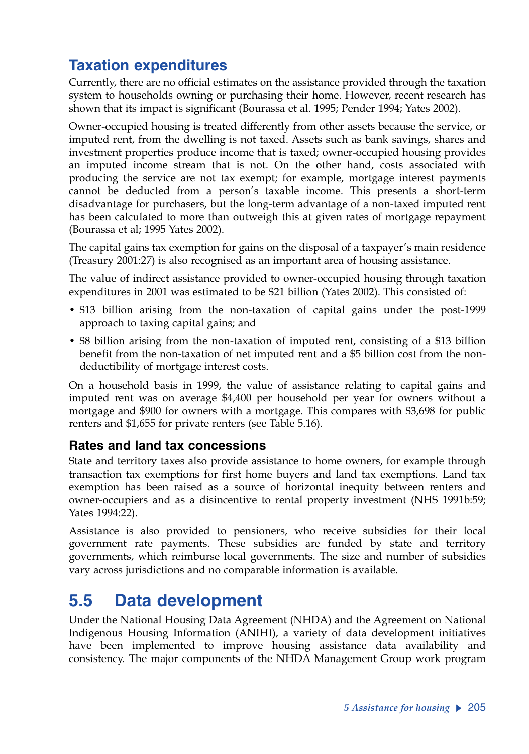## Taxation expenditures

Currently, there are no official estimates on the assistance provided through the taxation system to households owning or purchasing their home. However, recent research has shown that its impact is significant (Bourassa et al. 1995; Pender 1994; Yates 2002).

Owner-occupied housing is treated differently from other assets because the service, or imputed rent, from the dwelling is not taxed. Assets such as bank savings, shares and investment properties produce income that is taxed; owner-occupied housing provides an imputed income stream that is not. On the other hand, costs associated with producing the service are not tax exempt; for example, mortgage interest payments cannot be deducted from a person's taxable income. This presents a short-term disadvantage for purchasers, but the long-term advantage of a non-taxed imputed rent has been calculated to more than outweigh this at given rates of mortgage repayment (Bourassa et al; 1995 Yates 2002).

The capital gains tax exemption for gains on the disposal of a taxpayer's main residence (Treasury 2001:27) is also recognised as an important area of housing assistance.

The value of indirect assistance provided to owner-occupied housing through taxation expenditures in 2001 was estimated to be $21 billion (Yates 2002). This consisted of:

- $13 billion arising from the non-taxation of capital gains under the post-1999 approach to taxing capital gains; and
- $8 billion arising from the non-taxation of imputed rent, consisting of a $13 billion benefit from the non-taxation of net imputed rent and a $5 billion cost from the non-deductibility of mortgage interest costs.

On a household basis in 1999, the value of assistance relating to capital gains and imputed rent was on average $4,400 per household per year for owners without a mortgage and $900 for owners with a mortgage. This compares with $3,698 for public renters and $1,655 for private renters (see Table 5.16).

### Rates and land tax concessions

State and territory taxes also provide assistance to home owners, for example through transaction tax exemptions for first home buyers and land tax exemptions. Land tax exemption has been raised as a source of horizontal inequity between renters and owner-occupiers and as a disincentive to rental property investment (NHS 1991b:59; Yates 1994:22).

Assistance is also provided to pensioners, who receive subsidies for their local government rate payments. These subsidies are funded by state and territory governments, which reimburse local governments. The size and number of subsidies vary across jurisdictions and no comparable information is available.

# 5.5 Data development

Under the National Housing Data Agreement (NHDA) and the Agreement on National Indigenous Housing Information (ANIHI), a variety of data development initiatives have been implemented to improve housing assistance data availability and consistency. The major components of the NHDA Management Group work program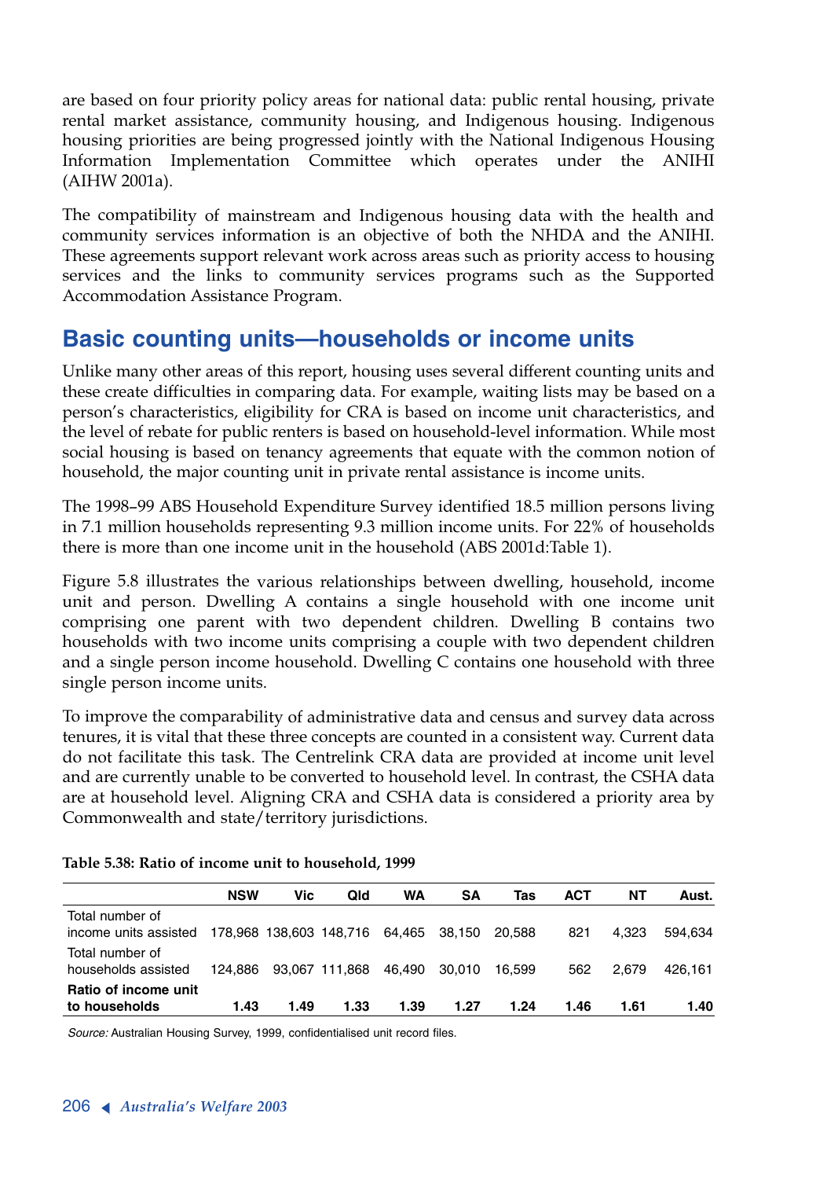are based on four priority policy areas for national data: public rental housing, private rental market assistance, community housing, and Indigenous housing. Indigenous housing priorities are being progressed jointly with the National Indigenous Housing Information Implementation Committee which operates under the ANIHI (AIHW 2001a).

The compatibility of mainstream and Indigenous housing data with the health and community services information is an objective of both the NHDA and the ANIHI. These agreements support relevant work across areas such as priority access to housing services and the links to community services programs such as the Supported Accommodation Assistance Program.

## Basic counting units—households or income units

Unlike many other areas of this report, housing uses several different counting units and these create difficulties in comparing data. For example, waiting lists may be based on a person's characteristics, eligibility for CRA is based on income unit characteristics, and the level of rebate for public renters is based on household-level information. While most social housing is based on tenancy agreements that equate with the common notion of household, the major counting unit in private rental assistance is income units.

The 1998–99 ABS Household Expenditure Survey identified 18.5 million persons living in 7.1 million households representing 9.3 million income units. For 22% of households there is more than one income unit in the household (ABS 2001d:Table 1).

Figure 5.8 illustrates the various relationships between dwelling, household, income unit and person. Dwelling A contains a single household with one income unit comprising one parent with two dependent children. Dwelling B contains two households with two income units comprising a couple with two dependent children and a single person income household. Dwelling C contains one household with three single person income units.

To improve the comparability of administrative data and census and survey data across tenures, it is vital that these three concepts are counted in a consistent way. Current data do not facilitate this task. The Centrelink CRA data are provided at income unit level and are currently unable to be converted to household level. In contrast, the CSHA data are at household level. Aligning CRA and CSHA data is considered a priority area by Commonwealth and state/territory jurisdictions.

**Table 5.38: Ratio of income unit to household, 1999**

| | NSW | Vic | Qld | WA | SA | Tas | ACT | NT | Aust. |
|---|---|---|---|---|---|---|---|---|---|
| Total number of income units assisted | 178,968 | 138,603 | 148,716 | 64,465 | 38,150 | 20,588 | 821 | 4,323 | 594,634 |
| Total number of households assisted | 124,886 | 93,067 | 111,868 | 46,490 | 30,010 | 16,599 | 562 | 2,679 | 426,161 |
| **Ratio of income unit to households** | **1.43** | **1.49** | **1.33** | **1.39** | **1.27** | **1.24** | **1.46** | **1.61** | **1.40** |

*Source:* Australian Housing Survey, 1999, confidentialised unit record files.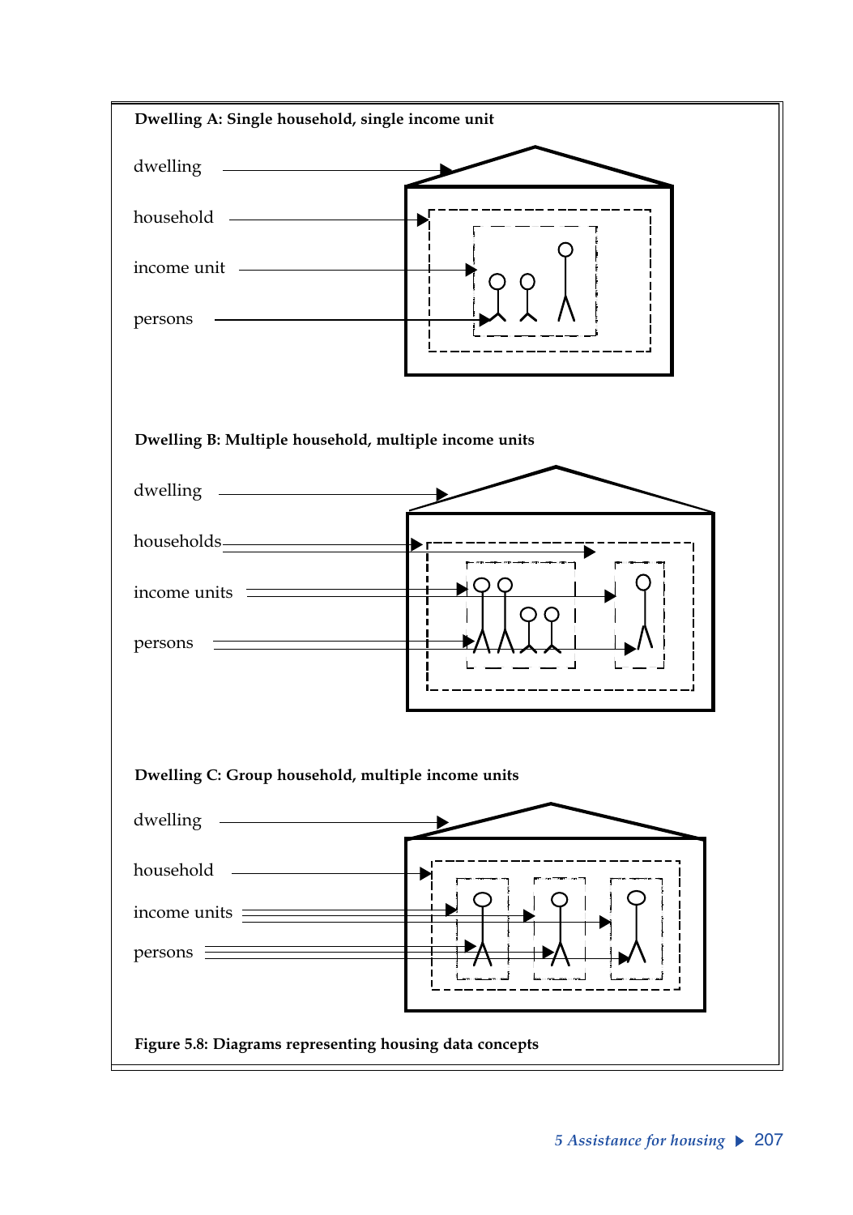**Dwelling A: Single household, single income unit**

dwelling

household

income unit

persons

**Dwelling B: Multiple household, multiple income units**

dwelling

households

income units

persons

**Dwelling C: Group household, multiple income units**

dwelling

household

income units

persons

**Figure 5.8: Diagrams representing housing data concepts**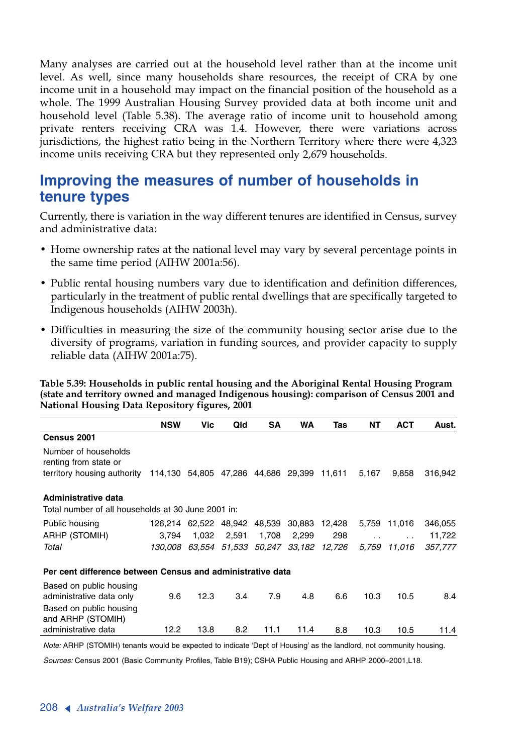Many analyses are carried out at the household level rather than at the income unit level. As well, since many households share resources, the receipt of CRA by one income unit in a household may impact on the financial position of the household as a whole. The 1999 Australian Housing Survey provided data at both income unit and household level (Table 5.38). The average ratio of income unit to household among private renters receiving CRA was 1.4. However, there were variations across jurisdictions, the highest ratio being in the Northern Territory where there were 4,323 income units receiving CRA but they represented only 2,679 households.

## Improving the measures of number of households in tenure types

Currently, there is variation in the way different tenures are identified in Census, survey and administrative data:

- Home ownership rates at the national level may vary by several percentage points in the same time period (AIHW 2001a:56).
- Public rental housing numbers vary due to identification and definition differences, particularly in the treatment of public rental dwellings that are specifically targeted to Indigenous households (AIHW 2003h).
- Difficulties in measuring the size of the community housing sector arise due to the diversity of programs, variation in funding sources, and provider capacity to supply reliable data (AIHW 2001a:75).

**Table 5.39: Households in public rental housing and the Aboriginal Rental Housing Program (state and territory owned and managed Indigenous housing): comparison of Census 2001 and National Housing Data Repository figures, 2001**

| | NSW | Vic | Qld | SA | WA | Tas | NT | ACT | Aust. |
|---|---|---|---|---|---|---|---|---|---|
| **Census 2001** | | | | | | | | | |
| Number of households renting from state or territory housing authority | 114,130 | 54,805 | 47,286 | 44,686 | 29,399 | 11,611 | 5,167 | 9,858 | 316,942 |
| **Administrative data** | | | | | | | | | |
| Total number of all households at 30 June 2001 in: | | | | | | | | | |
| Public housing | 126,214 | 62,522 | 48,942 | 48,539 | 30,883 | 12,428 | 5,759 | 11,016 | 346,055 |
| ARHP (STOMIH) | 3,794 | 1,032 | 2,591 | 1,708 | 2,299 | 298 | . . | . . | 11,722 |
| *Total* | *130,008* | *63,554* | *51,533* | *50,247* | *33,182* | *12,726* | *5,759* | *11,016* | *357,777* |
| **Per cent difference between Census and administrative data** | | | | | | | | | |
| Based on public housing administrative data only | 9.6 | 12.3 | 3.4 | 7.9 | 4.8 | 6.6 | 10.3 | 10.5 | 8.4 |
| Based on public housing and ARHP (STOMIH) administrative data | 12.2 | 13.8 | 8.2 | 11.1 | 11.4 | 8.8 | 10.3 | 10.5 | 11.4 |

*Note:* ARHP (STOMIH) tenants would be expected to indicate 'Dept of Housing' as the landlord, not community housing.

*Sources:* Census 2001 (Basic Community Profiles, Table B19); CSHA Public Housing and ARHP 2000–2001,L18.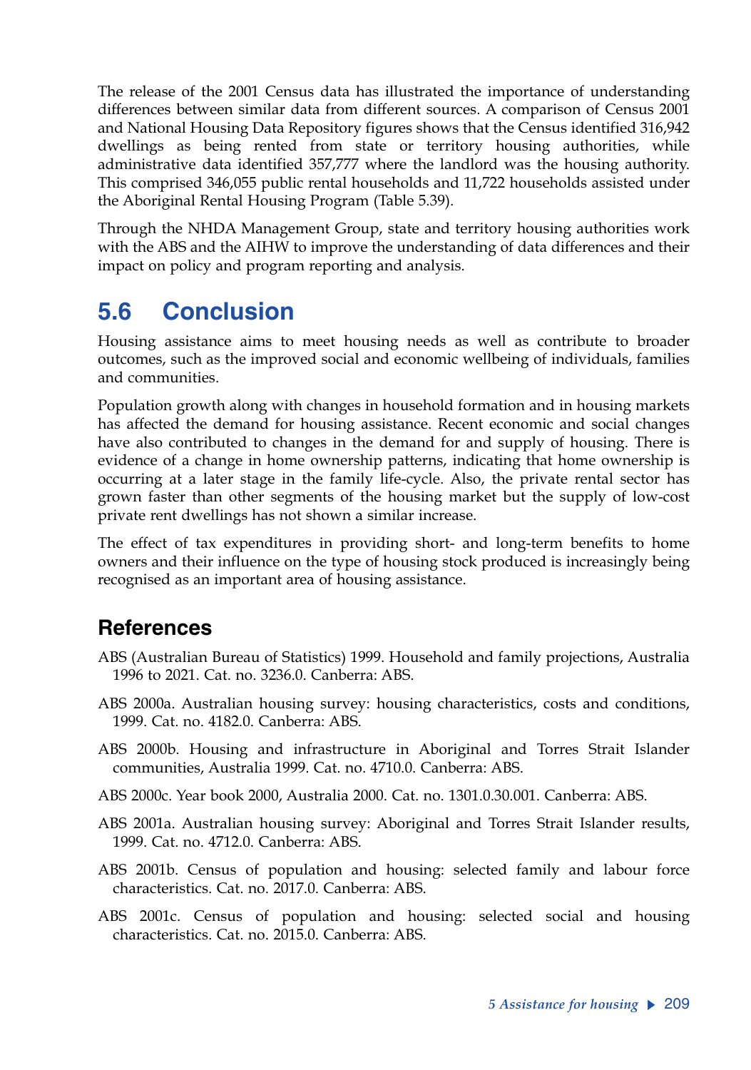The release of the 2001 Census data has illustrated the importance of understanding differences between similar data from different sources. A comparison of Census 2001 and National Housing Data Repository figures shows that the Census identified 316,942 dwellings as being rented from state or territory housing authorities, while administrative data identified 357,777 where the landlord was the housing authority. This comprised 346,055 public rental households and 11,722 households assisted under the Aboriginal Rental Housing Program (Table 5.39).

Through the NHDA Management Group, state and territory housing authorities work with the ABS and the AIHW to improve the understanding of data differences and their impact on policy and program reporting and analysis.

## 5.6 Conclusion

Housing assistance aims to meet housing needs as well as contribute to broader outcomes, such as the improved social and economic wellbeing of individuals, families and communities.

Population growth along with changes in household formation and in housing markets has affected the demand for housing assistance. Recent economic and social changes have also contributed to changes in the demand for and supply of housing. There is evidence of a change in home ownership patterns, indicating that home ownership is occurring at a later stage in the family life-cycle. Also, the private rental sector has grown faster than other segments of the housing market but the supply of low-cost private rent dwellings has not shown a similar increase.

The effect of tax expenditures in providing short- and long-term benefits to home owners and their influence on the type of housing stock produced is increasingly being recognised as an important area of housing assistance.

## References

ABS (Australian Bureau of Statistics) 1999. Household and family projections, Australia 1996 to 2021. Cat. no. 3236.0. Canberra: ABS.

ABS 2000a. Australian housing survey: housing characteristics, costs and conditions, 1999. Cat. no. 4182.0. Canberra: ABS.

ABS 2000b. Housing and infrastructure in Aboriginal and Torres Strait Islander communities, Australia 1999. Cat. no. 4710.0. Canberra: ABS.

ABS 2000c. Year book 2000, Australia 2000. Cat. no. 1301.0.30.001. Canberra: ABS.

ABS 2001a. Australian housing survey: Aboriginal and Torres Strait Islander results, 1999. Cat. no. 4712.0. Canberra: ABS.

ABS 2001b. Census of population and housing: selected family and labour force characteristics. Cat. no. 2017.0. Canberra: ABS.

ABS 2001c. Census of population and housing: selected social and housing characteristics. Cat. no. 2015.0. Canberra: ABS.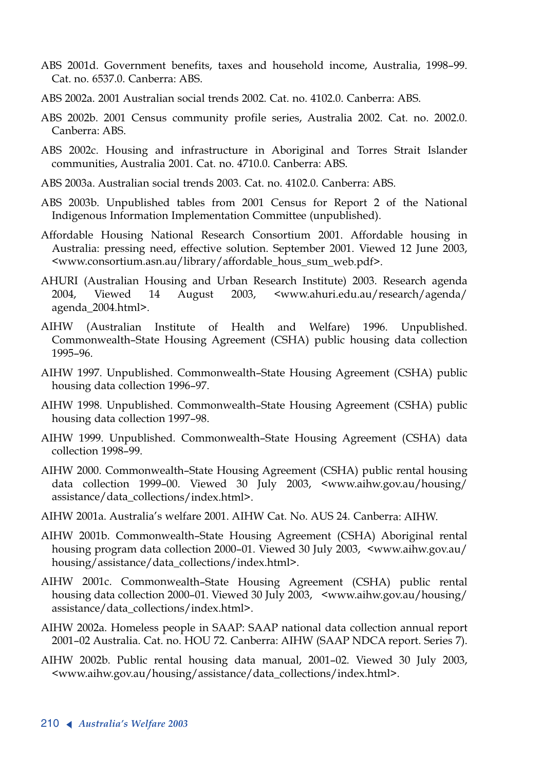ABS 2001d. Government benefits, taxes and household income, Australia, 1998–99. Cat. no. 6537.0. Canberra: ABS.

ABS 2002a. 2001 Australian social trends 2002. Cat. no. 4102.0. Canberra: ABS.

ABS 2002b. 2001 Census community profile series, Australia 2002. Cat. no. 2002.0. Canberra: ABS.

ABS 2002c. Housing and infrastructure in Aboriginal and Torres Strait Islander communities, Australia 2001. Cat. no. 4710.0. Canberra: ABS.

ABS 2003a. Australian social trends 2003. Cat. no. 4102.0. Canberra: ABS.

ABS 2003b. Unpublished tables from 2001 Census for Report 2 of the National Indigenous Information Implementation Committee (unpublished).

Affordable Housing National Research Consortium 2001. Affordable housing in Australia: pressing need, effective solution. September 2001. Viewed 12 June 2003, <www.consortium.asn.au/library/affordable_hous_sum_web.pdf>.

AHURI (Australian Housing and Urban Research Institute) 2003. Research agenda 2004, Viewed 14 August 2003, <www.ahuri.edu.au/research/agenda/agenda_2004.html>.

AIHW (Australian Institute of Health and Welfare) 1996. Unpublished. Commonwealth–State Housing Agreement (CSHA) public housing data collection 1995–96.

AIHW 1997. Unpublished. Commonwealth–State Housing Agreement (CSHA) public housing data collection 1996–97.

AIHW 1998. Unpublished. Commonwealth–State Housing Agreement (CSHA) public housing data collection 1997–98.

AIHW 1999. Unpublished. Commonwealth–State Housing Agreement (CSHA) data collection 1998–99.

AIHW 2000. Commonwealth–State Housing Agreement (CSHA) public rental housing data collection 1999–00. Viewed 30 July 2003, <www.aihw.gov.au/housing/assistance/data_collections/index.html>.

AIHW 2001a. Australia's welfare 2001. AIHW Cat. No. AUS 24. Canberra: AIHW.

AIHW 2001b. Commonwealth–State Housing Agreement (CSHA) Aboriginal rental housing program data collection 2000–01. Viewed 30 July 2003, <www.aihw.gov.au/housing/assistance/data_collections/index.html>.

AIHW 2001c. Commonwealth–State Housing Agreement (CSHA) public rental housing data collection 2000–01. Viewed 30 July 2003, <www.aihw.gov.au/housing/assistance/data_collections/index.html>.

AIHW 2002a. Homeless people in SAAP: SAAP national data collection annual report 2001–02 Australia. Cat. no. HOU 72. Canberra: AIHW (SAAP NDCA report. Series 7).

AIHW 2002b. Public rental housing data manual, 2001–02. Viewed 30 July 2003, <www.aihw.gov.au/housing/assistance/data_collections/index.html>.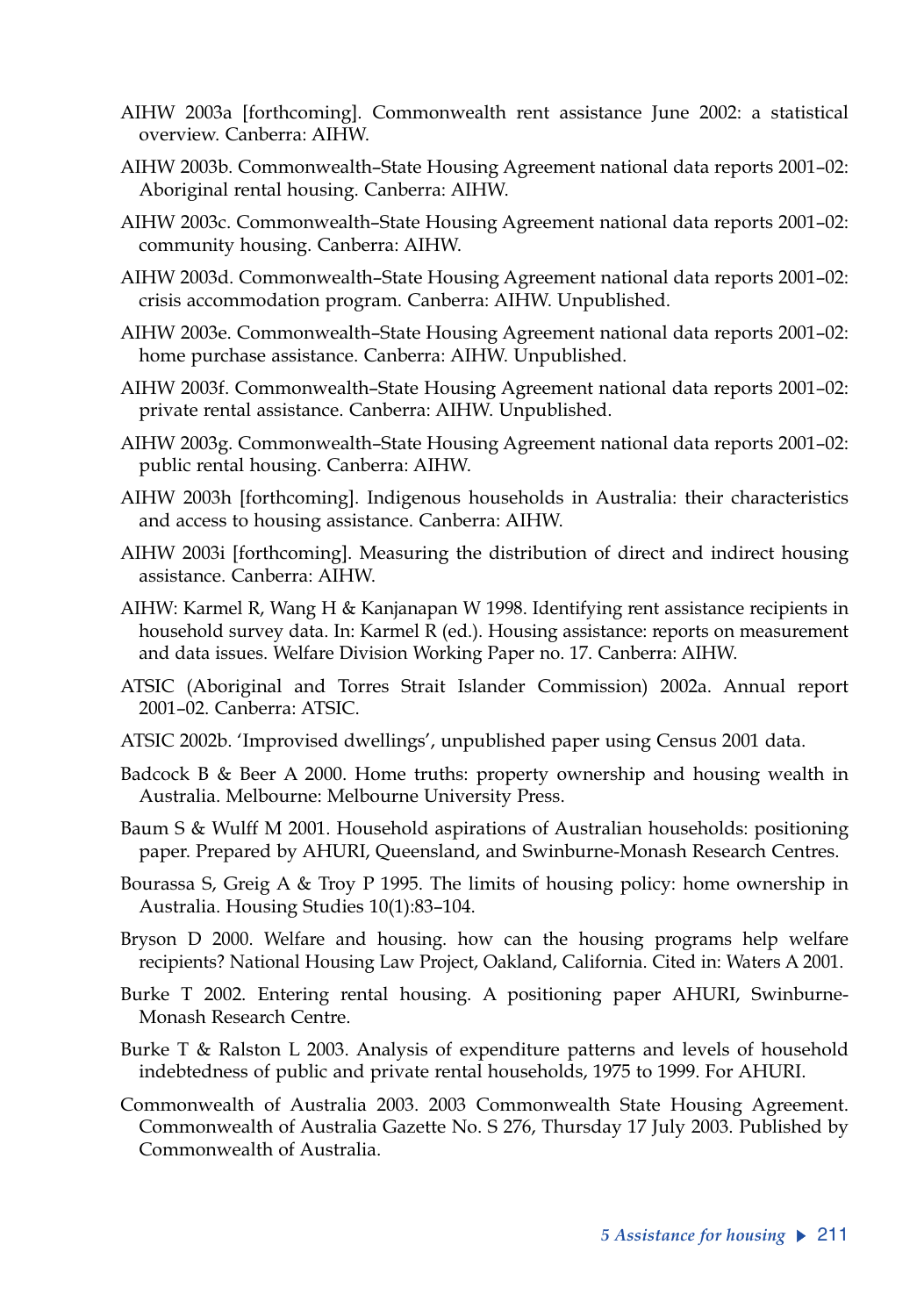AIHW 2003a [forthcoming]. Commonwealth rent assistance June 2002: a statistical overview. Canberra: AIHW.

AIHW 2003b. Commonwealth–State Housing Agreement national data reports 2001–02: Aboriginal rental housing. Canberra: AIHW.

AIHW 2003c. Commonwealth–State Housing Agreement national data reports 2001–02: community housing. Canberra: AIHW.

AIHW 2003d. Commonwealth–State Housing Agreement national data reports 2001–02: crisis accommodation program. Canberra: AIHW. Unpublished.

AIHW 2003e. Commonwealth–State Housing Agreement national data reports 2001–02: home purchase assistance. Canberra: AIHW. Unpublished.

AIHW 2003f. Commonwealth–State Housing Agreement national data reports 2001–02: private rental assistance. Canberra: AIHW. Unpublished.

AIHW 2003g. Commonwealth–State Housing Agreement national data reports 2001–02: public rental housing. Canberra: AIHW.

AIHW 2003h [forthcoming]. Indigenous households in Australia: their characteristics and access to housing assistance. Canberra: AIHW.

AIHW 2003i [forthcoming]. Measuring the distribution of direct and indirect housing assistance. Canberra: AIHW.

AIHW: Karmel R, Wang H & Kanjanapan W 1998. Identifying rent assistance recipients in household survey data. In: Karmel R (ed.). Housing assistance: reports on measurement and data issues. Welfare Division Working Paper no. 17. Canberra: AIHW.

ATSIC (Aboriginal and Torres Strait Islander Commission) 2002a. Annual report 2001–02. Canberra: ATSIC.

ATSIC 2002b. 'Improvised dwellings', unpublished paper using Census 2001 data.

Badcock B & Beer A 2000. Home truths: property ownership and housing wealth in Australia. Melbourne: Melbourne University Press.

Baum S & Wulff M 2001. Household aspirations of Australian households: positioning paper. Prepared by AHURI, Queensland, and Swinburne-Monash Research Centres.

Bourassa S, Greig A & Troy P 1995. The limits of housing policy: home ownership in Australia. Housing Studies 10(1):83–104.

Bryson D 2000. Welfare and housing. how can the housing programs help welfare recipients? National Housing Law Project, Oakland, California. Cited in: Waters A 2001.

Burke T 2002. Entering rental housing. A positioning paper AHURI, Swinburne-Monash Research Centre.

Burke T & Ralston L 2003. Analysis of expenditure patterns and levels of household indebtedness of public and private rental households, 1975 to 1999. For AHURI.

Commonwealth of Australia 2003. 2003 Commonwealth State Housing Agreement. Commonwealth of Australia Gazette No. S 276, Thursday 17 July 2003. Published by Commonwealth of Australia.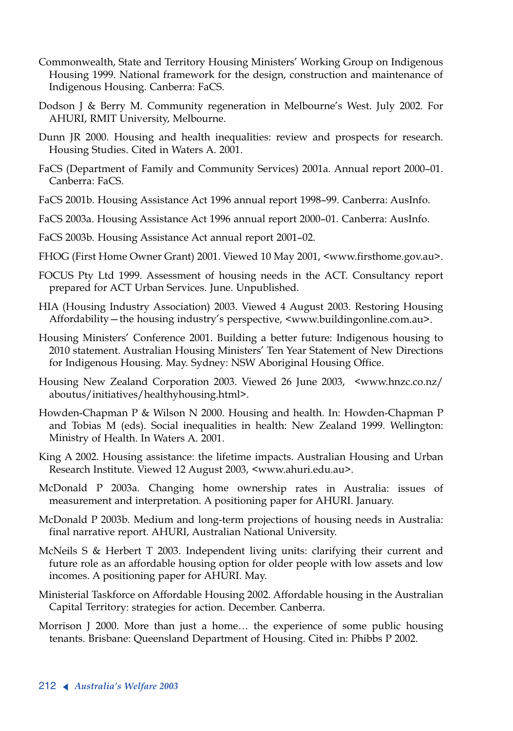Commonwealth, State and Territory Housing Ministers' Working Group on Indigenous Housing 1999. National framework for the design, construction and maintenance of Indigenous Housing. Canberra: FaCS.

Dodson J & Berry M. Community regeneration in Melbourne's West. July 2002. For AHURI, RMIT University, Melbourne.

Dunn JR 2000. Housing and health inequalities: review and prospects for research. Housing Studies. Cited in Waters A. 2001.

FaCS (Department of Family and Community Services) 2001a. Annual report 2000–01. Canberra: FaCS.

FaCS 2001b. Housing Assistance Act 1996 annual report 1998–99. Canberra: AusInfo.

FaCS 2003a. Housing Assistance Act 1996 annual report 2000–01. Canberra: AusInfo.

FaCS 2003b. Housing Assistance Act annual report 2001–02.

FHOG (First Home Owner Grant) 2001. Viewed 10 May 2001, <www.firsthome.gov.au>.

FOCUS Pty Ltd 1999. Assessment of housing needs in the ACT. Consultancy report prepared for ACT Urban Services. June. Unpublished.

HIA (Housing Industry Association) 2003. Viewed 4 August 2003. Restoring Housing Affordability—the housing industry's perspective, <www.buildingonline.com.au>.

Housing Ministers' Conference 2001. Building a better future: Indigenous housing to 2010 statement. Australian Housing Ministers' Ten Year Statement of New Directions for Indigenous Housing. May. Sydney: NSW Aboriginal Housing Office.

Housing New Zealand Corporation 2003. Viewed 26 June 2003, <www.hnzc.co.nz/aboutus/initiatives/healthyhousing.html>.

Howden-Chapman P & Wilson N 2000. Housing and health. In: Howden-Chapman P and Tobias M (eds). Social inequalities in health: New Zealand 1999. Wellington: Ministry of Health. In Waters A. 2001.

King A 2002. Housing assistance: the lifetime impacts. Australian Housing and Urban Research Institute. Viewed 12 August 2003, <www.ahuri.edu.au>.

McDonald P 2003a. Changing home ownership rates in Australia: issues of measurement and interpretation. A positioning paper for AHURI. January.

McDonald P 2003b. Medium and long-term projections of housing needs in Australia: final narrative report. AHURI, Australian National University.

McNeils S & Herbert T 2003. Independent living units: clarifying their current and future role as an affordable housing option for older people with low assets and low incomes. A positioning paper for AHURI. May.

Ministerial Taskforce on Affordable Housing 2002. Affordable housing in the Australian Capital Territory: strategies for action. December. Canberra.

Morrison J 2000. More than just a home… the experience of some public housing tenants. Brisbane: Queensland Department of Housing. Cited in: Phibbs P 2002.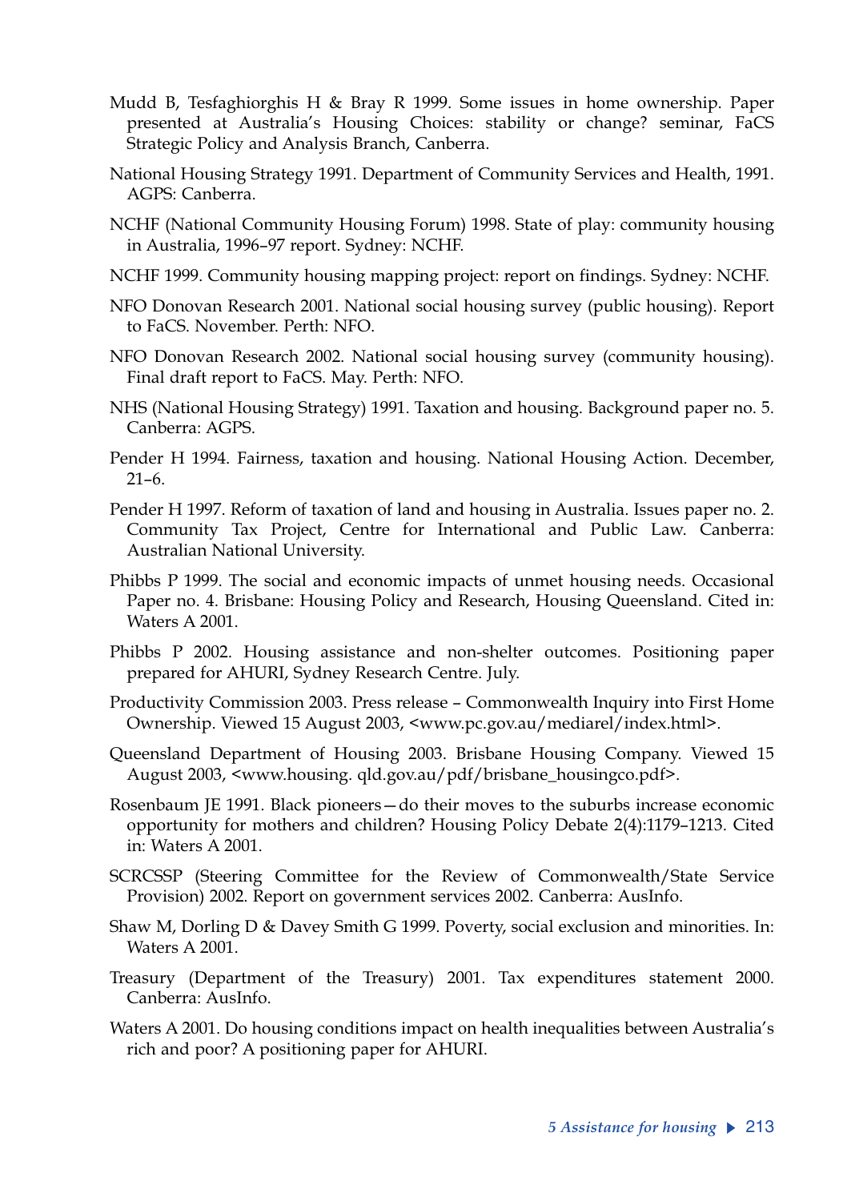Mudd B, Tesfaghiorghis H & Bray R 1999. Some issues in home ownership. Paper presented at Australia's Housing Choices: stability or change? seminar, FaCS Strategic Policy and Analysis Branch, Canberra.

National Housing Strategy 1991. Department of Community Services and Health, 1991. AGPS: Canberra.

NCHF (National Community Housing Forum) 1998. State of play: community housing in Australia, 1996–97 report. Sydney: NCHF.

NCHF 1999. Community housing mapping project: report on findings. Sydney: NCHF.

NFO Donovan Research 2001. National social housing survey (public housing). Report to FaCS. November. Perth: NFO.

NFO Donovan Research 2002. National social housing survey (community housing). Final draft report to FaCS. May. Perth: NFO.

NHS (National Housing Strategy) 1991. Taxation and housing. Background paper no. 5. Canberra: AGPS.

Pender H 1994. Fairness, taxation and housing. National Housing Action. December, 21–6.

Pender H 1997. Reform of taxation of land and housing in Australia. Issues paper no. 2. Community Tax Project, Centre for International and Public Law. Canberra: Australian National University.

Phibbs P 1999. The social and economic impacts of unmet housing needs. Occasional Paper no. 4. Brisbane: Housing Policy and Research, Housing Queensland. Cited in: Waters A 2001.

Phibbs P 2002. Housing assistance and non-shelter outcomes. Positioning paper prepared for AHURI, Sydney Research Centre. July.

Productivity Commission 2003. Press release – Commonwealth Inquiry into First Home Ownership. Viewed 15 August 2003, <www.pc.gov.au/mediarel/index.html>.

Queensland Department of Housing 2003. Brisbane Housing Company. Viewed 15 August 2003, <www.housing. qld.gov.au/pdf/brisbane_housingco.pdf>.

Rosenbaum JE 1991. Black pioneers—do their moves to the suburbs increase economic opportunity for mothers and children? Housing Policy Debate 2(4):1179–1213. Cited in: Waters A 2001.

SCRCSSP (Steering Committee for the Review of Commonwealth/State Service Provision) 2002. Report on government services 2002. Canberra: AusInfo.

Shaw M, Dorling D & Davey Smith G 1999. Poverty, social exclusion and minorities. In: Waters A 2001.

Treasury (Department of the Treasury) 2001. Tax expenditures statement 2000. Canberra: AusInfo.

Waters A 2001. Do housing conditions impact on health inequalities between Australia's rich and poor? A positioning paper for AHURI.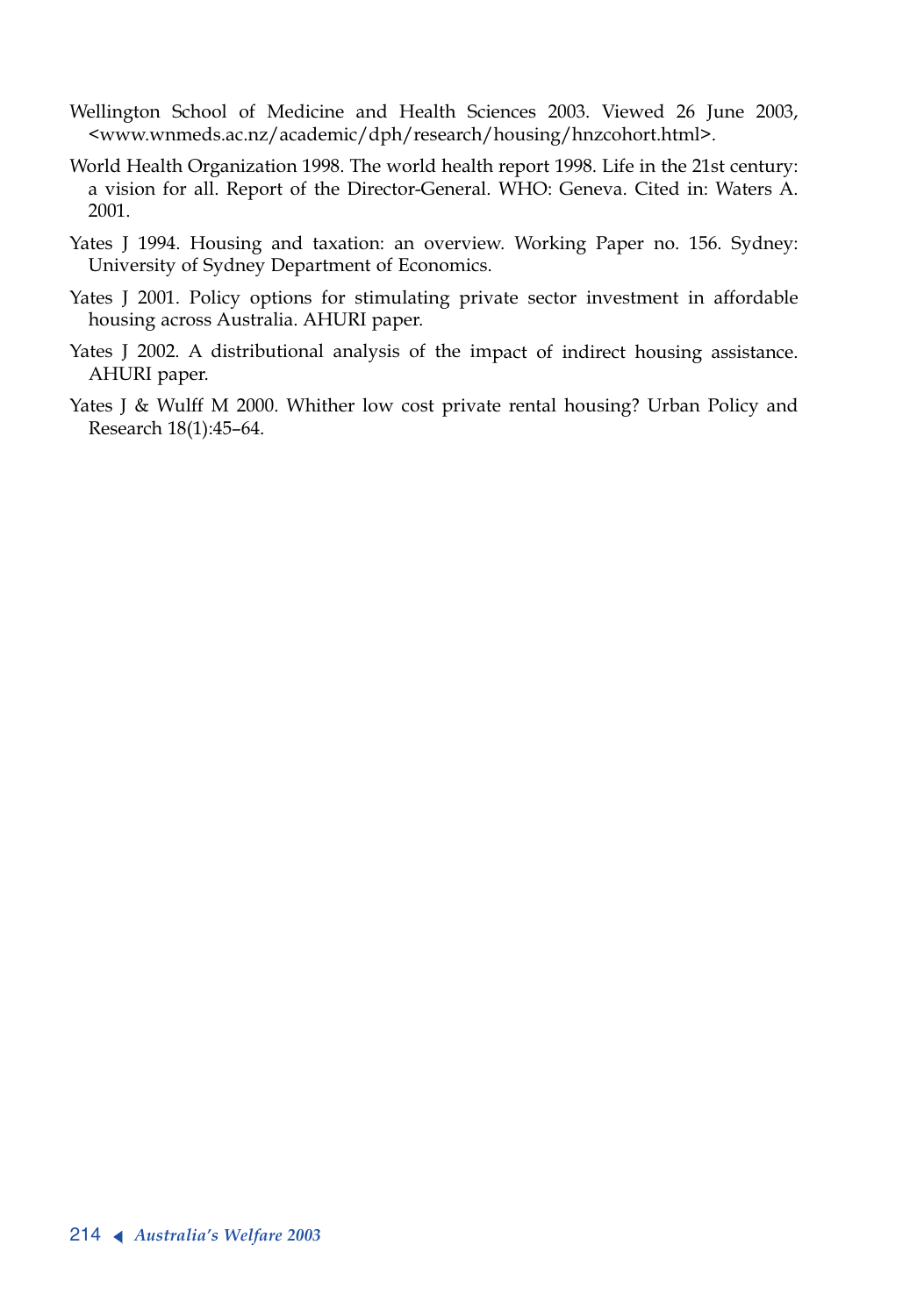Wellington School of Medicine and Health Sciences 2003. Viewed 26 June 2003, <www.wnmeds.ac.nz/academic/dph/research/housing/hnzcohort.html>.

World Health Organization 1998. The world health report 1998. Life in the 21st century: a vision for all. Report of the Director-General. WHO: Geneva. Cited in: Waters A. 2001.

Yates J 1994. Housing and taxation: an overview. Working Paper no. 156. Sydney: University of Sydney Department of Economics.

Yates J 2001. Policy options for stimulating private sector investment in affordable housing across Australia. AHURI paper.

Yates J 2002. A distributional analysis of the impact of indirect housing assistance. AHURI paper.

Yates J & Wulff M 2000. Whither low cost private rental housing? Urban Policy and Research 18(1):45–64.